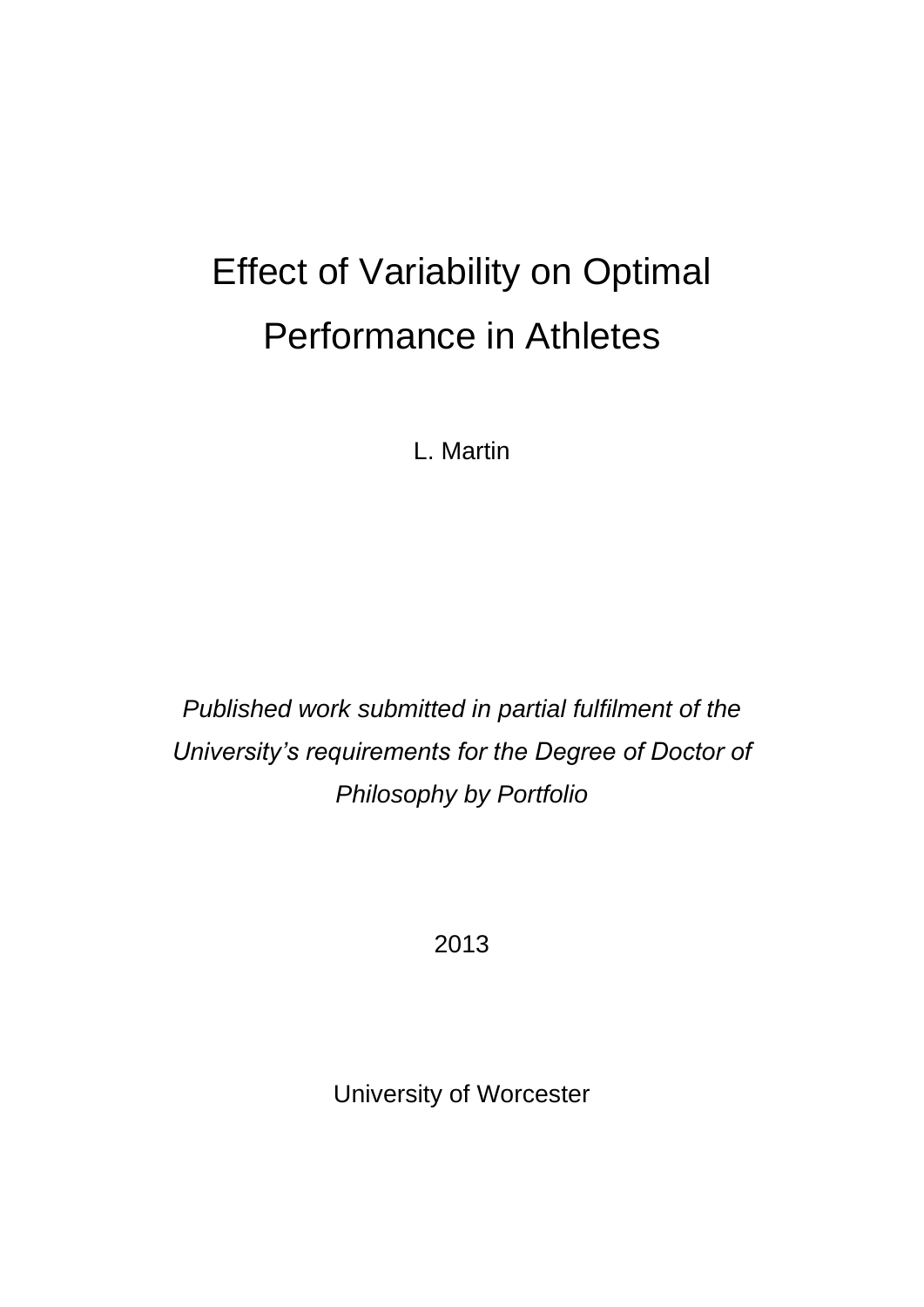# Effect of Variability on Optimal Performance in Athletes

L. Martin

*Published work submitted in partial fulfilment of the University's requirements for the Degree of Doctor of Philosophy by Portfolio*

2013

University of Worcester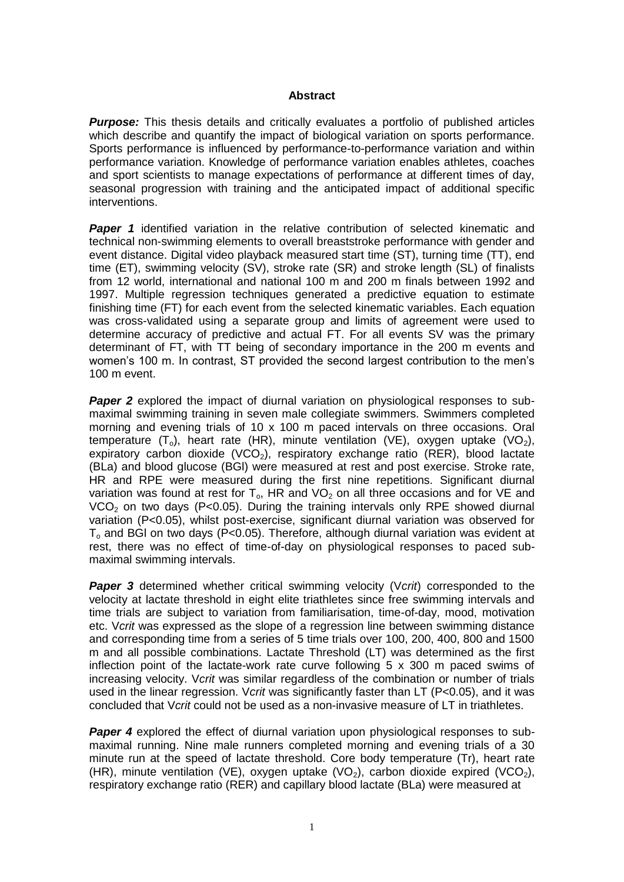**Abstract**

***Purpose:*** This thesis details and critically evaluates a portfolio of published articles which describe and quantify the impact of biological variation on sports performance. Sports performance is influenced by performance-to-performance variation and within performance variation. Knowledge of performance variation enables athletes, coaches and sport scientists to manage expectations of performance at different times of day, seasonal progression with training and the anticipated impact of additional specific interventions.

***Paper 1*** identified variation in the relative contribution of selected kinematic and technical non-swimming elements to overall breaststroke performance with gender and event distance. Digital video playback measured start time (ST), turning time (TT), end time (ET), swimming velocity (SV), stroke rate (SR) and stroke length (SL) of finalists from 12 world, international and national 100 m and 200 m finals between 1992 and 1997. Multiple regression techniques generated a predictive equation to estimate finishing time (FT) for each event from the selected kinematic variables. Each equation was cross-validated using a separate group and limits of agreement were used to determine accuracy of predictive and actual FT. For all events SV was the primary determinant of FT, with TT being of secondary importance in the 200 m events and women's 100 m. In contrast, ST provided the second largest contribution to the men's 100 m event.

***Paper 2*** explored the impact of diurnal variation on physiological responses to sub-maximal swimming training in seven male collegiate swimmers. Swimmers completed morning and evening trials of 10 x 100 m paced intervals on three occasions. Oral temperature ($T_o$), heart rate (HR), minute ventilation (VE), oxygen uptake ($VO_2$), expiratory carbon dioxide ($VCO_2$), respiratory exchange ratio (RER), blood lactate (BLa) and blood glucose (BGl) were measured at rest and post exercise. Stroke rate, HR and RPE were measured during the first nine repetitions. Significant diurnal variation was found at rest for $T_o$, HR and $VO_2$ on all three occasions and for VE and $VCO_2$ on two days ($P<0.05$). During the training intervals only RPE showed diurnal variation ($P<0.05$), whilst post-exercise, significant diurnal variation was observed for $T_o$ and BGl on two days ($P<0.05$). Therefore, although diurnal variation was evident at rest, there was no effect of time-of-day on physiological responses to paced sub-maximal swimming intervals.

***Paper 3*** determined whether critical swimming velocity (V*crit*) corresponded to the velocity at lactate threshold in eight elite triathletes since free swimming intervals and time trials are subject to variation from familiarisation, time-of-day, mood, motivation etc. V*crit* was expressed as the slope of a regression line between swimming distance and corresponding time from a series of 5 time trials over 100, 200, 400, 800 and 1500 m and all possible combinations. Lactate Threshold (LT) was determined as the first inflection point of the lactate-work rate curve following 5 x 300 m paced swims of increasing velocity. V*crit* was similar regardless of the combination or number of trials used in the linear regression. V*crit* was significantly faster than LT ($P<0.05$), and it was concluded that V*crit* could not be used as a non-invasive measure of LT in triathletes.

***Paper 4*** explored the effect of diurnal variation upon physiological responses to sub-maximal running. Nine male runners completed morning and evening trials of a 30 minute run at the speed of lactate threshold. Core body temperature (Tr), heart rate (HR), minute ventilation (VE), oxygen uptake ($VO_2$), carbon dioxide expired ($VCO_2$), respiratory exchange ratio (RER) and capillary blood lactate (BLa) were measured at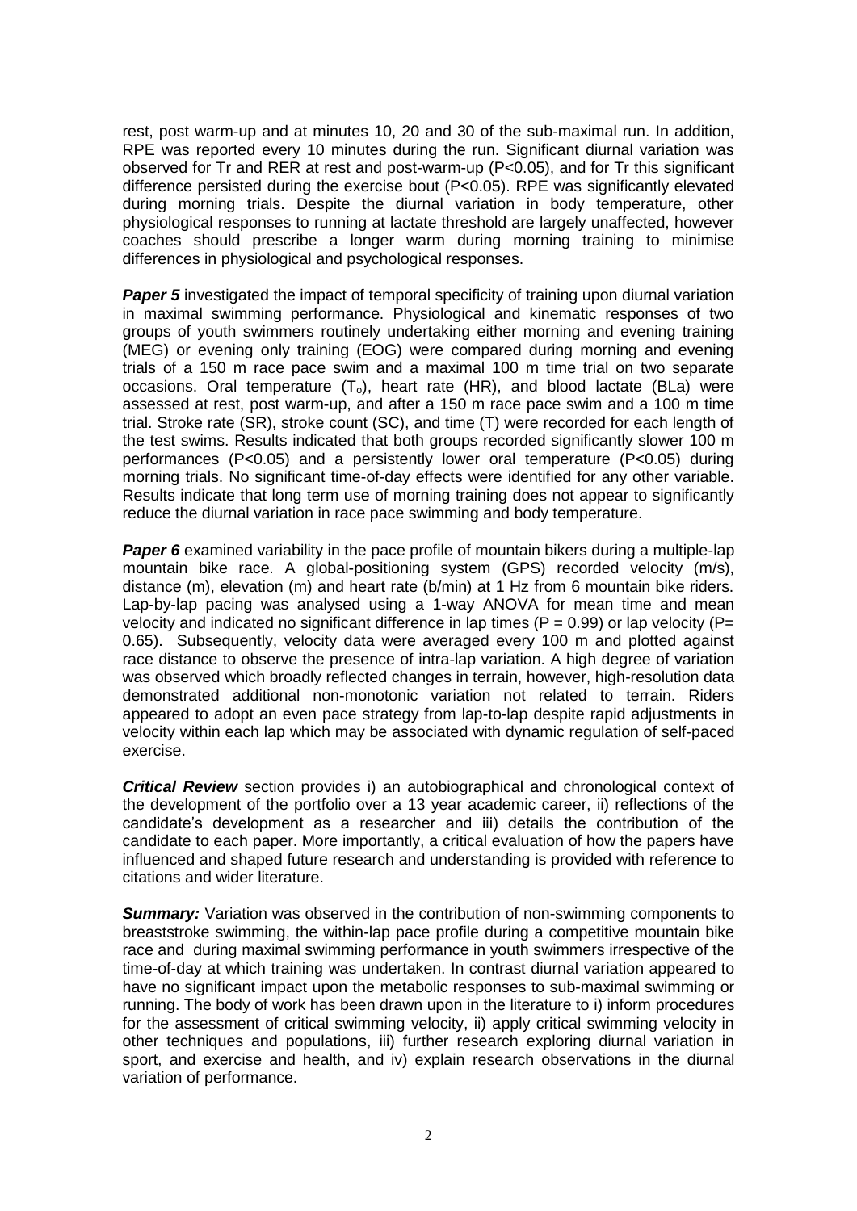rest, post warm-up and at minutes 10, 20 and 30 of the sub-maximal run. In addition, RPE was reported every 10 minutes during the run. Significant diurnal variation was observed for Tr and RER at rest and post-warm-up ($P<0.05$), and for Tr this significant difference persisted during the exercise bout ($P<0.05$). RPE was significantly elevated during morning trials. Despite the diurnal variation in body temperature, other physiological responses to running at lactate threshold are largely unaffected, however coaches should prescribe a longer warm during morning training to minimise differences in physiological and psychological responses.

***Paper 5*** investigated the impact of temporal specificity of training upon diurnal variation in maximal swimming performance. Physiological and kinematic responses of two groups of youth swimmers routinely undertaking either morning and evening training (MEG) or evening only training (EOG) were compared during morning and evening trials of a 150 m race pace swim and a maximal 100 m time trial on two separate occasions. Oral temperature ($T_o$), heart rate (HR), and blood lactate (BLa) were assessed at rest, post warm-up, and after a 150 m race pace swim and a 100 m time trial. Stroke rate (SR), stroke count (SC), and time (T) were recorded for each length of the test swims. Results indicated that both groups recorded significantly slower 100 m performances ($P<0.05$) and a persistently lower oral temperature ($P<0.05$) during morning trials. No significant time-of-day effects were identified for any other variable. Results indicate that long term use of morning training does not appear to significantly reduce the diurnal variation in race pace swimming and body temperature.

***Paper 6*** examined variability in the pace profile of mountain bikers during a multiple-lap mountain bike race. A global-positioning system (GPS) recorded velocity (m/s), distance (m), elevation (m) and heart rate (b/min) at 1 Hz from 6 mountain bike riders. Lap-by-lap pacing was analysed using a 1-way ANOVA for mean time and mean velocity and indicated no significant difference in lap times ($P = 0.99$) or lap velocity ($P= 0.65$). Subsequently, velocity data were averaged every 100 m and plotted against race distance to observe the presence of intra-lap variation. A high degree of variation was observed which broadly reflected changes in terrain, however, high-resolution data demonstrated additional non-monotonic variation not related to terrain. Riders appeared to adopt an even pace strategy from lap-to-lap despite rapid adjustments in velocity within each lap which may be associated with dynamic regulation of self-paced exercise.

***Critical Review*** section provides i) an autobiographical and chronological context of the development of the portfolio over a 13 year academic career, ii) reflections of the candidate's development as a researcher and iii) details the contribution of the candidate to each paper. More importantly, a critical evaluation of how the papers have influenced and shaped future research and understanding is provided with reference to citations and wider literature.

***Summary:*** Variation was observed in the contribution of non-swimming components to breaststroke swimming, the within-lap pace profile during a competitive mountain bike race and during maximal swimming performance in youth swimmers irrespective of the time-of-day at which training was undertaken. In contrast diurnal variation appeared to have no significant impact upon the metabolic responses to sub-maximal swimming or running. The body of work has been drawn upon in the literature to i) inform procedures for the assessment of critical swimming velocity, ii) apply critical swimming velocity in other techniques and populations, iii) further research exploring diurnal variation in sport, and exercise and health, and iv) explain research observations in the diurnal variation of performance.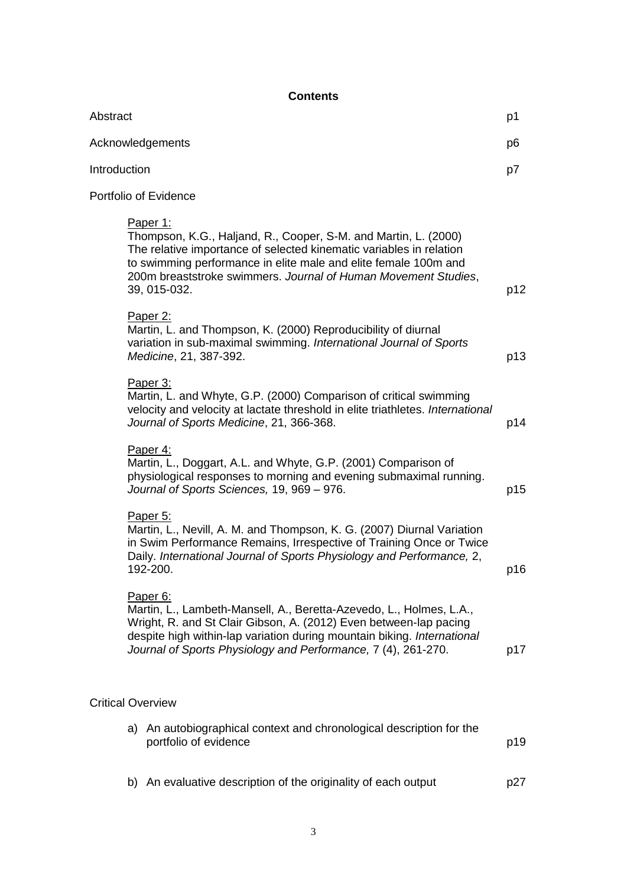**Contents**

| | |
|---|---|
| Abstract | p1 |
| Acknowledgements | p6 |
| Introduction | p7 |

Portfolio of Evidence

<u>Paper 1:</u>
Thompson, K.G., Haljand, R., Cooper, S-M. and Martin, L. (2000) The relative importance of selected kinematic variables in relation to swimming performance in elite male and elite female 100m and 200m breaststroke swimmers. *Journal of Human Movement Studies*, 39, 015-032. — p12

<u>Paper 2:</u>
Martin, L. and Thompson, K. (2000) Reproducibility of diurnal variation in sub-maximal swimming. *International Journal of Sports Medicine*, 21, 387-392. — p13

<u>Paper 3:</u>
Martin, L. and Whyte, G.P. (2000) Comparison of critical swimming velocity and velocity at lactate threshold in elite triathletes. *International Journal of Sports Medicine*, 21, 366-368. — p14

<u>Paper 4:</u>
Martin, L., Doggart, A.L. and Whyte, G.P. (2001) Comparison of physiological responses to morning and evening submaximal running. *Journal of Sports Sciences,* 19, 969 – 976. — p15

<u>Paper 5:</u>
Martin, L., Nevill, A. M. and Thompson, K. G. (2007) Diurnal Variation in Swim Performance Remains, Irrespective of Training Once or Twice Daily. *International Journal of Sports Physiology and Performance,* 2, 192-200. — p16

<u>Paper 6:</u>
Martin, L., Lambeth-Mansell, A., Beretta-Azevedo, L., Holmes, L.A., Wright, R. and St Clair Gibson, A. (2012) Even between-lap pacing despite high within-lap variation during mountain biking. *International Journal of Sports Physiology and Performance,* 7 (4), 261-270. — p17

Critical Overview

a) An autobiographical context and chronological description for the portfolio of evidence — p19

b) An evaluative description of the originality of each output — p27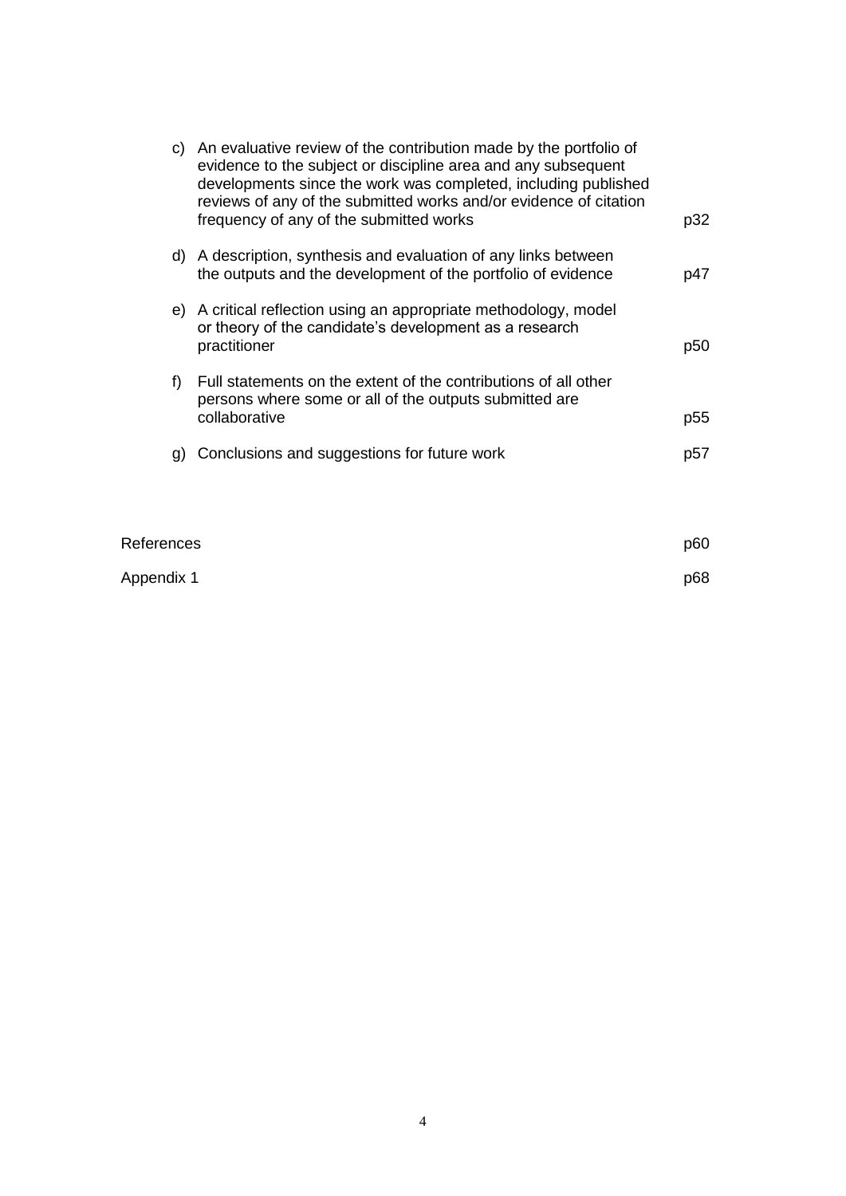c) An evaluative review of the contribution made by the portfolio of evidence to the subject or discipline area and any subsequent developments since the work was completed, including published reviews of any of the submitted works and/or evidence of citation frequency of any of the submitted works p32

d) A description, synthesis and evaluation of any links between the outputs and the development of the portfolio of evidence p47

e) A critical reflection using an appropriate methodology, model or theory of the candidate's development as a research practitioner p50

f) Full statements on the extent of the contributions of all other persons where some or all of the outputs submitted are collaborative p55

g) Conclusions and suggestions for future work p57

References p60

Appendix 1 p68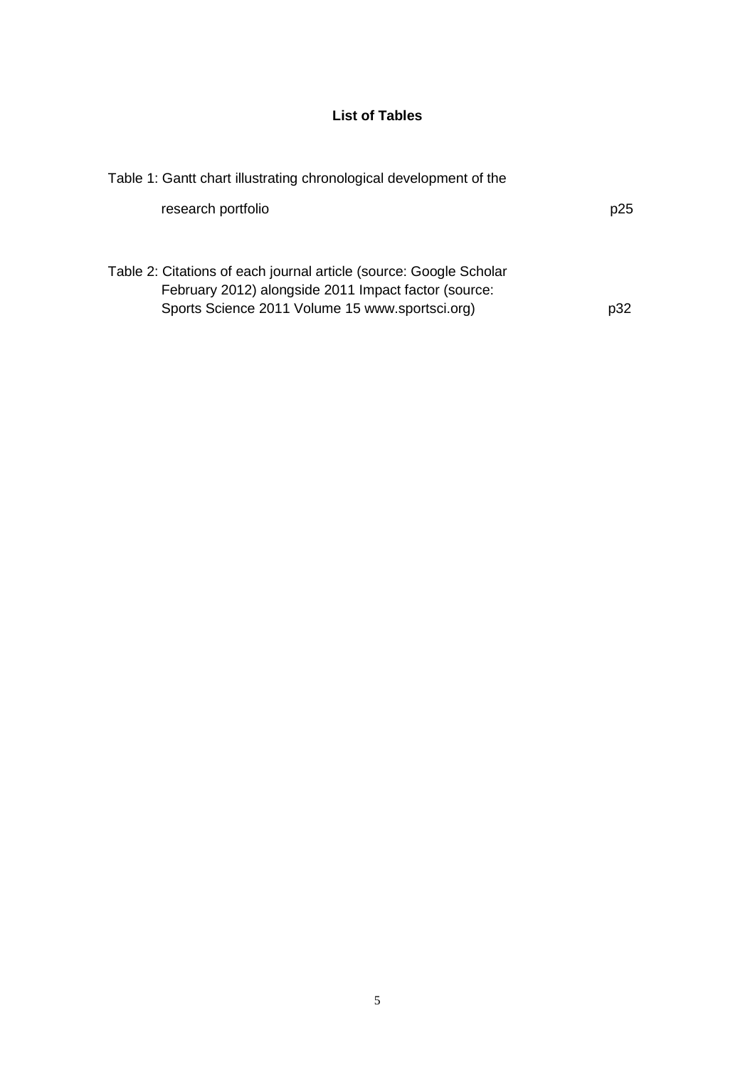## List of Tables

Table 1: Gantt chart illustrating chronological development of the research portfolio p25

Table 2: Citations of each journal article (source: Google Scholar February 2012) alongside 2011 Impact factor (source: Sports Science 2011 Volume 15 www.sportsci.org) p32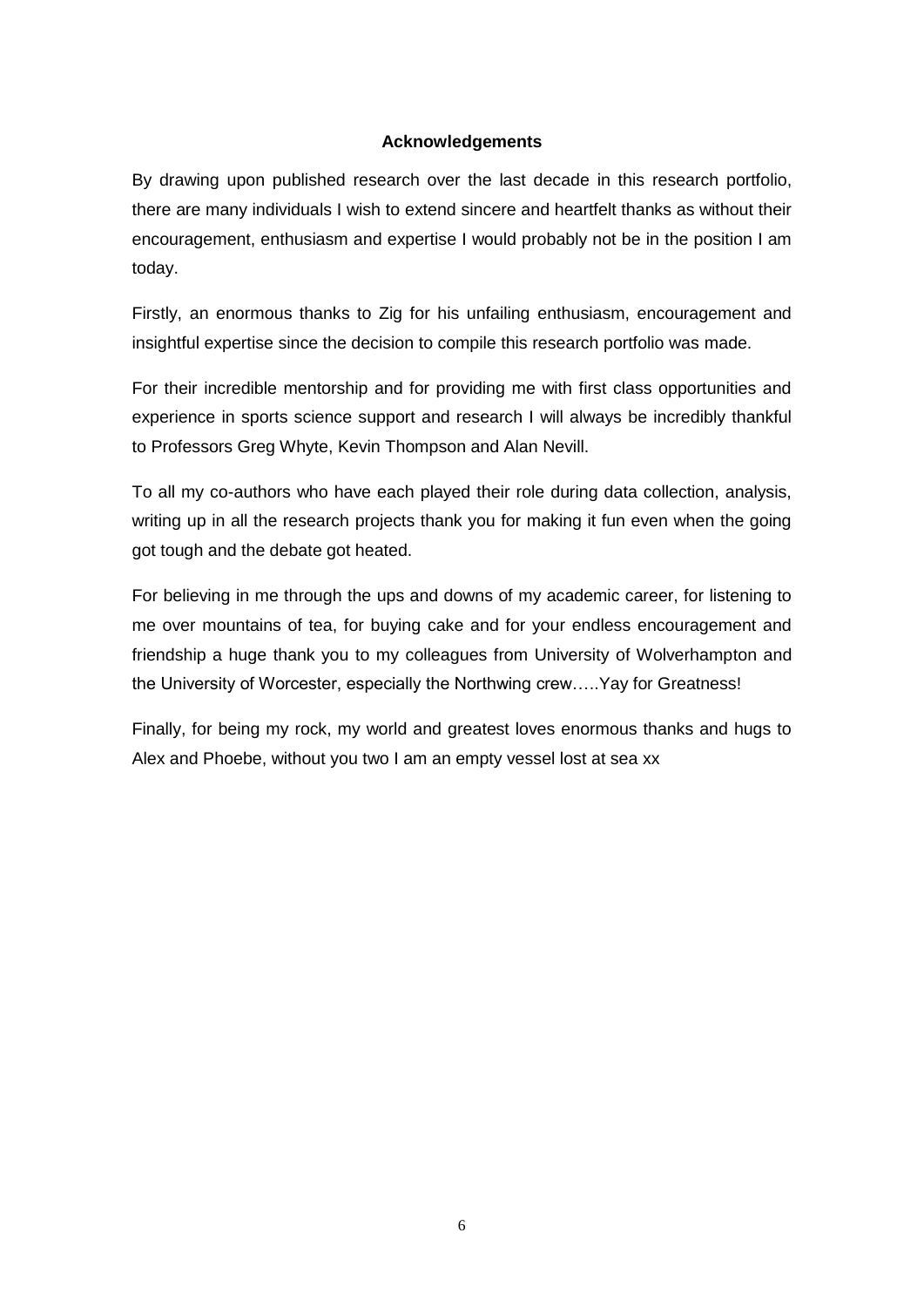**Acknowledgements**

By drawing upon published research over the last decade in this research portfolio, there are many individuals I wish to extend sincere and heartfelt thanks as without their encouragement, enthusiasm and expertise I would probably not be in the position I am today.

Firstly, an enormous thanks to Zig for his unfailing enthusiasm, encouragement and insightful expertise since the decision to compile this research portfolio was made.

For their incredible mentorship and for providing me with first class opportunities and experience in sports science support and research I will always be incredibly thankful to Professors Greg Whyte, Kevin Thompson and Alan Nevill.

To all my co-authors who have each played their role during data collection, analysis, writing up in all the research projects thank you for making it fun even when the going got tough and the debate got heated.

For believing in me through the ups and downs of my academic career, for listening to me over mountains of tea, for buying cake and for your endless encouragement and friendship a huge thank you to my colleagues from University of Wolverhampton and the University of Worcester, especially the Northwing crew…..Yay for Greatness!

Finally, for being my rock, my world and greatest loves enormous thanks and hugs to Alex and Phoebe, without you two I am an empty vessel lost at sea xx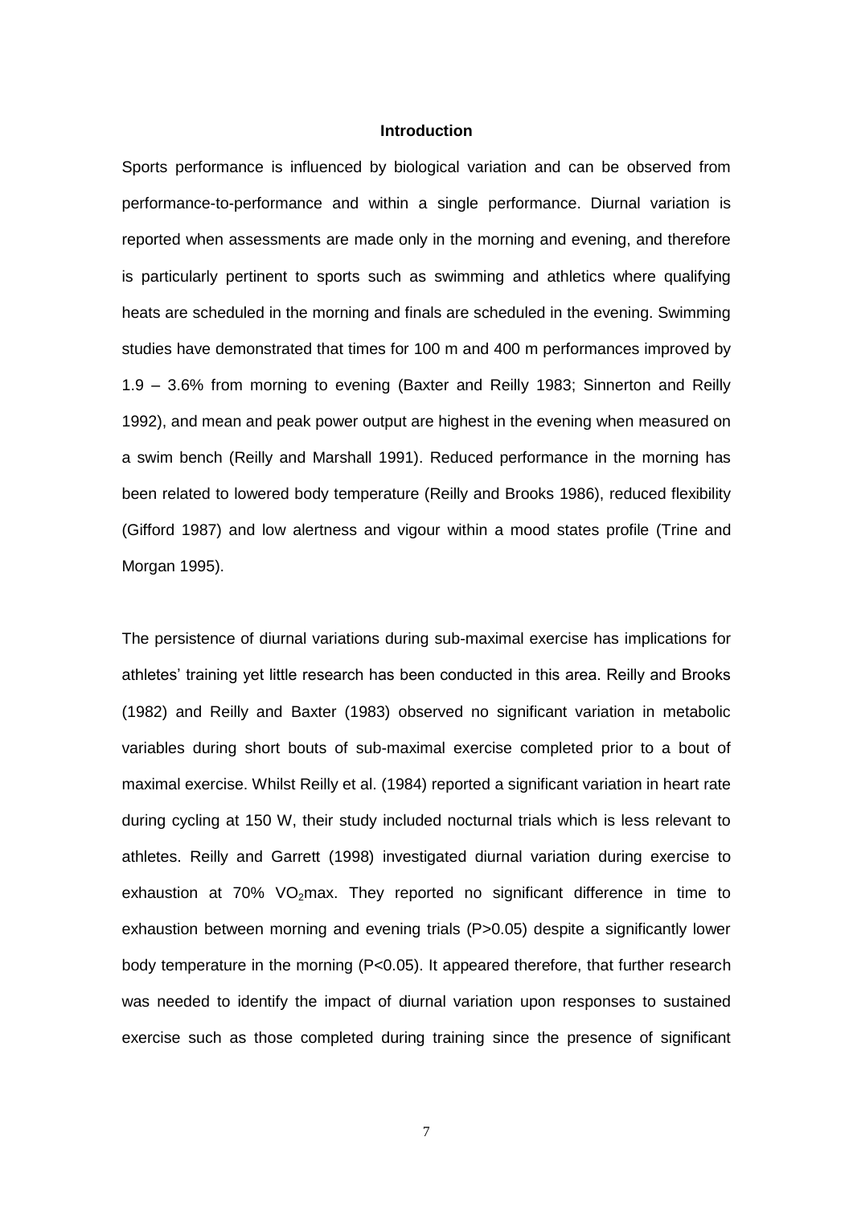## Introduction

Sports performance is influenced by biological variation and can be observed from performance-to-performance and within a single performance. Diurnal variation is reported when assessments are made only in the morning and evening, and therefore is particularly pertinent to sports such as swimming and athletics where qualifying heats are scheduled in the morning and finals are scheduled in the evening. Swimming studies have demonstrated that times for 100 m and 400 m performances improved by 1.9 – 3.6% from morning to evening (Baxter and Reilly 1983; Sinnerton and Reilly 1992), and mean and peak power output are highest in the evening when measured on a swim bench (Reilly and Marshall 1991). Reduced performance in the morning has been related to lowered body temperature (Reilly and Brooks 1986), reduced flexibility (Gifford 1987) and low alertness and vigour within a mood states profile (Trine and Morgan 1995).

The persistence of diurnal variations during sub-maximal exercise has implications for athletes' training yet little research has been conducted in this area. Reilly and Brooks (1982) and Reilly and Baxter (1983) observed no significant variation in metabolic variables during short bouts of sub-maximal exercise completed prior to a bout of maximal exercise. Whilst Reilly et al. (1984) reported a significant variation in heart rate during cycling at 150 W, their study included nocturnal trials which is less relevant to athletes. Reilly and Garrett (1998) investigated diurnal variation during exercise to exhaustion at 70% $VO_2$max. They reported no significant difference in time to exhaustion between morning and evening trials ($P>0.05$) despite a significantly lower body temperature in the morning ($P<0.05$). It appeared therefore, that further research was needed to identify the impact of diurnal variation upon responses to sustained exercise such as those completed during training since the presence of significant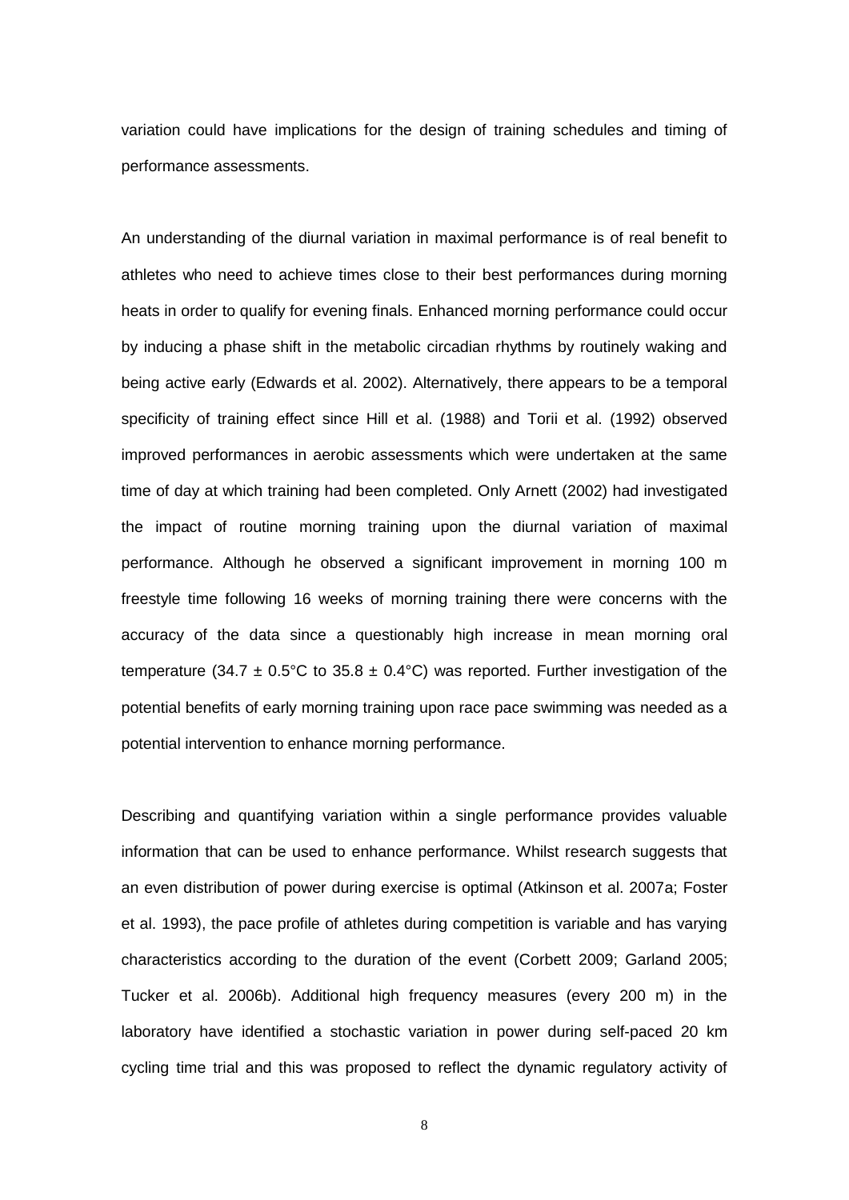variation could have implications for the design of training schedules and timing of performance assessments.

An understanding of the diurnal variation in maximal performance is of real benefit to athletes who need to achieve times close to their best performances during morning heats in order to qualify for evening finals. Enhanced morning performance could occur by inducing a phase shift in the metabolic circadian rhythms by routinely waking and being active early (Edwards et al. 2002). Alternatively, there appears to be a temporal specificity of training effect since Hill et al. (1988) and Torii et al. (1992) observed improved performances in aerobic assessments which were undertaken at the same time of day at which training had been completed. Only Arnett (2002) had investigated the impact of routine morning training upon the diurnal variation of maximal performance. Although he observed a significant improvement in morning 100 m freestyle time following 16 weeks of morning training there were concerns with the accuracy of the data since a questionably high increase in mean morning oral temperature (34.7 ± 0.5°C to 35.8 ± 0.4°C) was reported. Further investigation of the potential benefits of early morning training upon race pace swimming was needed as a potential intervention to enhance morning performance.

Describing and quantifying variation within a single performance provides valuable information that can be used to enhance performance. Whilst research suggests that an even distribution of power during exercise is optimal (Atkinson et al. 2007a; Foster et al. 1993), the pace profile of athletes during competition is variable and has varying characteristics according to the duration of the event (Corbett 2009; Garland 2005; Tucker et al. 2006b). Additional high frequency measures (every 200 m) in the laboratory have identified a stochastic variation in power during self-paced 20 km cycling time trial and this was proposed to reflect the dynamic regulatory activity of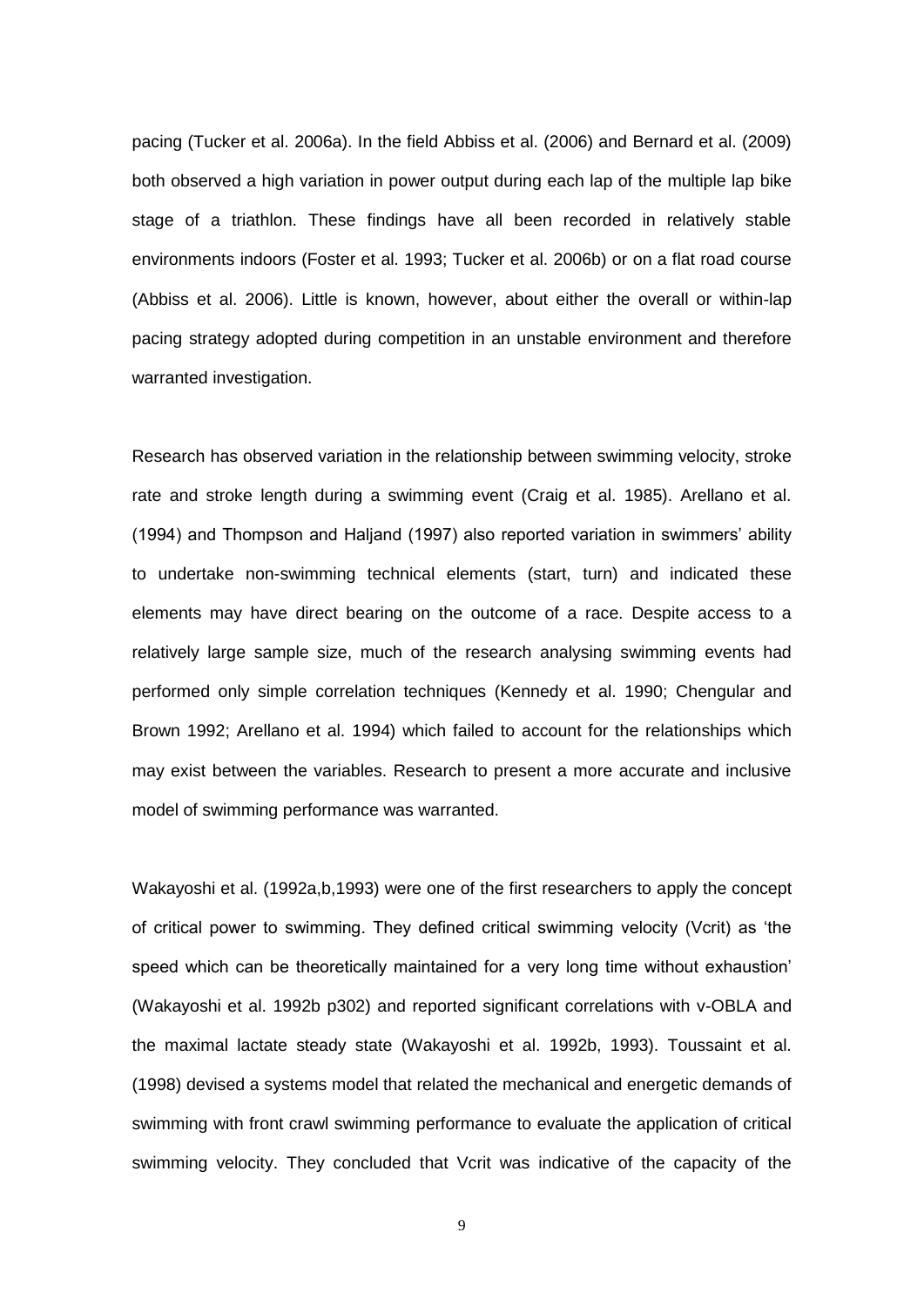pacing (Tucker et al. 2006a). In the field Abbiss et al. (2006) and Bernard et al. (2009) both observed a high variation in power output during each lap of the multiple lap bike stage of a triathlon. These findings have all been recorded in relatively stable environments indoors (Foster et al. 1993; Tucker et al. 2006b) or on a flat road course (Abbiss et al. 2006). Little is known, however, about either the overall or within-lap pacing strategy adopted during competition in an unstable environment and therefore warranted investigation.

Research has observed variation in the relationship between swimming velocity, stroke rate and stroke length during a swimming event (Craig et al. 1985). Arellano et al. (1994) and Thompson and Haljand (1997) also reported variation in swimmers' ability to undertake non-swimming technical elements (start, turn) and indicated these elements may have direct bearing on the outcome of a race. Despite access to a relatively large sample size, much of the research analysing swimming events had performed only simple correlation techniques (Kennedy et al. 1990; Chengular and Brown 1992; Arellano et al. 1994) which failed to account for the relationships which may exist between the variables. Research to present a more accurate and inclusive model of swimming performance was warranted.

Wakayoshi et al. (1992a,b,1993) were one of the first researchers to apply the concept of critical power to swimming. They defined critical swimming velocity (Vcrit) as 'the speed which can be theoretically maintained for a very long time without exhaustion' (Wakayoshi et al. 1992b p302) and reported significant correlations with v-OBLA and the maximal lactate steady state (Wakayoshi et al. 1992b, 1993). Toussaint et al. (1998) devised a systems model that related the mechanical and energetic demands of swimming with front crawl swimming performance to evaluate the application of critical swimming velocity. They concluded that Vcrit was indicative of the capacity of the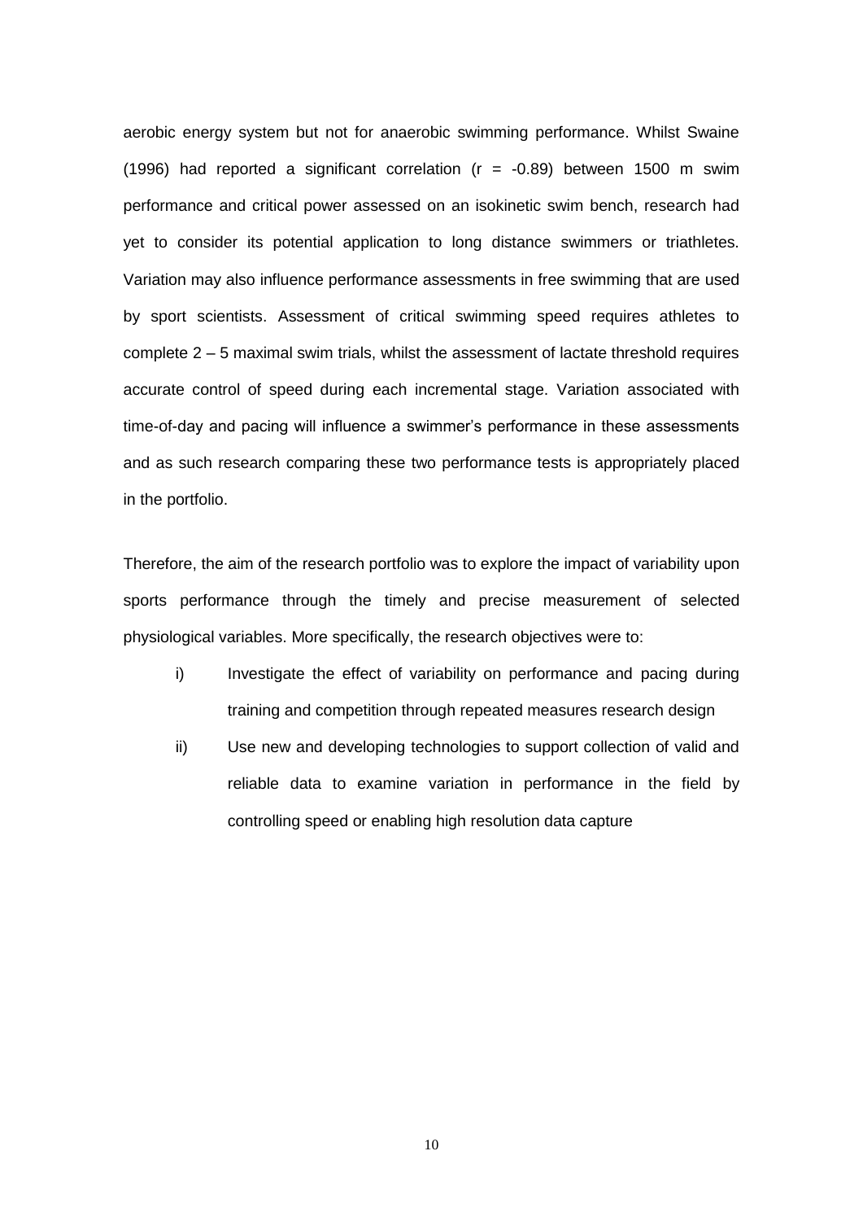aerobic energy system but not for anaerobic swimming performance. Whilst Swaine (1996) had reported a significant correlation ($r = -0.89$) between 1500 m swim performance and critical power assessed on an isokinetic swim bench, research had yet to consider its potential application to long distance swimmers or triathletes. Variation may also influence performance assessments in free swimming that are used by sport scientists. Assessment of critical swimming speed requires athletes to complete 2 – 5 maximal swim trials, whilst the assessment of lactate threshold requires accurate control of speed during each incremental stage. Variation associated with time-of-day and pacing will influence a swimmer's performance in these assessments and as such research comparing these two performance tests is appropriately placed in the portfolio.

Therefore, the aim of the research portfolio was to explore the impact of variability upon sports performance through the timely and precise measurement of selected physiological variables. More specifically, the research objectives were to:

i) Investigate the effect of variability on performance and pacing during training and competition through repeated measures research design

ii) Use new and developing technologies to support collection of valid and reliable data to examine variation in performance in the field by controlling speed or enabling high resolution data capture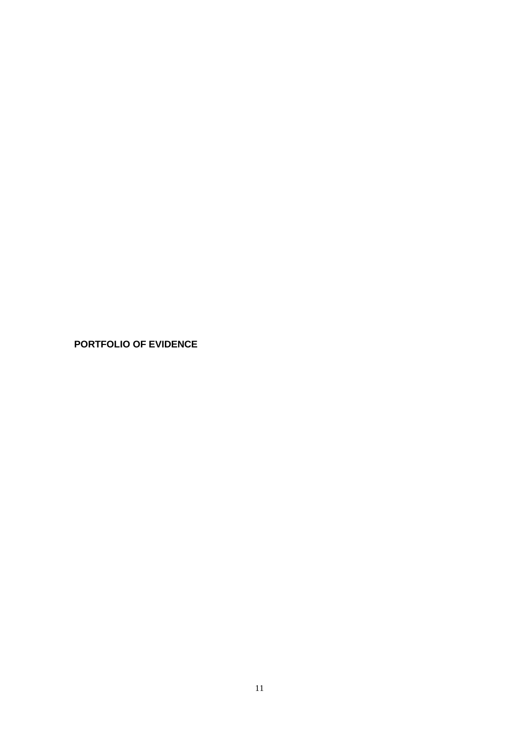**PORTFOLIO OF EVIDENCE**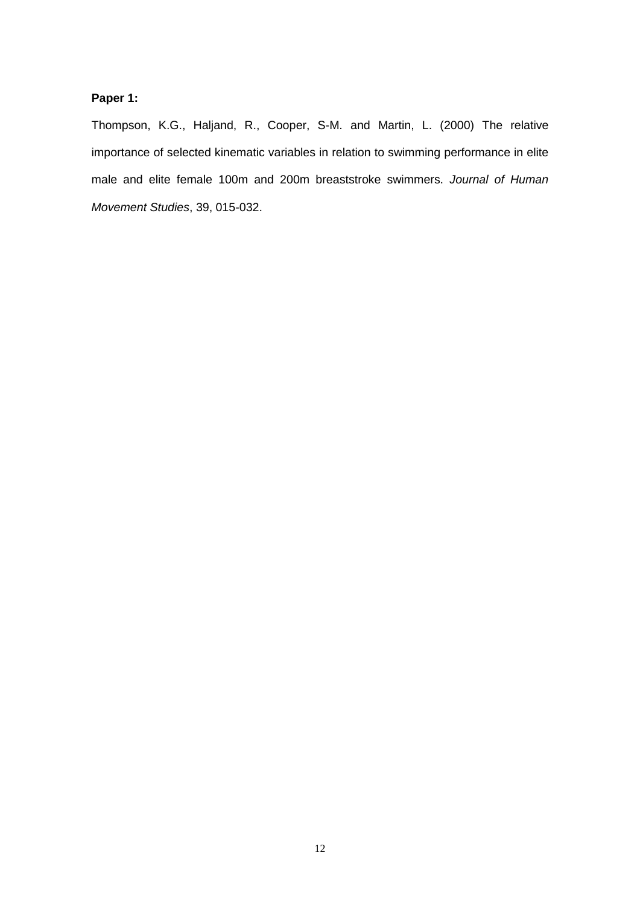**Paper 1:**

Thompson, K.G., Haljand, R., Cooper, S-M. and Martin, L. (2000) The relative importance of selected kinematic variables in relation to swimming performance in elite male and elite female 100m and 200m breaststroke swimmers. *Journal of Human Movement Studies*, 39, 015-032.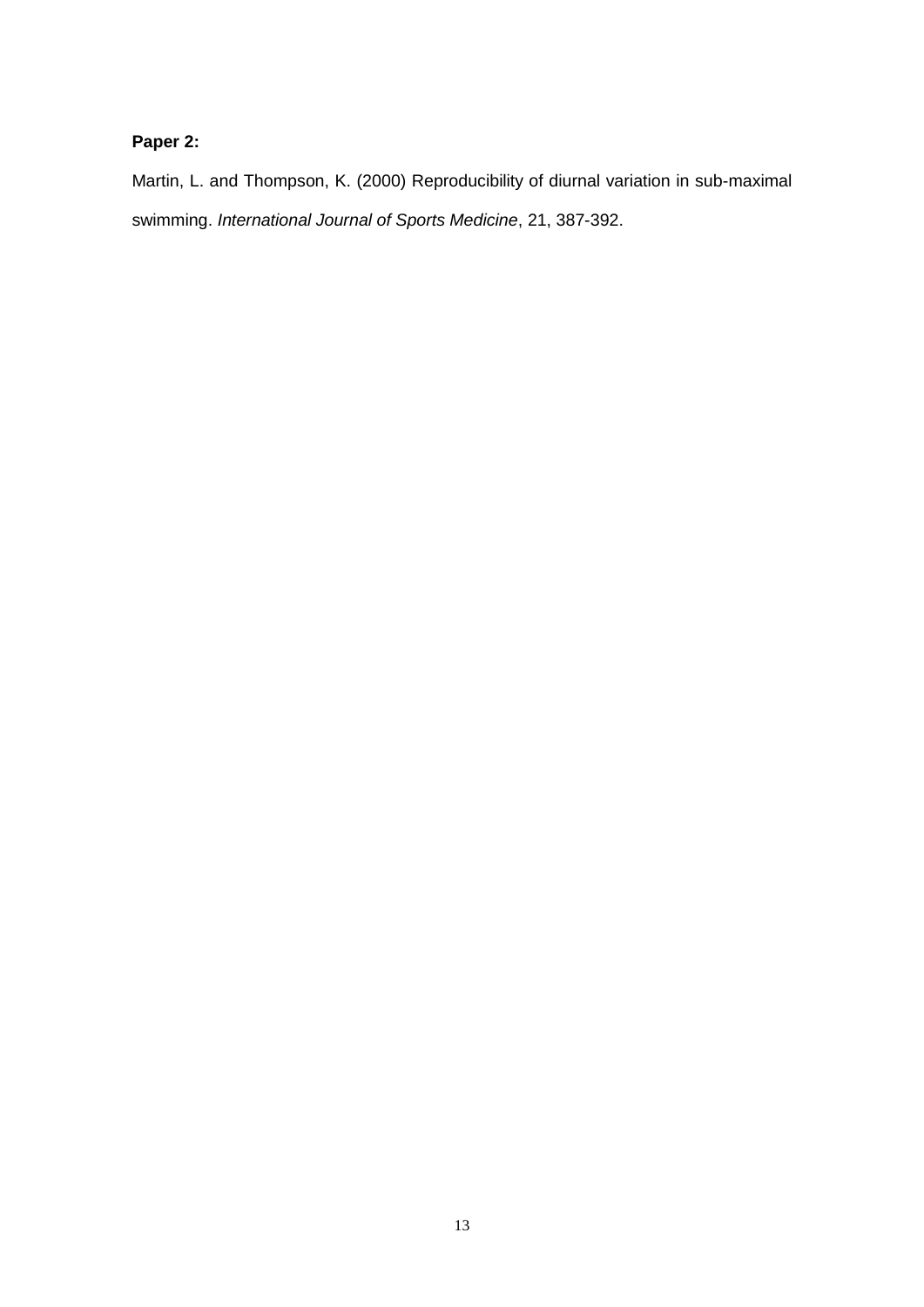**Paper 2:**

Martin, L. and Thompson, K. (2000) Reproducibility of diurnal variation in sub-maximal swimming. *International Journal of Sports Medicine*, 21, 387-392.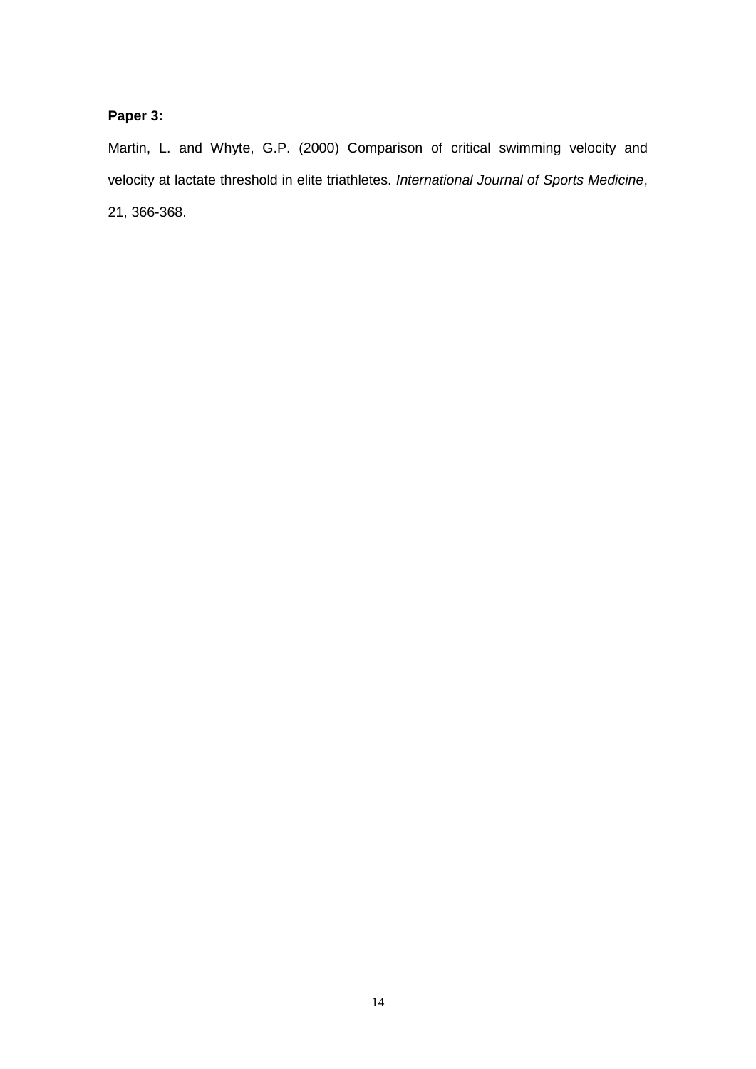**Paper 3:**

Martin, L. and Whyte, G.P. (2000) Comparison of critical swimming velocity and velocity at lactate threshold in elite triathletes. *International Journal of Sports Medicine*, 21, 366-368.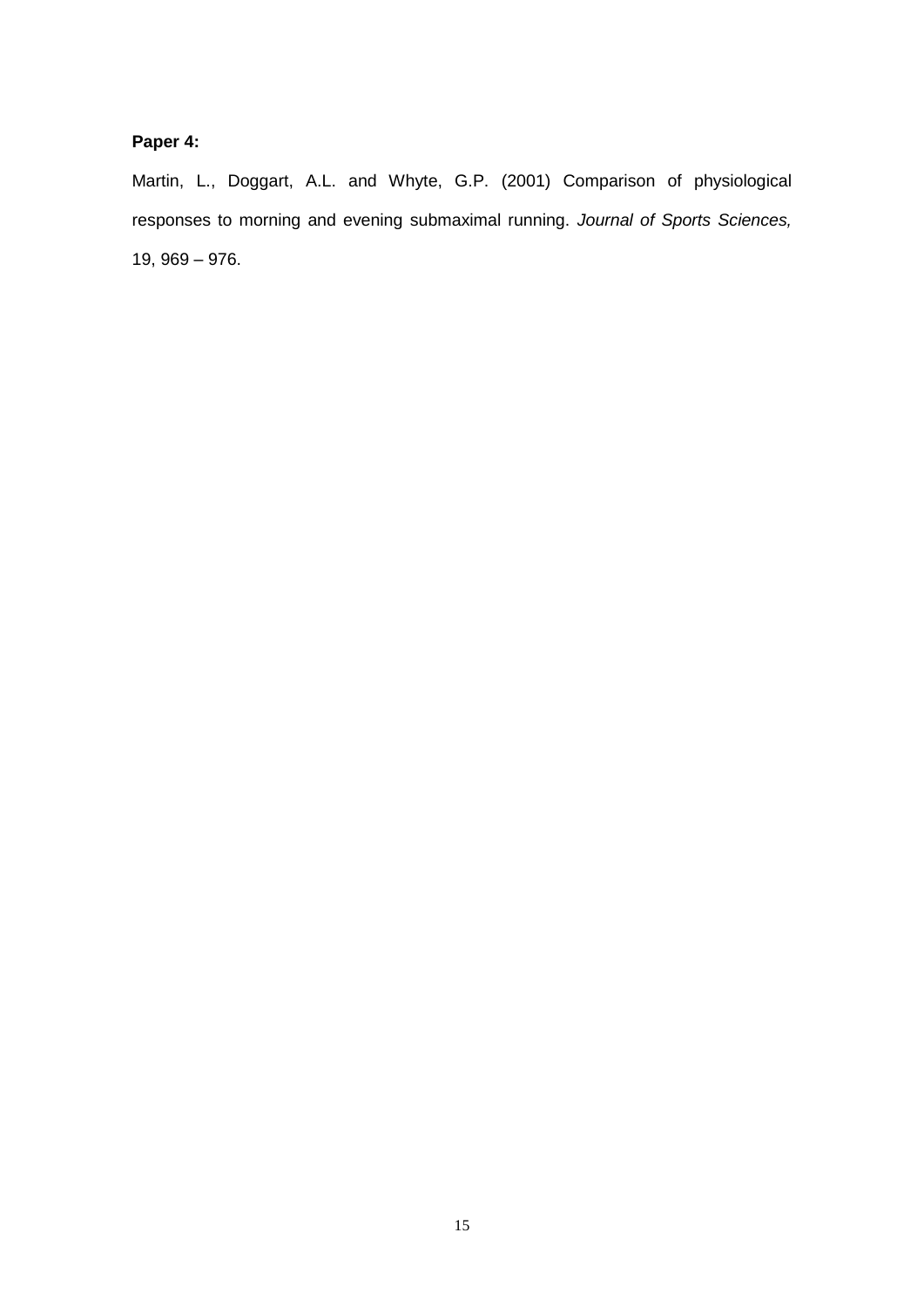**Paper 4:**

Martin, L., Doggart, A.L. and Whyte, G.P. (2001) Comparison of physiological responses to morning and evening submaximal running. *Journal of Sports Sciences,* 19, 969 – 976.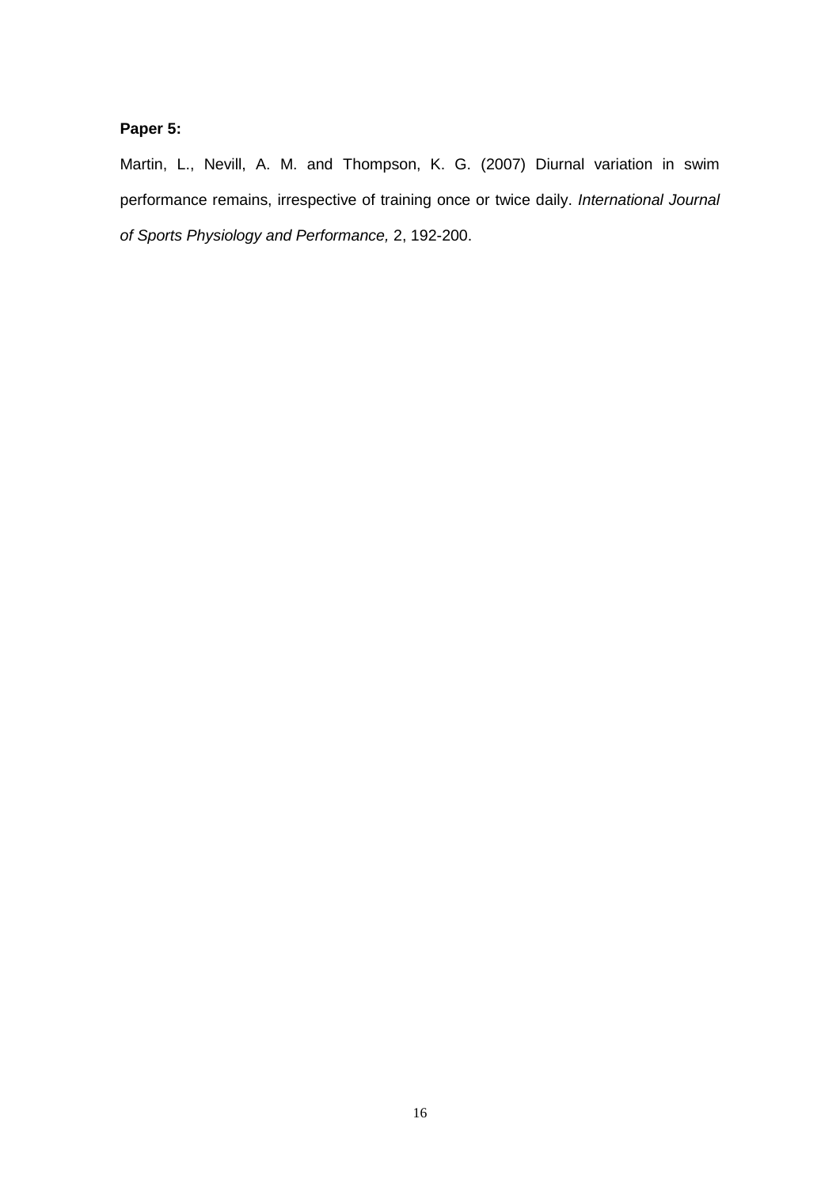**Paper 5:**

Martin, L., Nevill, A. M. and Thompson, K. G. (2007) Diurnal variation in swim performance remains, irrespective of training once or twice daily. *International Journal of Sports Physiology and Performance,* 2, 192-200.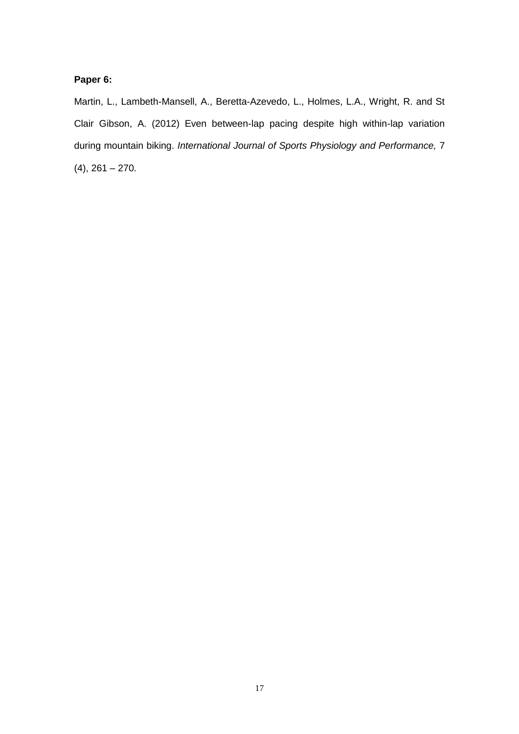**Paper 6:**

Martin, L., Lambeth-Mansell, A., Beretta-Azevedo, L., Holmes, L.A., Wright, R. and St Clair Gibson, A. (2012) Even between-lap pacing despite high within-lap variation during mountain biking. *International Journal of Sports Physiology and Performance,* 7 (4), 261 – 270.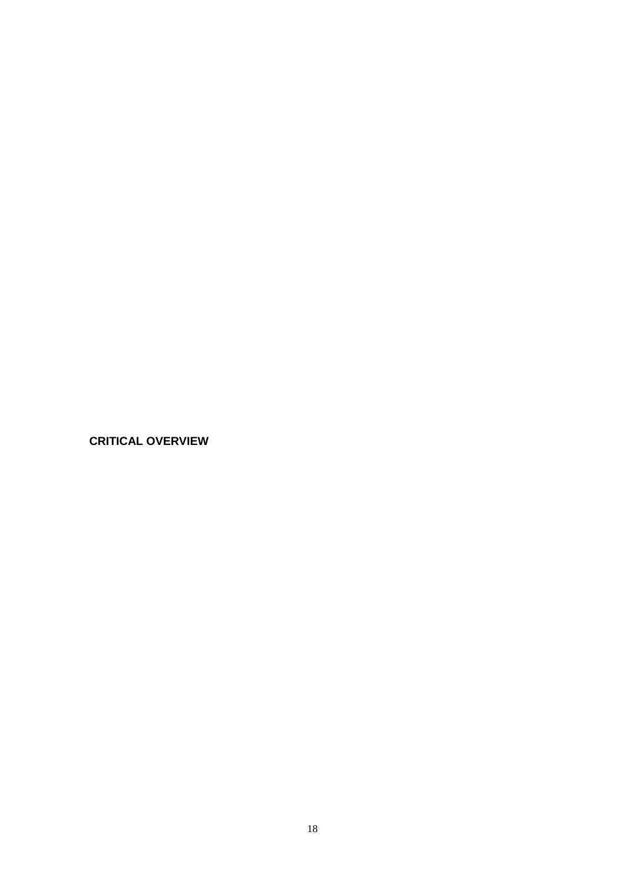## CRITICAL OVERVIEW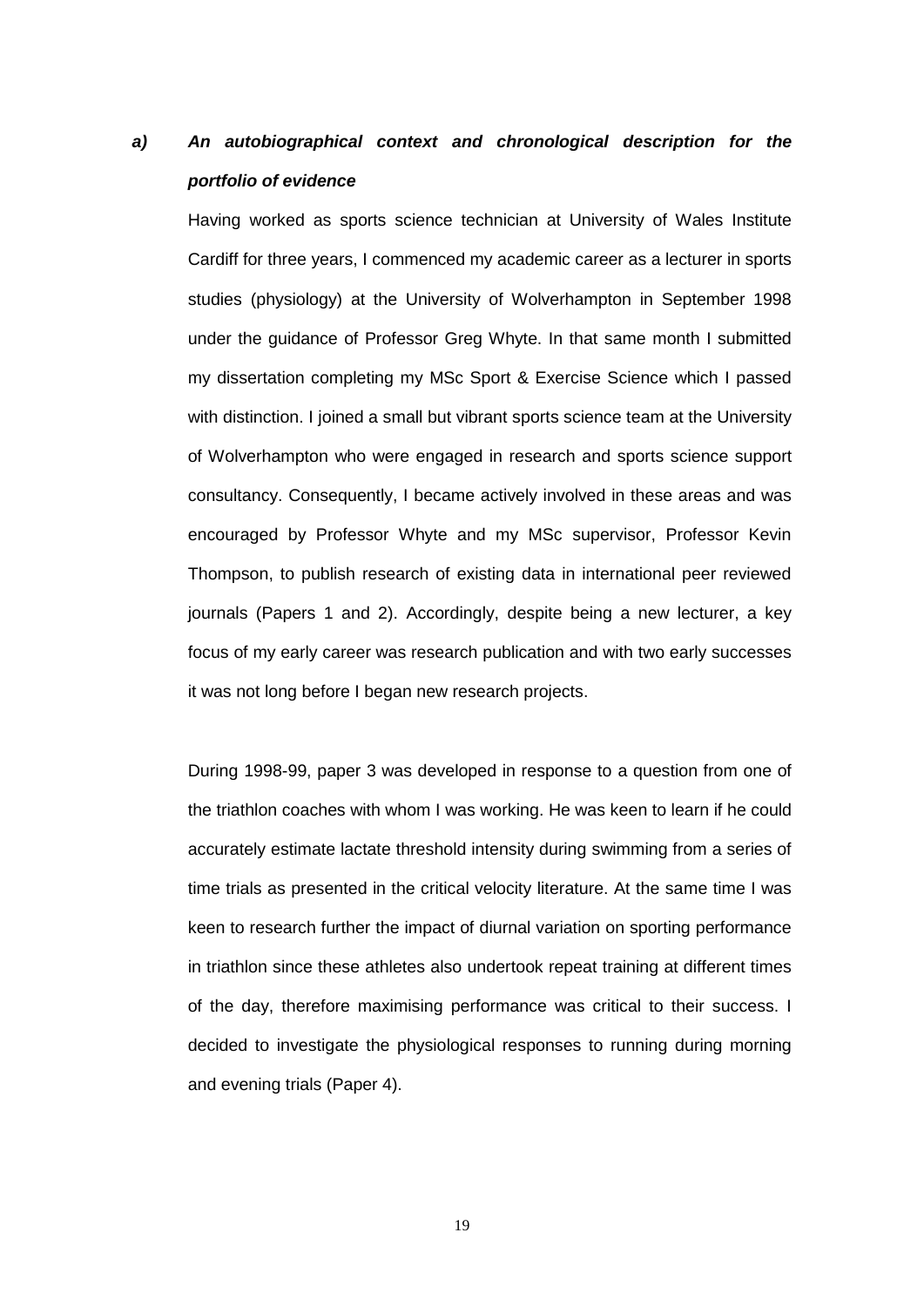### *a) An autobiographical context and chronological description for the portfolio of evidence*

Having worked as sports science technician at University of Wales Institute Cardiff for three years, I commenced my academic career as a lecturer in sports studies (physiology) at the University of Wolverhampton in September 1998 under the guidance of Professor Greg Whyte. In that same month I submitted my dissertation completing my MSc Sport & Exercise Science which I passed with distinction. I joined a small but vibrant sports science team at the University of Wolverhampton who were engaged in research and sports science support consultancy. Consequently, I became actively involved in these areas and was encouraged by Professor Whyte and my MSc supervisor, Professor Kevin Thompson, to publish research of existing data in international peer reviewed journals (Papers 1 and 2). Accordingly, despite being a new lecturer, a key focus of my early career was research publication and with two early successes it was not long before I began new research projects.

During 1998-99, paper 3 was developed in response to a question from one of the triathlon coaches with whom I was working. He was keen to learn if he could accurately estimate lactate threshold intensity during swimming from a series of time trials as presented in the critical velocity literature. At the same time I was keen to research further the impact of diurnal variation on sporting performance in triathlon since these athletes also undertook repeat training at different times of the day, therefore maximising performance was critical to their success. I decided to investigate the physiological responses to running during morning and evening trials (Paper 4).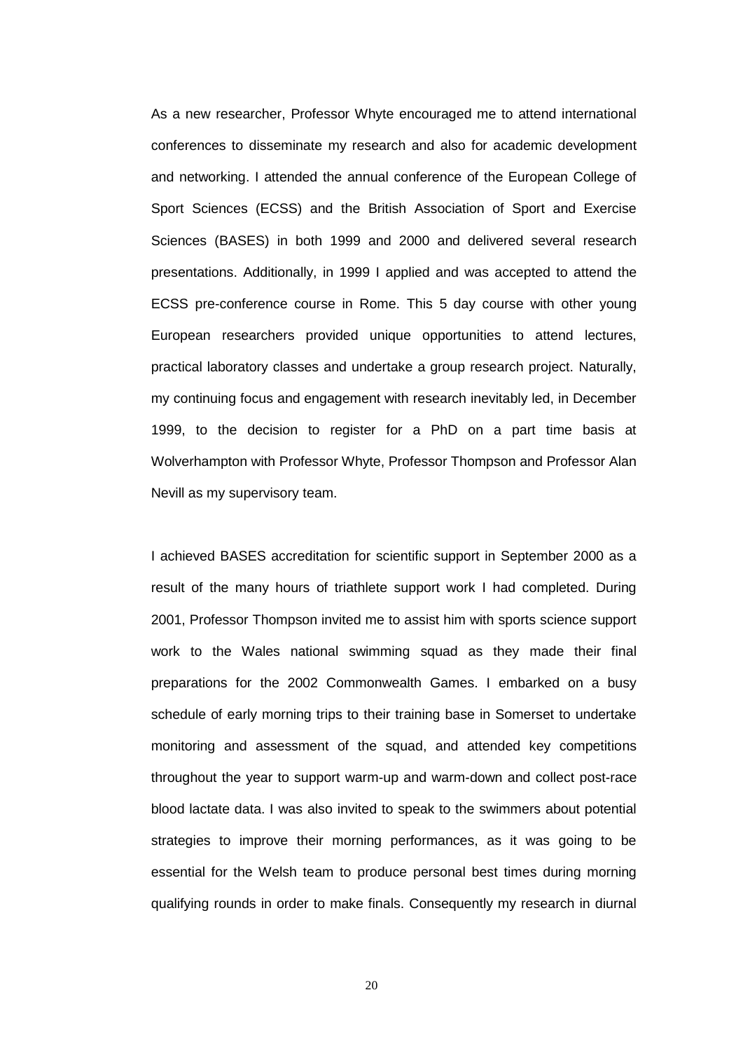As a new researcher, Professor Whyte encouraged me to attend international conferences to disseminate my research and also for academic development and networking. I attended the annual conference of the European College of Sport Sciences (ECSS) and the British Association of Sport and Exercise Sciences (BASES) in both 1999 and 2000 and delivered several research presentations. Additionally, in 1999 I applied and was accepted to attend the ECSS pre-conference course in Rome. This 5 day course with other young European researchers provided unique opportunities to attend lectures, practical laboratory classes and undertake a group research project. Naturally, my continuing focus and engagement with research inevitably led, in December 1999, to the decision to register for a PhD on a part time basis at Wolverhampton with Professor Whyte, Professor Thompson and Professor Alan Nevill as my supervisory team.

I achieved BASES accreditation for scientific support in September 2000 as a result of the many hours of triathlete support work I had completed. During 2001, Professor Thompson invited me to assist him with sports science support work to the Wales national swimming squad as they made their final preparations for the 2002 Commonwealth Games. I embarked on a busy schedule of early morning trips to their training base in Somerset to undertake monitoring and assessment of the squad, and attended key competitions throughout the year to support warm-up and warm-down and collect post-race blood lactate data. I was also invited to speak to the swimmers about potential strategies to improve their morning performances, as it was going to be essential for the Welsh team to produce personal best times during morning qualifying rounds in order to make finals. Consequently my research in diurnal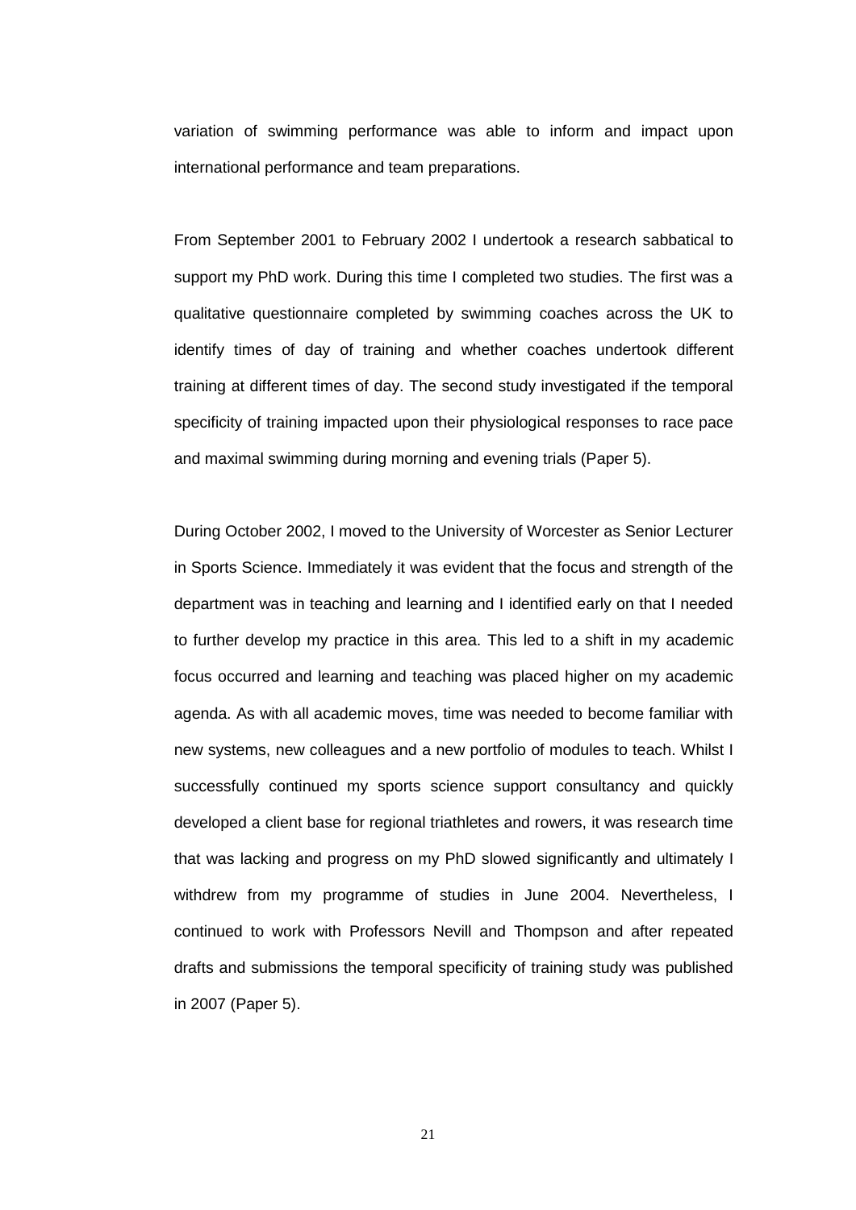variation of swimming performance was able to inform and impact upon international performance and team preparations.

From September 2001 to February 2002 I undertook a research sabbatical to support my PhD work. During this time I completed two studies. The first was a qualitative questionnaire completed by swimming coaches across the UK to identify times of day of training and whether coaches undertook different training at different times of day. The second study investigated if the temporal specificity of training impacted upon their physiological responses to race pace and maximal swimming during morning and evening trials (Paper 5).

During October 2002, I moved to the University of Worcester as Senior Lecturer in Sports Science. Immediately it was evident that the focus and strength of the department was in teaching and learning and I identified early on that I needed to further develop my practice in this area. This led to a shift in my academic focus occurred and learning and teaching was placed higher on my academic agenda. As with all academic moves, time was needed to become familiar with new systems, new colleagues and a new portfolio of modules to teach. Whilst I successfully continued my sports science support consultancy and quickly developed a client base for regional triathletes and rowers, it was research time that was lacking and progress on my PhD slowed significantly and ultimately I withdrew from my programme of studies in June 2004. Nevertheless, I continued to work with Professors Nevill and Thompson and after repeated drafts and submissions the temporal specificity of training study was published in 2007 (Paper 5).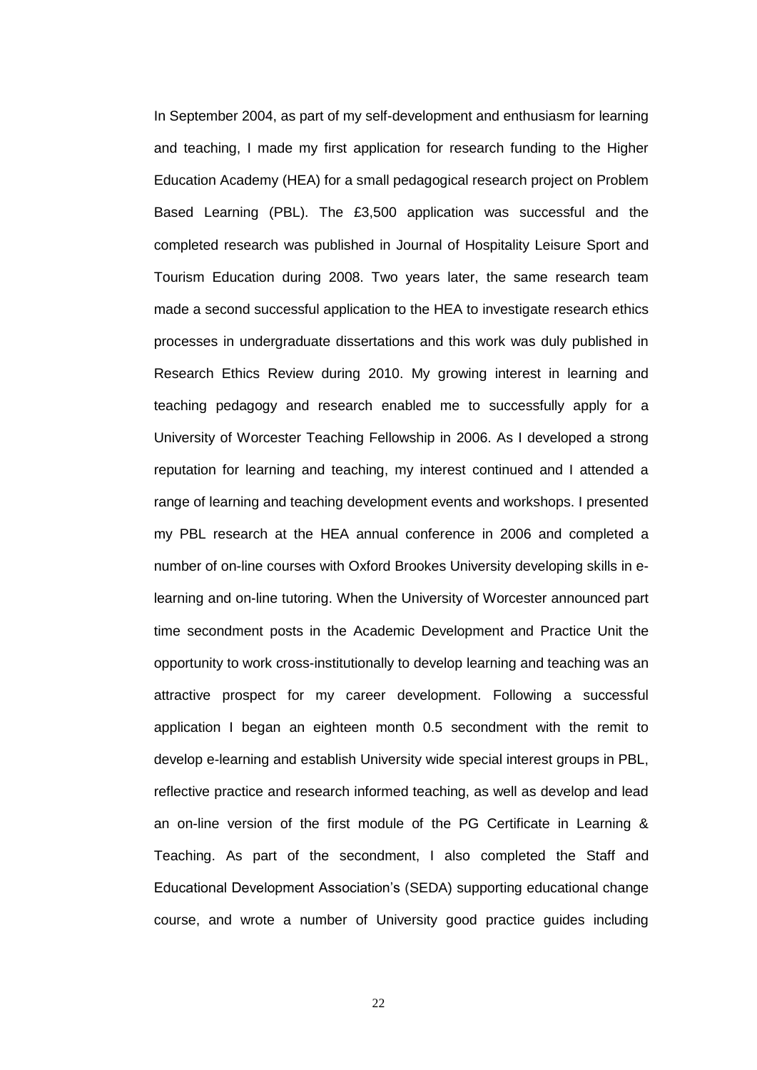In September 2004, as part of my self-development and enthusiasm for learning and teaching, I made my first application for research funding to the Higher Education Academy (HEA) for a small pedagogical research project on Problem Based Learning (PBL). The £3,500 application was successful and the completed research was published in Journal of Hospitality Leisure Sport and Tourism Education during 2008. Two years later, the same research team made a second successful application to the HEA to investigate research ethics processes in undergraduate dissertations and this work was duly published in Research Ethics Review during 2010. My growing interest in learning and teaching pedagogy and research enabled me to successfully apply for a University of Worcester Teaching Fellowship in 2006. As I developed a strong reputation for learning and teaching, my interest continued and I attended a range of learning and teaching development events and workshops. I presented my PBL research at the HEA annual conference in 2006 and completed a number of on-line courses with Oxford Brookes University developing skills in e-learning and on-line tutoring. When the University of Worcester announced part time secondment posts in the Academic Development and Practice Unit the opportunity to work cross-institutionally to develop learning and teaching was an attractive prospect for my career development. Following a successful application I began an eighteen month 0.5 secondment with the remit to develop e-learning and establish University wide special interest groups in PBL, reflective practice and research informed teaching, as well as develop and lead an on-line version of the first module of the PG Certificate in Learning & Teaching. As part of the secondment, I also completed the Staff and Educational Development Association's (SEDA) supporting educational change course, and wrote a number of University good practice guides including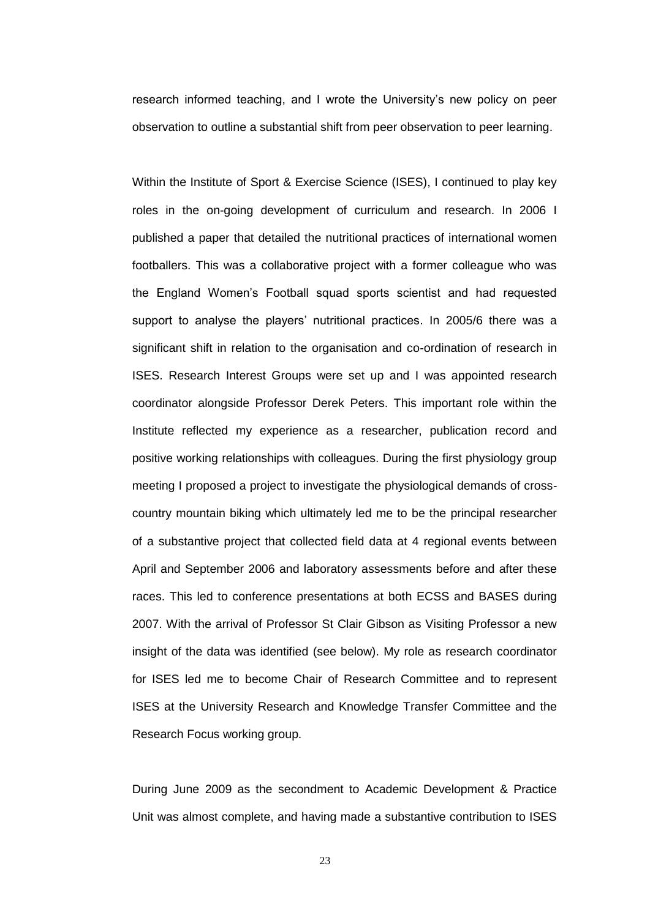research informed teaching, and I wrote the University's new policy on peer observation to outline a substantial shift from peer observation to peer learning.

Within the Institute of Sport & Exercise Science (ISES), I continued to play key roles in the on-going development of curriculum and research. In 2006 I published a paper that detailed the nutritional practices of international women footballers. This was a collaborative project with a former colleague who was the England Women's Football squad sports scientist and had requested support to analyse the players' nutritional practices. In 2005/6 there was a significant shift in relation to the organisation and co-ordination of research in ISES. Research Interest Groups were set up and I was appointed research coordinator alongside Professor Derek Peters. This important role within the Institute reflected my experience as a researcher, publication record and positive working relationships with colleagues. During the first physiology group meeting I proposed a project to investigate the physiological demands of cross-country mountain biking which ultimately led me to be the principal researcher of a substantive project that collected field data at 4 regional events between April and September 2006 and laboratory assessments before and after these races. This led to conference presentations at both ECSS and BASES during 2007. With the arrival of Professor St Clair Gibson as Visiting Professor a new insight of the data was identified (see below). My role as research coordinator for ISES led me to become Chair of Research Committee and to represent ISES at the University Research and Knowledge Transfer Committee and the Research Focus working group.

During June 2009 as the secondment to Academic Development & Practice Unit was almost complete, and having made a substantive contribution to ISES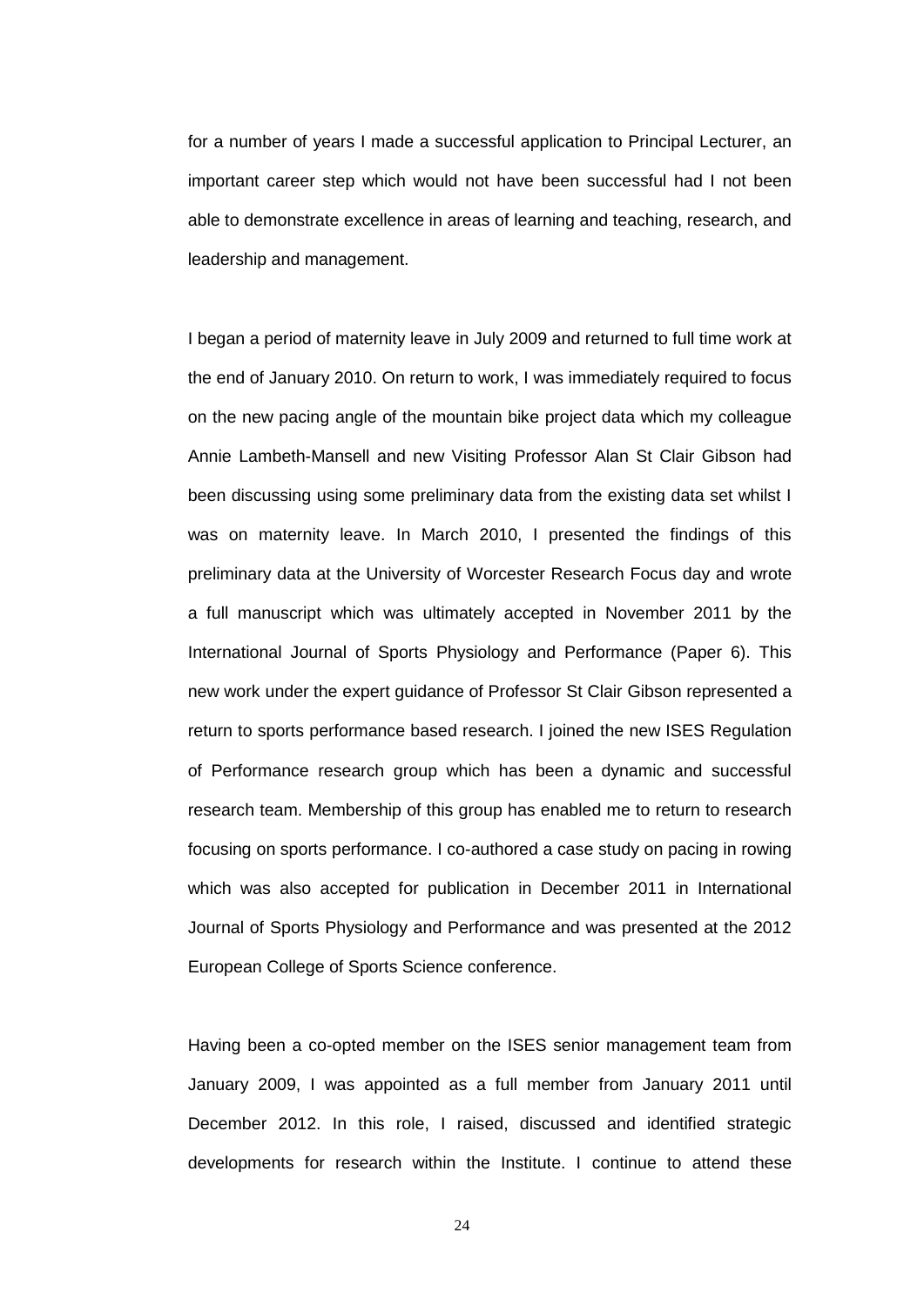for a number of years I made a successful application to Principal Lecturer, an important career step which would not have been successful had I not been able to demonstrate excellence in areas of learning and teaching, research, and leadership and management.

I began a period of maternity leave in July 2009 and returned to full time work at the end of January 2010. On return to work, I was immediately required to focus on the new pacing angle of the mountain bike project data which my colleague Annie Lambeth-Mansell and new Visiting Professor Alan St Clair Gibson had been discussing using some preliminary data from the existing data set whilst I was on maternity leave. In March 2010, I presented the findings of this preliminary data at the University of Worcester Research Focus day and wrote a full manuscript which was ultimately accepted in November 2011 by the International Journal of Sports Physiology and Performance (Paper 6). This new work under the expert guidance of Professor St Clair Gibson represented a return to sports performance based research. I joined the new ISES Regulation of Performance research group which has been a dynamic and successful research team. Membership of this group has enabled me to return to research focusing on sports performance. I co-authored a case study on pacing in rowing which was also accepted for publication in December 2011 in International Journal of Sports Physiology and Performance and was presented at the 2012 European College of Sports Science conference.

Having been a co-opted member on the ISES senior management team from January 2009, I was appointed as a full member from January 2011 until December 2012. In this role, I raised, discussed and identified strategic developments for research within the Institute. I continue to attend these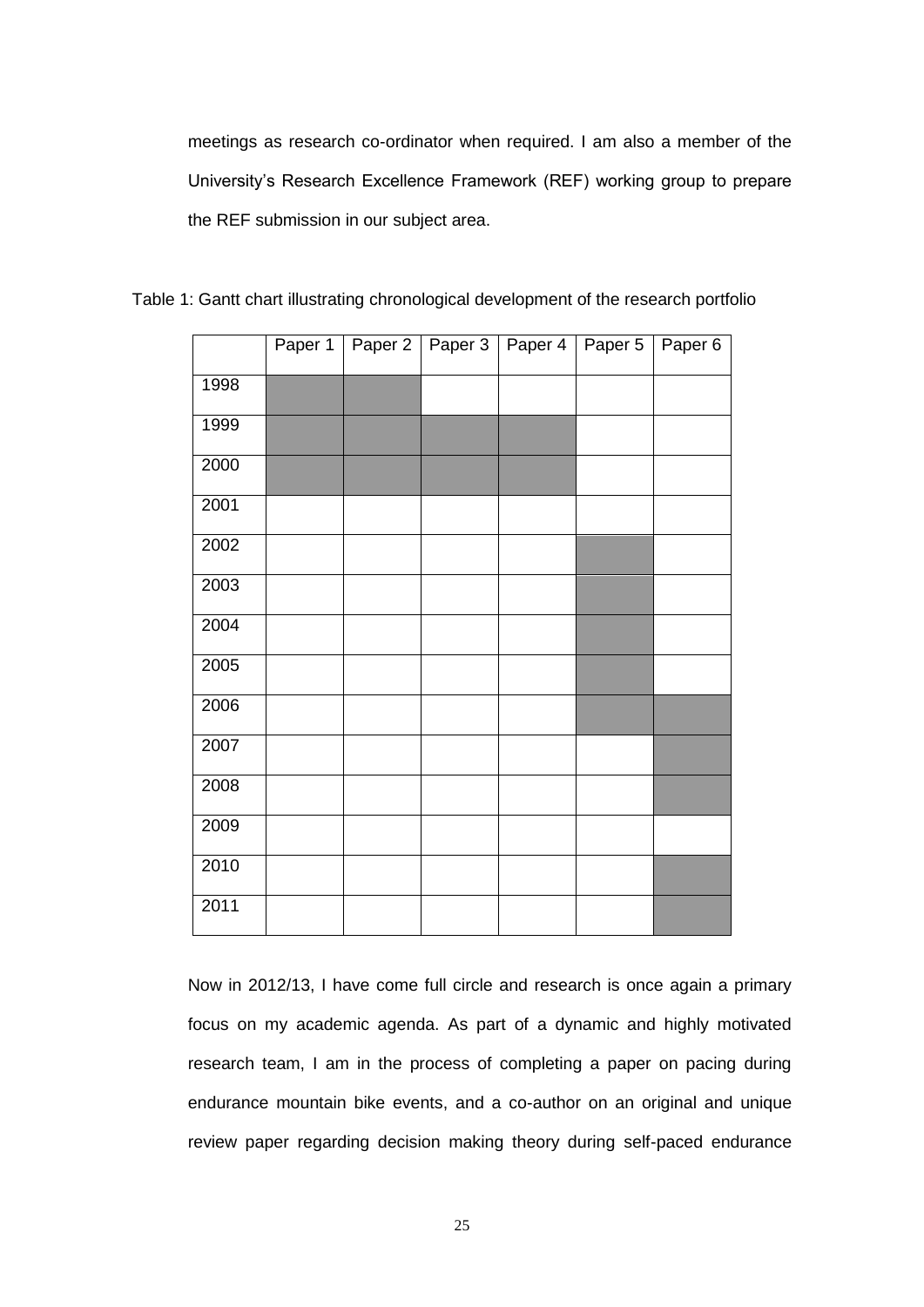meetings as research co-ordinator when required. I am also a member of the University's Research Excellence Framework (REF) working group to prepare the REF submission in our subject area.

Table 1: Gantt chart illustrating chronological development of the research portfolio

| | Paper 1 | Paper 2 | Paper 3 | Paper 4 | Paper 5 | Paper 6 |
|---|---|---|---|---|---|---|
| 1998 | ■ | ■ | | | | |
| 1999 | ■ | ■ | ■ | ■ | | |
| 2000 | ■ | ■ | ■ | ■ | | |
| 2001 | | | | | | |
| 2002 | | | | | ■ | |
| 2003 | | | | | ■ | |
| 2004 | | | | | ■ | |
| 2005 | | | | | ■ | |
| 2006 | | | | | ■ | ■ |
| 2007 | | | | | | ■ |
| 2008 | | | | | | ■ |
| 2009 | | | | | | |
| 2010 | | | | | | ■ |
| 2011 | | | | | | ■ |

Now in 2012/13, I have come full circle and research is once again a primary focus on my academic agenda. As part of a dynamic and highly motivated research team, I am in the process of completing a paper on pacing during endurance mountain bike events, and a co-author on an original and unique review paper regarding decision making theory during self-paced endurance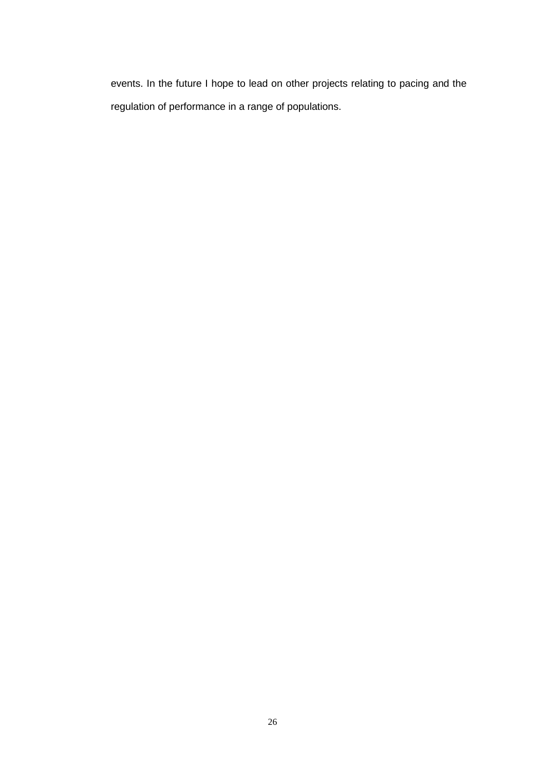events. In the future I hope to lead on other projects relating to pacing and the regulation of performance in a range of populations.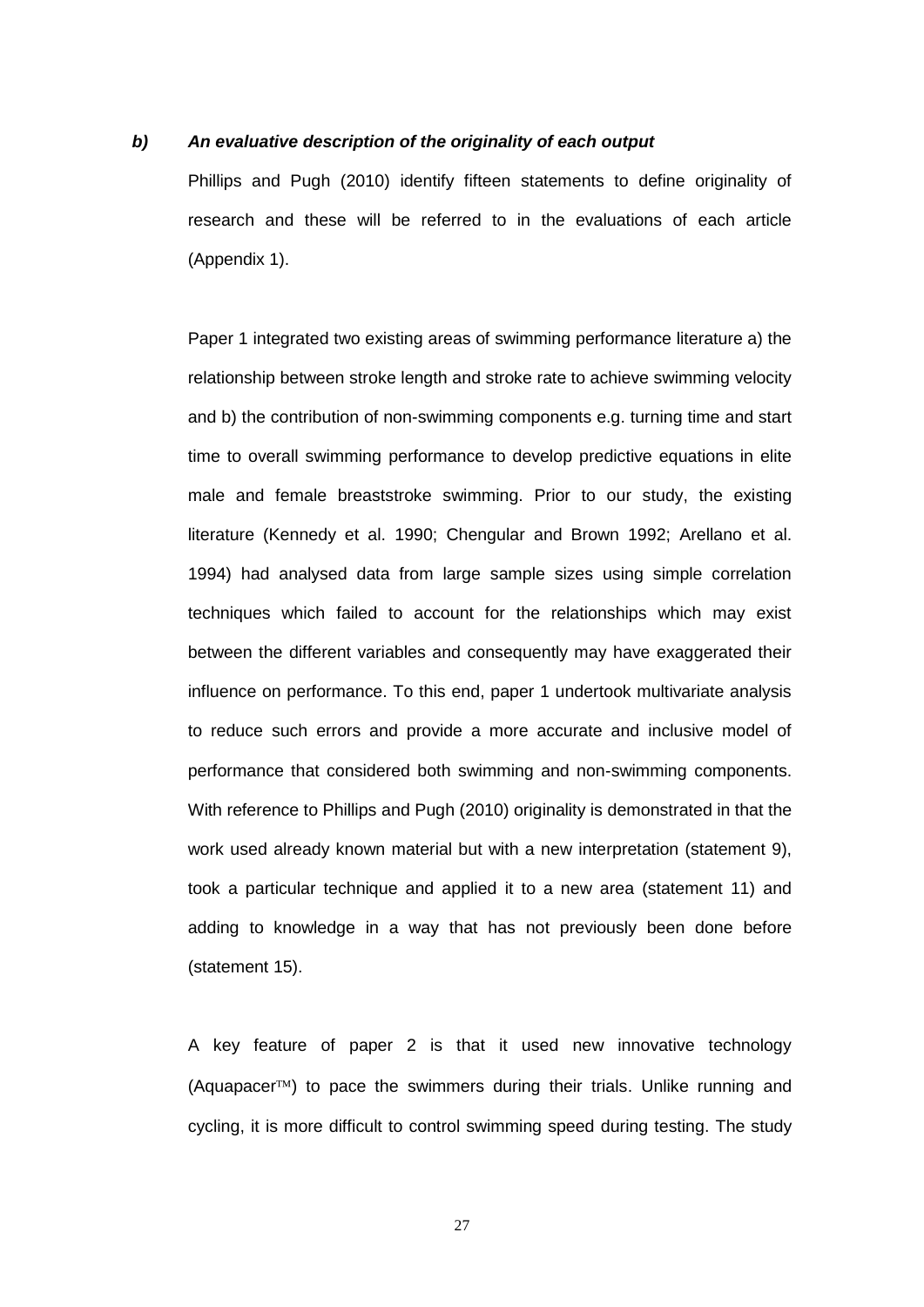***b) An evaluative description of the originality of each output***

Phillips and Pugh (2010) identify fifteen statements to define originality of research and these will be referred to in the evaluations of each article (Appendix 1).

Paper 1 integrated two existing areas of swimming performance literature a) the relationship between stroke length and stroke rate to achieve swimming velocity and b) the contribution of non-swimming components e.g. turning time and start time to overall swimming performance to develop predictive equations in elite male and female breaststroke swimming. Prior to our study, the existing literature (Kennedy et al. 1990; Chengular and Brown 1992; Arellano et al. 1994) had analysed data from large sample sizes using simple correlation techniques which failed to account for the relationships which may exist between the different variables and consequently may have exaggerated their influence on performance. To this end, paper 1 undertook multivariate analysis to reduce such errors and provide a more accurate and inclusive model of performance that considered both swimming and non-swimming components. With reference to Phillips and Pugh (2010) originality is demonstrated in that the work used already known material but with a new interpretation (statement 9), took a particular technique and applied it to a new area (statement 11) and adding to knowledge in a way that has not previously been done before (statement 15).

A key feature of paper 2 is that it used new innovative technology (Aquapacer™) to pace the swimmers during their trials. Unlike running and cycling, it is more difficult to control swimming speed during testing. The study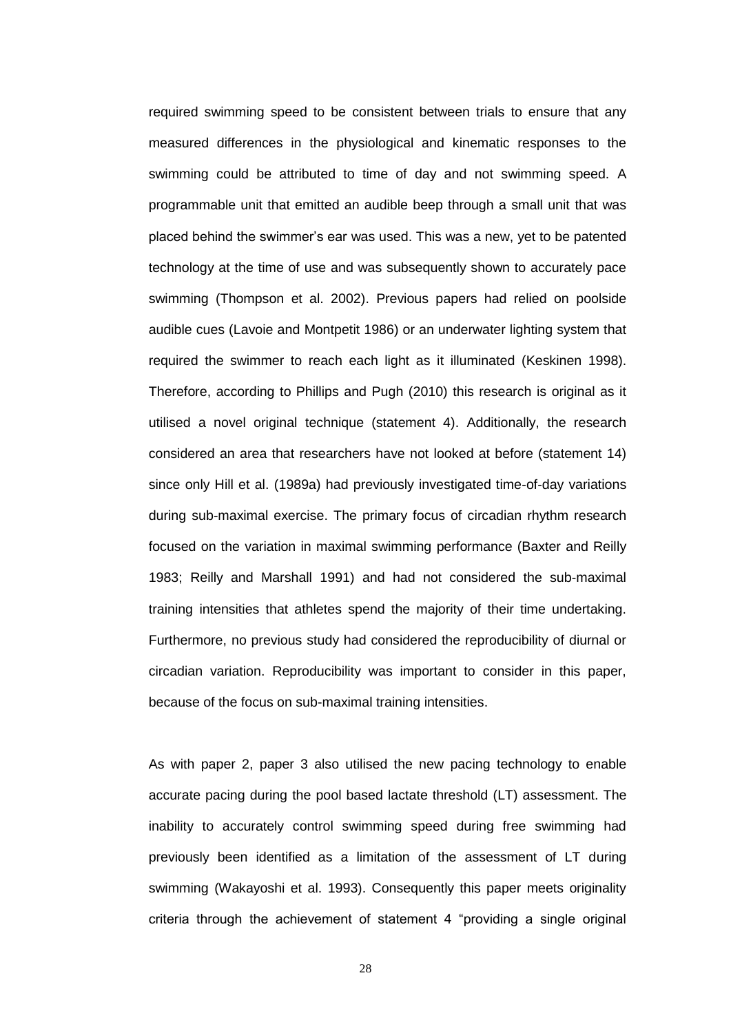required swimming speed to be consistent between trials to ensure that any measured differences in the physiological and kinematic responses to the swimming could be attributed to time of day and not swimming speed. A programmable unit that emitted an audible beep through a small unit that was placed behind the swimmer's ear was used. This was a new, yet to be patented technology at the time of use and was subsequently shown to accurately pace swimming (Thompson et al. 2002). Previous papers had relied on poolside audible cues (Lavoie and Montpetit 1986) or an underwater lighting system that required the swimmer to reach each light as it illuminated (Keskinen 1998). Therefore, according to Phillips and Pugh (2010) this research is original as it utilised a novel original technique (statement 4). Additionally, the research considered an area that researchers have not looked at before (statement 14) since only Hill et al. (1989a) had previously investigated time-of-day variations during sub-maximal exercise. The primary focus of circadian rhythm research focused on the variation in maximal swimming performance (Baxter and Reilly 1983; Reilly and Marshall 1991) and had not considered the sub-maximal training intensities that athletes spend the majority of their time undertaking. Furthermore, no previous study had considered the reproducibility of diurnal or circadian variation. Reproducibility was important to consider in this paper, because of the focus on sub-maximal training intensities.

As with paper 2, paper 3 also utilised the new pacing technology to enable accurate pacing during the pool based lactate threshold (LT) assessment. The inability to accurately control swimming speed during free swimming had previously been identified as a limitation of the assessment of LT during swimming (Wakayoshi et al. 1993). Consequently this paper meets originality criteria through the achievement of statement 4 "providing a single original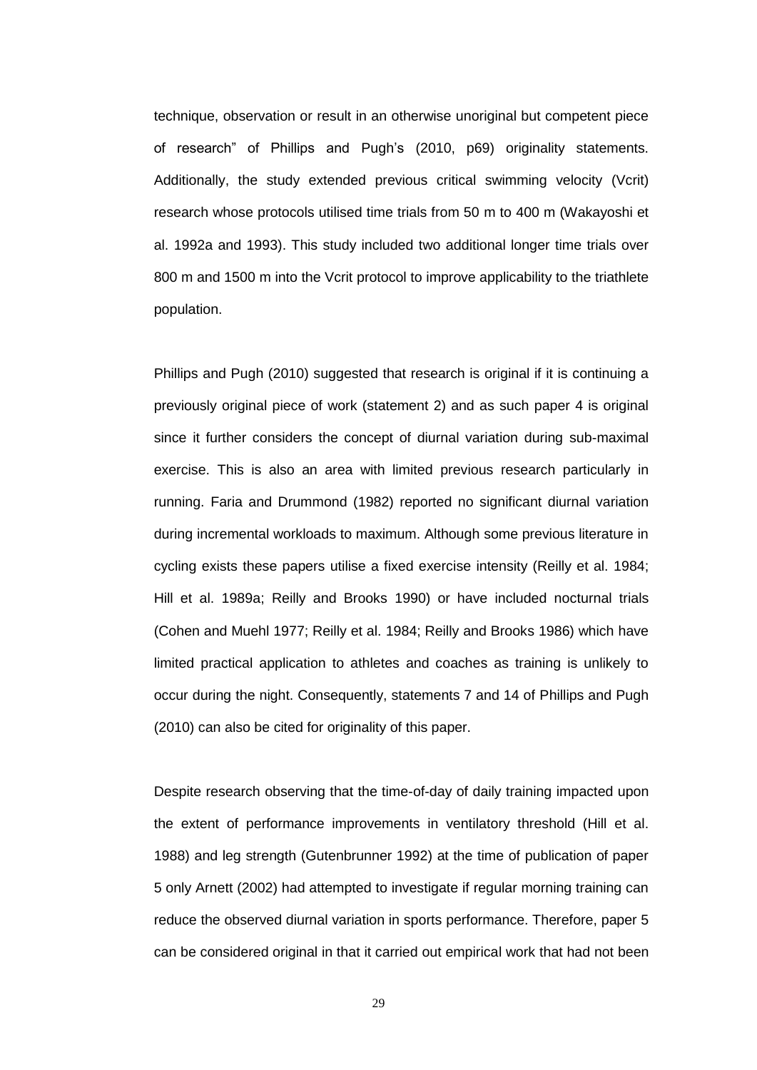technique, observation or result in an otherwise unoriginal but competent piece of research" of Phillips and Pugh's (2010, p69) originality statements. Additionally, the study extended previous critical swimming velocity (Vcrit) research whose protocols utilised time trials from 50 m to 400 m (Wakayoshi et al. 1992a and 1993). This study included two additional longer time trials over 800 m and 1500 m into the Vcrit protocol to improve applicability to the triathlete population.

Phillips and Pugh (2010) suggested that research is original if it is continuing a previously original piece of work (statement 2) and as such paper 4 is original since it further considers the concept of diurnal variation during sub-maximal exercise. This is also an area with limited previous research particularly in running. Faria and Drummond (1982) reported no significant diurnal variation during incremental workloads to maximum. Although some previous literature in cycling exists these papers utilise a fixed exercise intensity (Reilly et al. 1984; Hill et al. 1989a; Reilly and Brooks 1990) or have included nocturnal trials (Cohen and Muehl 1977; Reilly et al. 1984; Reilly and Brooks 1986) which have limited practical application to athletes and coaches as training is unlikely to occur during the night. Consequently, statements 7 and 14 of Phillips and Pugh (2010) can also be cited for originality of this paper.

Despite research observing that the time-of-day of daily training impacted upon the extent of performance improvements in ventilatory threshold (Hill et al. 1988) and leg strength (Gutenbrunner 1992) at the time of publication of paper 5 only Arnett (2002) had attempted to investigate if regular morning training can reduce the observed diurnal variation in sports performance. Therefore, paper 5 can be considered original in that it carried out empirical work that had not been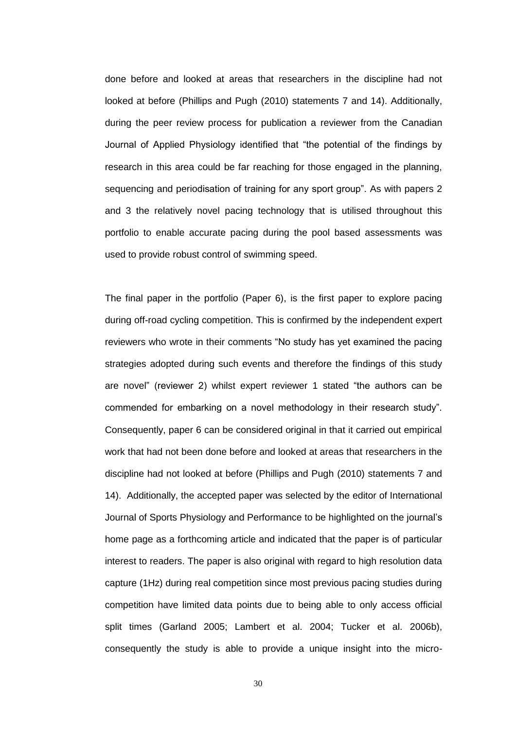done before and looked at areas that researchers in the discipline had not looked at before (Phillips and Pugh (2010) statements 7 and 14). Additionally, during the peer review process for publication a reviewer from the Canadian Journal of Applied Physiology identified that "the potential of the findings by research in this area could be far reaching for those engaged in the planning, sequencing and periodisation of training for any sport group". As with papers 2 and 3 the relatively novel pacing technology that is utilised throughout this portfolio to enable accurate pacing during the pool based assessments was used to provide robust control of swimming speed.

The final paper in the portfolio (Paper 6), is the first paper to explore pacing during off-road cycling competition. This is confirmed by the independent expert reviewers who wrote in their comments "No study has yet examined the pacing strategies adopted during such events and therefore the findings of this study are novel" (reviewer 2) whilst expert reviewer 1 stated "the authors can be commended for embarking on a novel methodology in their research study". Consequently, paper 6 can be considered original in that it carried out empirical work that had not been done before and looked at areas that researchers in the discipline had not looked at before (Phillips and Pugh (2010) statements 7 and 14). Additionally, the accepted paper was selected by the editor of International Journal of Sports Physiology and Performance to be highlighted on the journal's home page as a forthcoming article and indicated that the paper is of particular interest to readers. The paper is also original with regard to high resolution data capture (1Hz) during real competition since most previous pacing studies during competition have limited data points due to being able to only access official split times (Garland 2005; Lambert et al. 2004; Tucker et al. 2006b), consequently the study is able to provide a unique insight into the micro-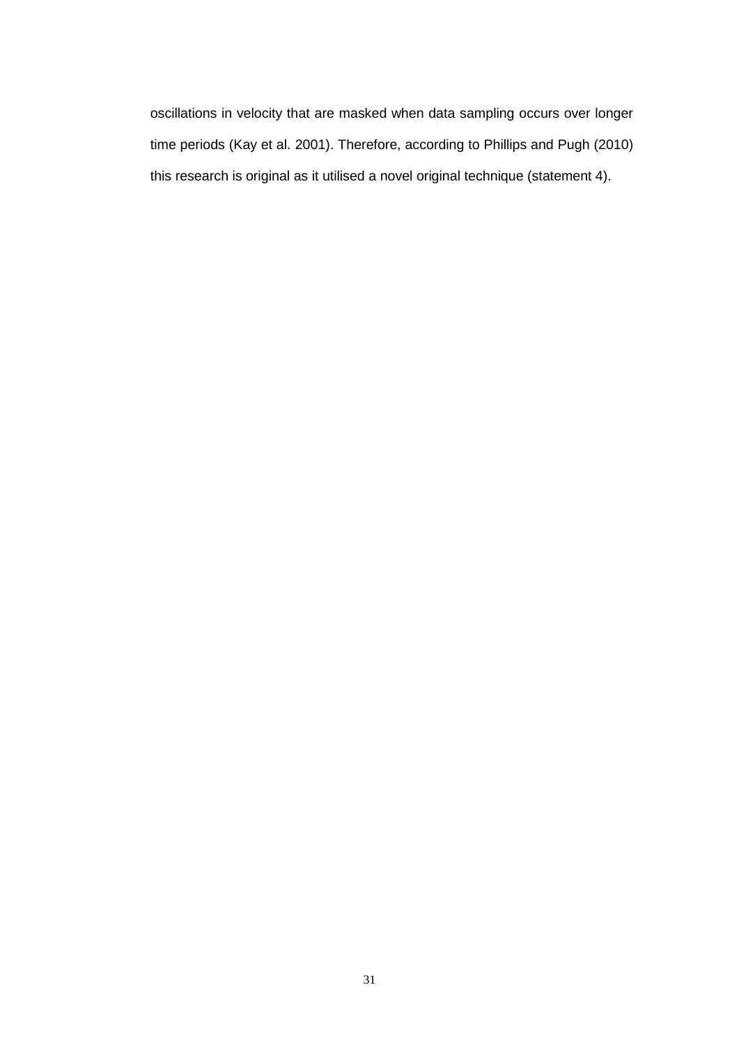oscillations in velocity that are masked when data sampling occurs over longer time periods (Kay et al. 2001). Therefore, according to Phillips and Pugh (2010) this research is original as it utilised a novel original technique (statement 4).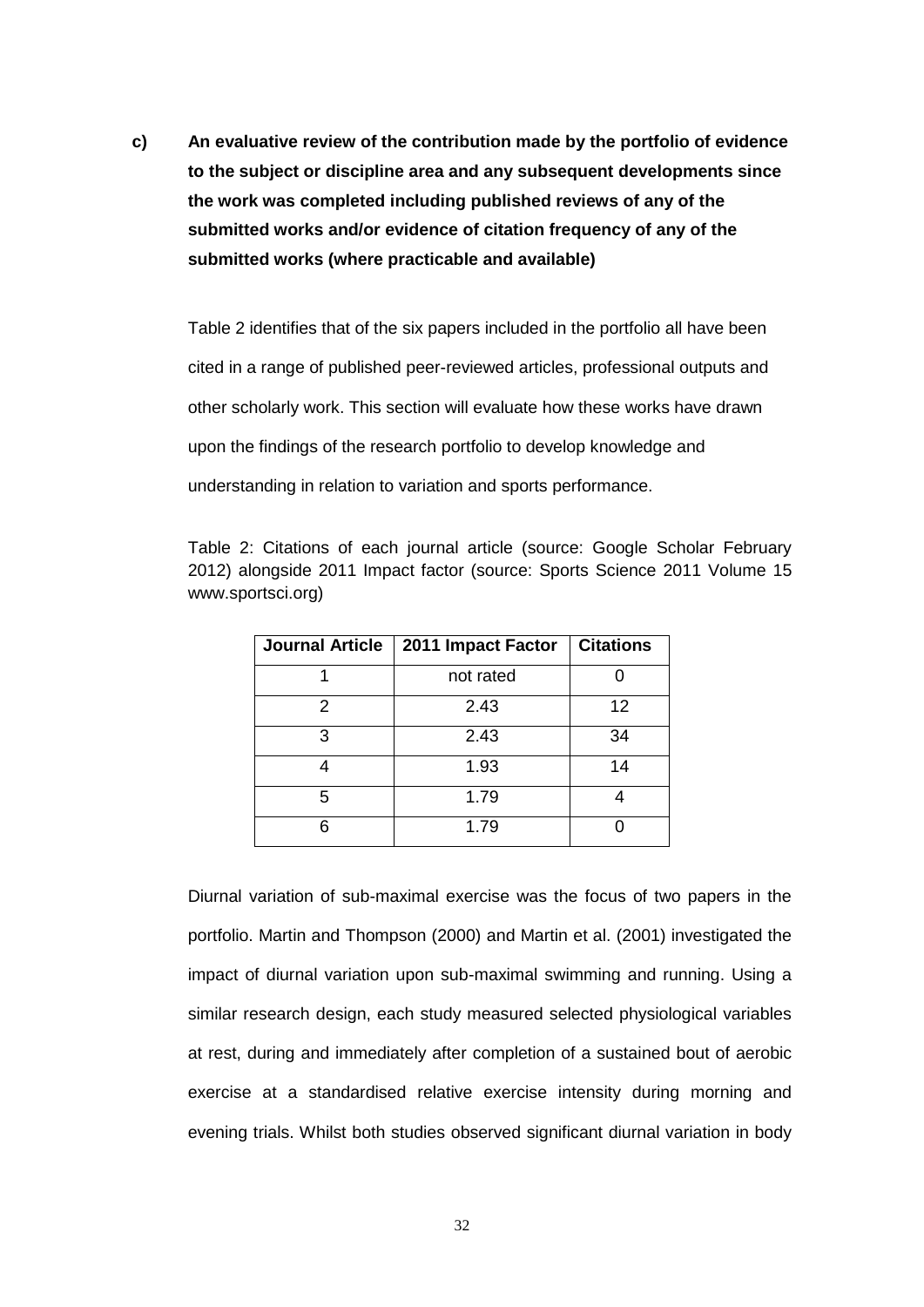**c) An evaluative review of the contribution made by the portfolio of evidence to the subject or discipline area and any subsequent developments since the work was completed including published reviews of any of the submitted works and/or evidence of citation frequency of any of the submitted works (where practicable and available)**

Table 2 identifies that of the six papers included in the portfolio all have been cited in a range of published peer-reviewed articles, professional outputs and other scholarly work. This section will evaluate how these works have drawn upon the findings of the research portfolio to develop knowledge and understanding in relation to variation and sports performance.

Table 2: Citations of each journal article (source: Google Scholar February 2012) alongside 2011 Impact factor (source: Sports Science 2011 Volume 15 www.sportsci.org)

| Journal Article | 2011 Impact Factor | Citations |
|---|---|---|
| 1 | not rated | 0 |
| 2 | 2.43 | 12 |
| 3 | 2.43 | 34 |
| 4 | 1.93 | 14 |
| 5 | 1.79 | 4 |
| 6 | 1.79 | 0 |

Diurnal variation of sub-maximal exercise was the focus of two papers in the portfolio. Martin and Thompson (2000) and Martin et al. (2001) investigated the impact of diurnal variation upon sub-maximal swimming and running. Using a similar research design, each study measured selected physiological variables at rest, during and immediately after completion of a sustained bout of aerobic exercise at a standardised relative exercise intensity during morning and evening trials. Whilst both studies observed significant diurnal variation in body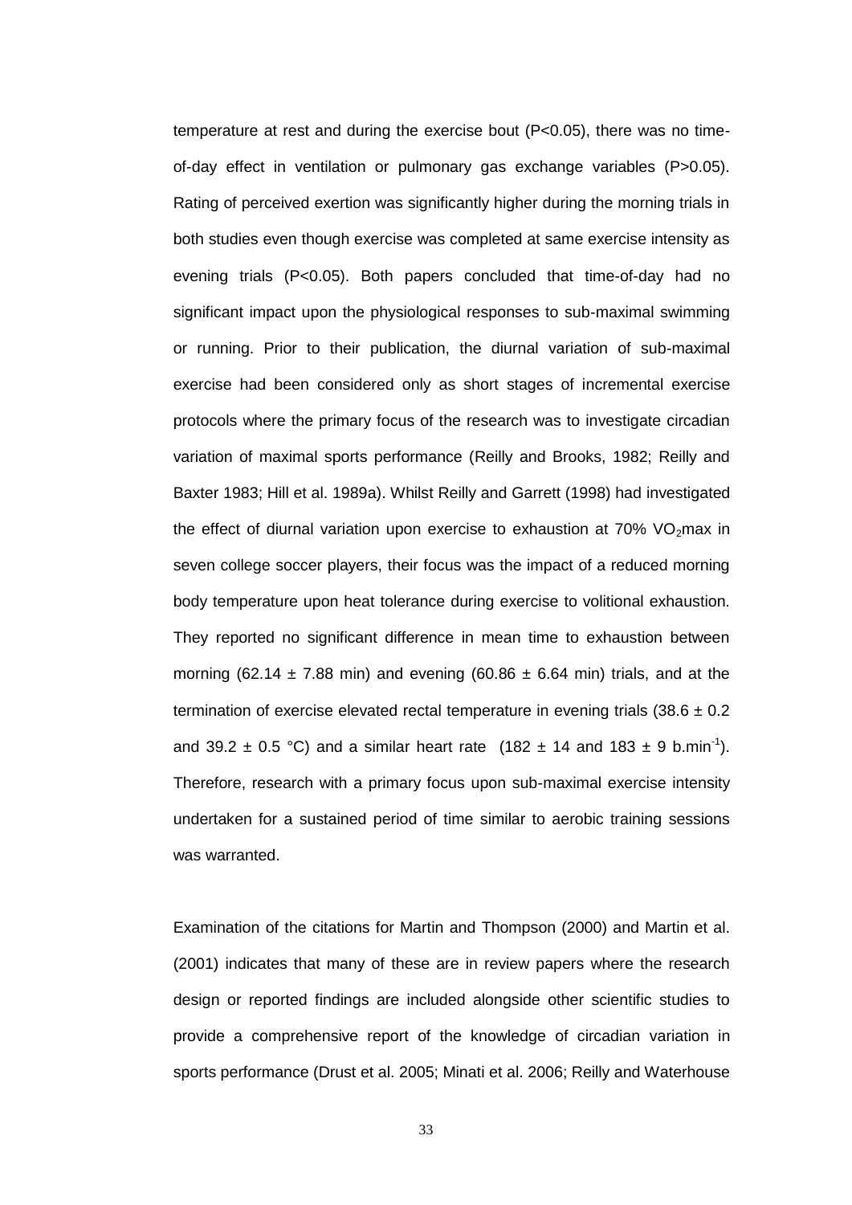temperature at rest and during the exercise bout ($P<0.05$), there was no time-of-day effect in ventilation or pulmonary gas exchange variables ($P>0.05$). Rating of perceived exertion was significantly higher during the morning trials in both studies even though exercise was completed at same exercise intensity as evening trials ($P<0.05$). Both papers concluded that time-of-day had no significant impact upon the physiological responses to sub-maximal swimming or running. Prior to their publication, the diurnal variation of sub-maximal exercise had been considered only as short stages of incremental exercise protocols where the primary focus of the research was to investigate circadian variation of maximal sports performance (Reilly and Brooks, 1982; Reilly and Baxter 1983; Hill et al. 1989a). Whilst Reilly and Garrett (1998) had investigated the effect of diurnal variation upon exercise to exhaustion at 70% $VO_2$max in seven college soccer players, their focus was the impact of a reduced morning body temperature upon heat tolerance during exercise to volitional exhaustion. They reported no significant difference in mean time to exhaustion between morning ($62.14 \pm 7.88$ min) and evening ($60.86 \pm 6.64$ min) trials, and at the termination of exercise elevated rectal temperature in evening trials ($38.6 \pm 0.2$ and $39.2 \pm 0.5$ °C) and a similar heart rate ($182 \pm 14$ and $183 \pm 9$ b.min$^{-1}$). Therefore, research with a primary focus upon sub-maximal exercise intensity undertaken for a sustained period of time similar to aerobic training sessions was warranted.

Examination of the citations for Martin and Thompson (2000) and Martin et al. (2001) indicates that many of these are in review papers where the research design or reported findings are included alongside other scientific studies to provide a comprehensive report of the knowledge of circadian variation in sports performance (Drust et al. 2005; Minati et al. 2006; Reilly and Waterhouse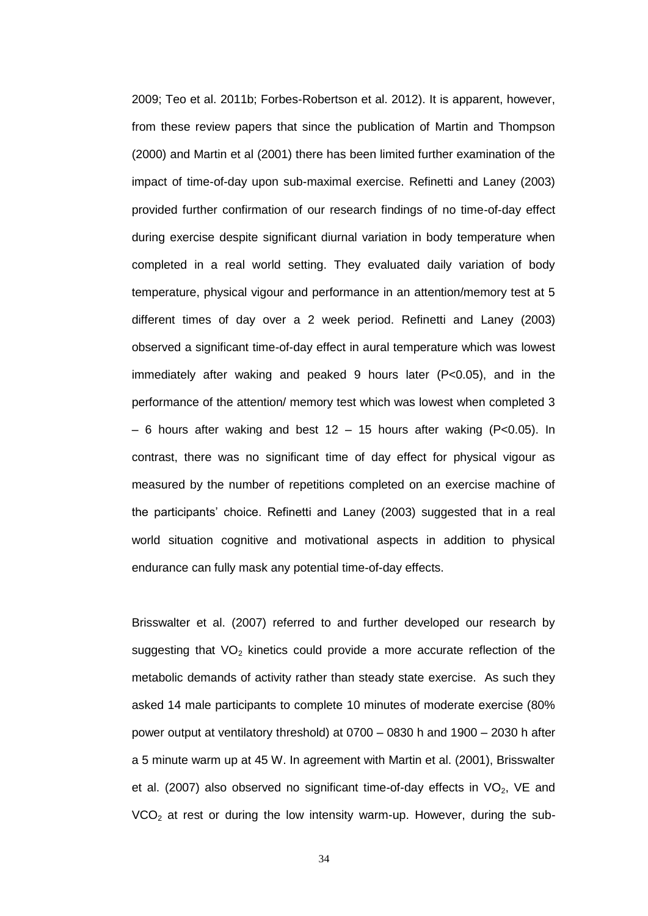2009; Teo et al. 2011b; Forbes-Robertson et al. 2012). It is apparent, however, from these review papers that since the publication of Martin and Thompson (2000) and Martin et al (2001) there has been limited further examination of the impact of time-of-day upon sub-maximal exercise. Refinetti and Laney (2003) provided further confirmation of our research findings of no time-of-day effect during exercise despite significant diurnal variation in body temperature when completed in a real world setting. They evaluated daily variation of body temperature, physical vigour and performance in an attention/memory test at 5 different times of day over a 2 week period. Refinetti and Laney (2003) observed a significant time-of-day effect in aural temperature which was lowest immediately after waking and peaked 9 hours later ($P<0.05$), and in the performance of the attention/ memory test which was lowest when completed 3 – 6 hours after waking and best 12 – 15 hours after waking ($P<0.05$). In contrast, there was no significant time of day effect for physical vigour as measured by the number of repetitions completed on an exercise machine of the participants' choice. Refinetti and Laney (2003) suggested that in a real world situation cognitive and motivational aspects in addition to physical endurance can fully mask any potential time-of-day effects.

Brisswalter et al. (2007) referred to and further developed our research by suggesting that $VO_2$ kinetics could provide a more accurate reflection of the metabolic demands of activity rather than steady state exercise. As such they asked 14 male participants to complete 10 minutes of moderate exercise (80% power output at ventilatory threshold) at 0700 – 0830 h and 1900 – 2030 h after a 5 minute warm up at 45 W. In agreement with Martin et al. (2001), Brisswalter et al. (2007) also observed no significant time-of-day effects in $VO_2$, VE and $VCO_2$ at rest or during the low intensity warm-up. However, during the sub-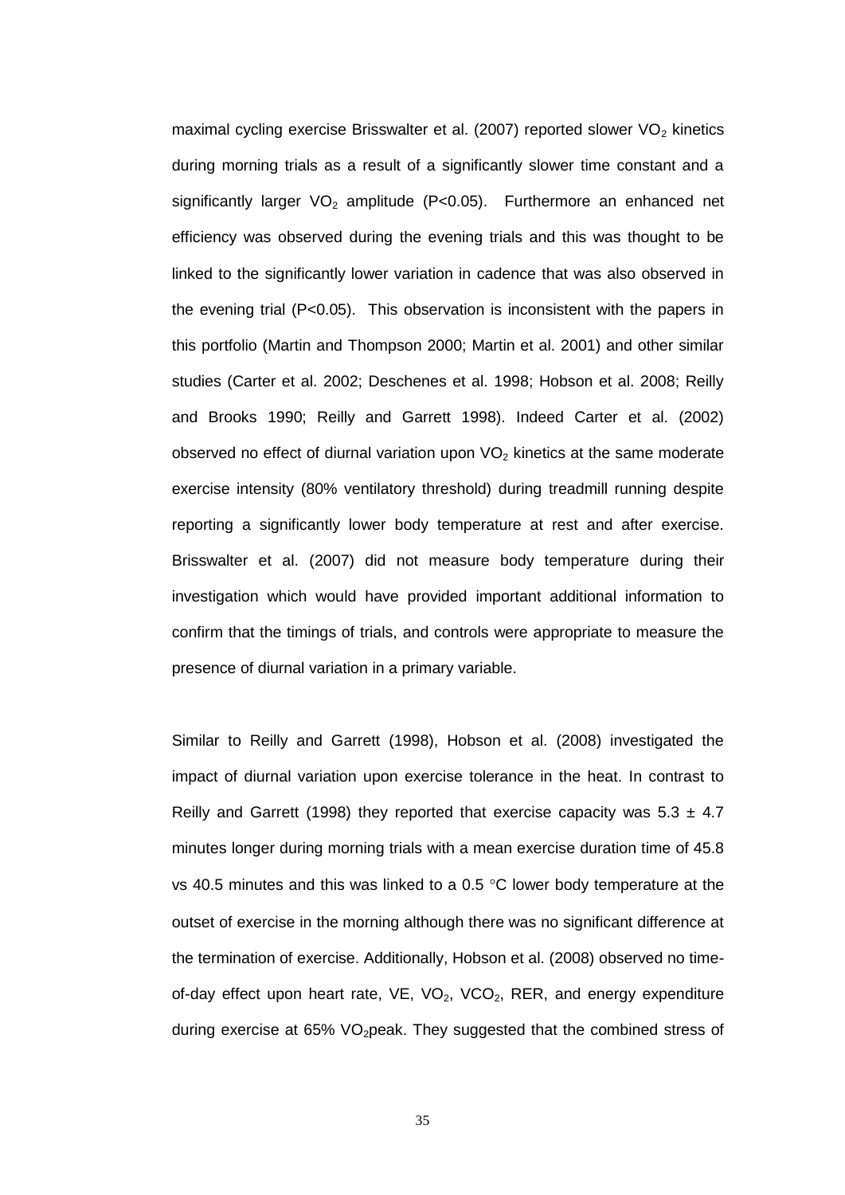maximal cycling exercise Brisswalter et al. (2007) reported slower $VO_2$ kinetics during morning trials as a result of a significantly slower time constant and a significantly larger $VO_2$ amplitude ($P<0.05$). Furthermore an enhanced net efficiency was observed during the evening trials and this was thought to be linked to the significantly lower variation in cadence that was also observed in the evening trial ($P<0.05$). This observation is inconsistent with the papers in this portfolio (Martin and Thompson 2000; Martin et al. 2001) and other similar studies (Carter et al. 2002; Deschenes et al. 1998; Hobson et al. 2008; Reilly and Brooks 1990; Reilly and Garrett 1998). Indeed Carter et al. (2002) observed no effect of diurnal variation upon $VO_2$ kinetics at the same moderate exercise intensity (80% ventilatory threshold) during treadmill running despite reporting a significantly lower body temperature at rest and after exercise. Brisswalter et al. (2007) did not measure body temperature during their investigation which would have provided important additional information to confirm that the timings of trials, and controls were appropriate to measure the presence of diurnal variation in a primary variable.

Similar to Reilly and Garrett (1998), Hobson et al. (2008) investigated the impact of diurnal variation upon exercise tolerance in the heat. In contrast to Reilly and Garrett (1998) they reported that exercise capacity was $5.3 \pm 4.7$ minutes longer during morning trials with a mean exercise duration time of 45.8 vs 40.5 minutes and this was linked to a 0.5 °C lower body temperature at the outset of exercise in the morning although there was no significant difference at the termination of exercise. Additionally, Hobson et al. (2008) observed no time-of-day effect upon heart rate, VE, $VO_2$, $VCO_2$, RER, and energy expenditure during exercise at 65% $VO_2$peak. They suggested that the combined stress of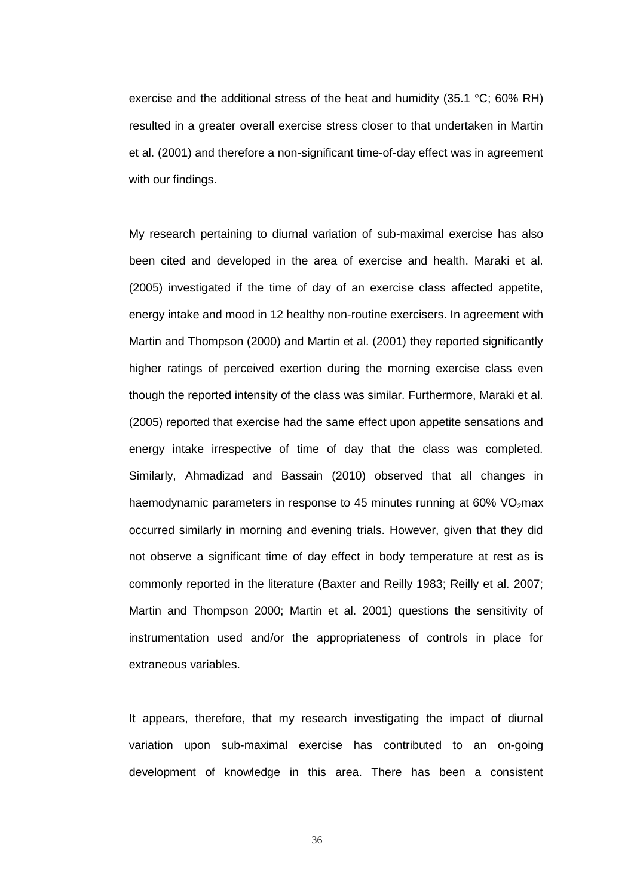exercise and the additional stress of the heat and humidity (35.1 °C; 60% RH) resulted in a greater overall exercise stress closer to that undertaken in Martin et al. (2001) and therefore a non-significant time-of-day effect was in agreement with our findings.

My research pertaining to diurnal variation of sub-maximal exercise has also been cited and developed in the area of exercise and health. Maraki et al. (2005) investigated if the time of day of an exercise class affected appetite, energy intake and mood in 12 healthy non-routine exercisers. In agreement with Martin and Thompson (2000) and Martin et al. (2001) they reported significantly higher ratings of perceived exertion during the morning exercise class even though the reported intensity of the class was similar. Furthermore, Maraki et al. (2005) reported that exercise had the same effect upon appetite sensations and energy intake irrespective of time of day that the class was completed. Similarly, Ahmadizad and Bassain (2010) observed that all changes in haemodynamic parameters in response to 45 minutes running at 60% $VO_2$max occurred similarly in morning and evening trials. However, given that they did not observe a significant time of day effect in body temperature at rest as is commonly reported in the literature (Baxter and Reilly 1983; Reilly et al. 2007; Martin and Thompson 2000; Martin et al. 2001) questions the sensitivity of instrumentation used and/or the appropriateness of controls in place for extraneous variables.

It appears, therefore, that my research investigating the impact of diurnal variation upon sub-maximal exercise has contributed to an on-going development of knowledge in this area. There has been a consistent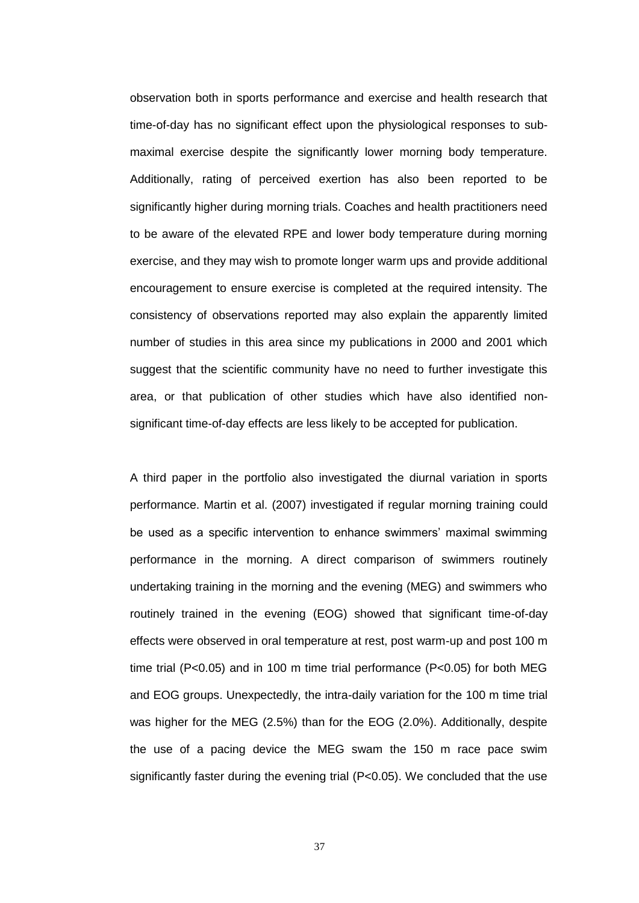observation both in sports performance and exercise and health research that time-of-day has no significant effect upon the physiological responses to sub-maximal exercise despite the significantly lower morning body temperature. Additionally, rating of perceived exertion has also been reported to be significantly higher during morning trials. Coaches and health practitioners need to be aware of the elevated RPE and lower body temperature during morning exercise, and they may wish to promote longer warm ups and provide additional encouragement to ensure exercise is completed at the required intensity. The consistency of observations reported may also explain the apparently limited number of studies in this area since my publications in 2000 and 2001 which suggest that the scientific community have no need to further investigate this area, or that publication of other studies which have also identified non-significant time-of-day effects are less likely to be accepted for publication.

A third paper in the portfolio also investigated the diurnal variation in sports performance. Martin et al. (2007) investigated if regular morning training could be used as a specific intervention to enhance swimmers' maximal swimming performance in the morning. A direct comparison of swimmers routinely undertaking training in the morning and the evening (MEG) and swimmers who routinely trained in the evening (EOG) showed that significant time-of-day effects were observed in oral temperature at rest, post warm-up and post 100 m time trial ($P<0.05$) and in 100 m time trial performance ($P<0.05$) for both MEG and EOG groups. Unexpectedly, the intra-daily variation for the 100 m time trial was higher for the MEG (2.5%) than for the EOG (2.0%). Additionally, despite the use of a pacing device the MEG swam the 150 m race pace swim significantly faster during the evening trial ($P<0.05$). We concluded that the use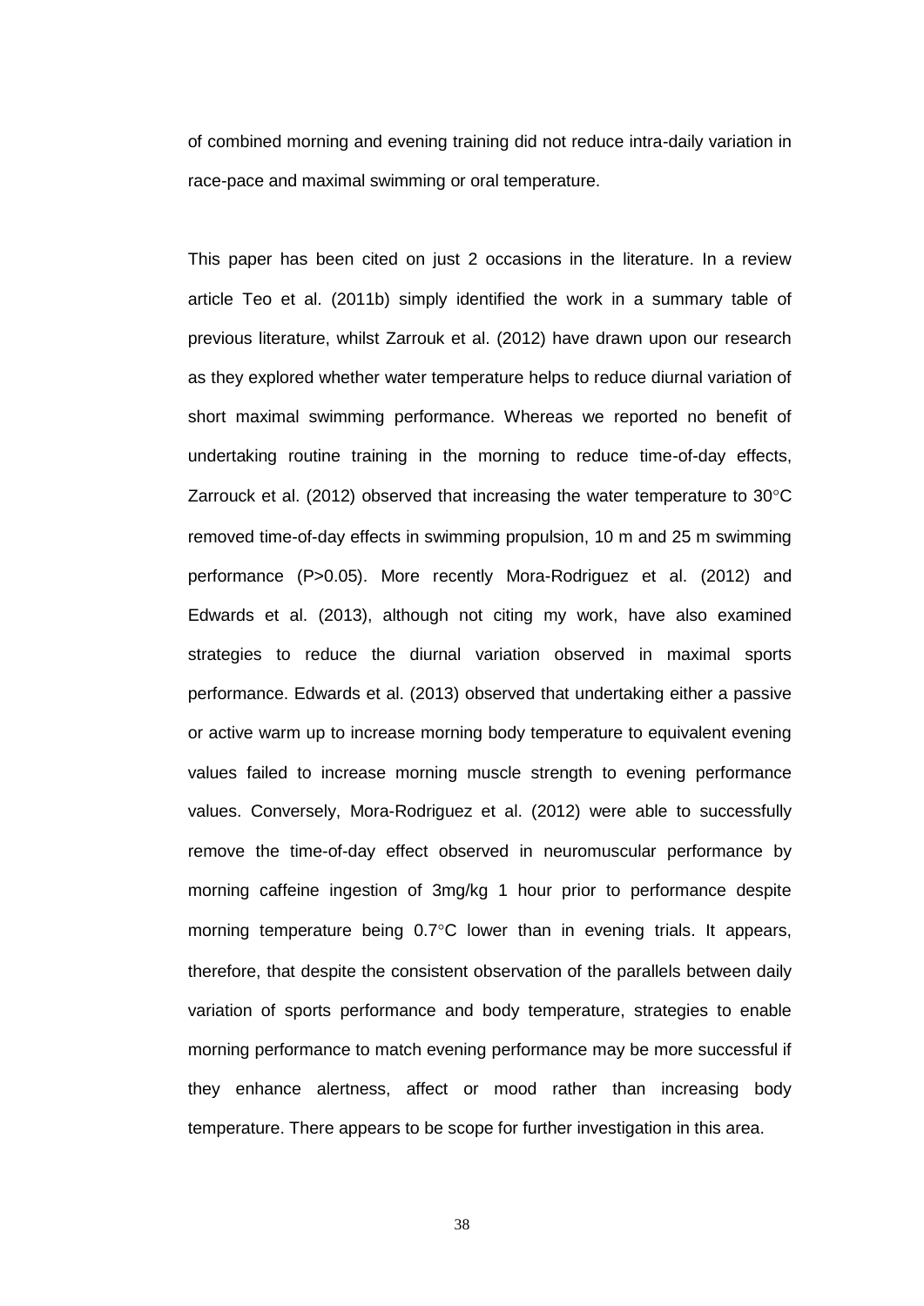of combined morning and evening training did not reduce intra-daily variation in race-pace and maximal swimming or oral temperature.

This paper has been cited on just 2 occasions in the literature. In a review article Teo et al. (2011b) simply identified the work in a summary table of previous literature, whilst Zarrouk et al. (2012) have drawn upon our research as they explored whether water temperature helps to reduce diurnal variation of short maximal swimming performance. Whereas we reported no benefit of undertaking routine training in the morning to reduce time-of-day effects, Zarrouck et al. (2012) observed that increasing the water temperature to 30°C removed time-of-day effects in swimming propulsion, 10 m and 25 m swimming performance (P>0.05). More recently Mora-Rodriguez et al. (2012) and Edwards et al. (2013), although not citing my work, have also examined strategies to reduce the diurnal variation observed in maximal sports performance. Edwards et al. (2013) observed that undertaking either a passive or active warm up to increase morning body temperature to equivalent evening values failed to increase morning muscle strength to evening performance values. Conversely, Mora-Rodriguez et al. (2012) were able to successfully remove the time-of-day effect observed in neuromuscular performance by morning caffeine ingestion of 3mg/kg 1 hour prior to performance despite morning temperature being 0.7°C lower than in evening trials. It appears, therefore, that despite the consistent observation of the parallels between daily variation of sports performance and body temperature, strategies to enable morning performance to match evening performance may be more successful if they enhance alertness, affect or mood rather than increasing body temperature. There appears to be scope for further investigation in this area.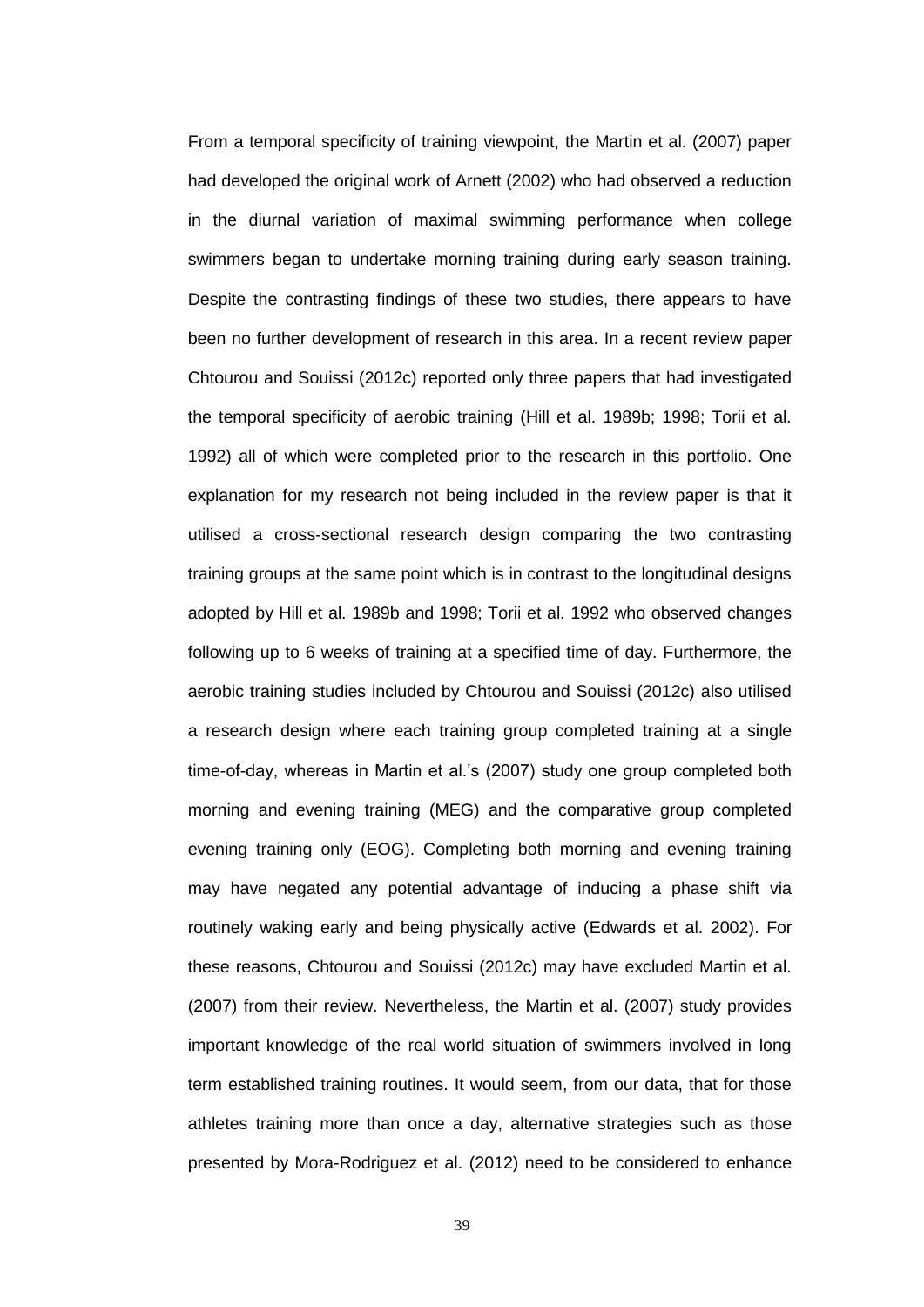From a temporal specificity of training viewpoint, the Martin et al. (2007) paper had developed the original work of Arnett (2002) who had observed a reduction in the diurnal variation of maximal swimming performance when college swimmers began to undertake morning training during early season training. Despite the contrasting findings of these two studies, there appears to have been no further development of research in this area. In a recent review paper Chtourou and Souissi (2012c) reported only three papers that had investigated the temporal specificity of aerobic training (Hill et al. 1989b; 1998; Torii et al. 1992) all of which were completed prior to the research in this portfolio. One explanation for my research not being included in the review paper is that it utilised a cross-sectional research design comparing the two contrasting training groups at the same point which is in contrast to the longitudinal designs adopted by Hill et al. 1989b and 1998; Torii et al. 1992 who observed changes following up to 6 weeks of training at a specified time of day. Furthermore, the aerobic training studies included by Chtourou and Souissi (2012c) also utilised a research design where each training group completed training at a single time-of-day, whereas in Martin et al.'s (2007) study one group completed both morning and evening training (MEG) and the comparative group completed evening training only (EOG). Completing both morning and evening training may have negated any potential advantage of inducing a phase shift via routinely waking early and being physically active (Edwards et al. 2002). For these reasons, Chtourou and Souissi (2012c) may have excluded Martin et al. (2007) from their review. Nevertheless, the Martin et al. (2007) study provides important knowledge of the real world situation of swimmers involved in long term established training routines. It would seem, from our data, that for those athletes training more than once a day, alternative strategies such as those presented by Mora-Rodriguez et al. (2012) need to be considered to enhance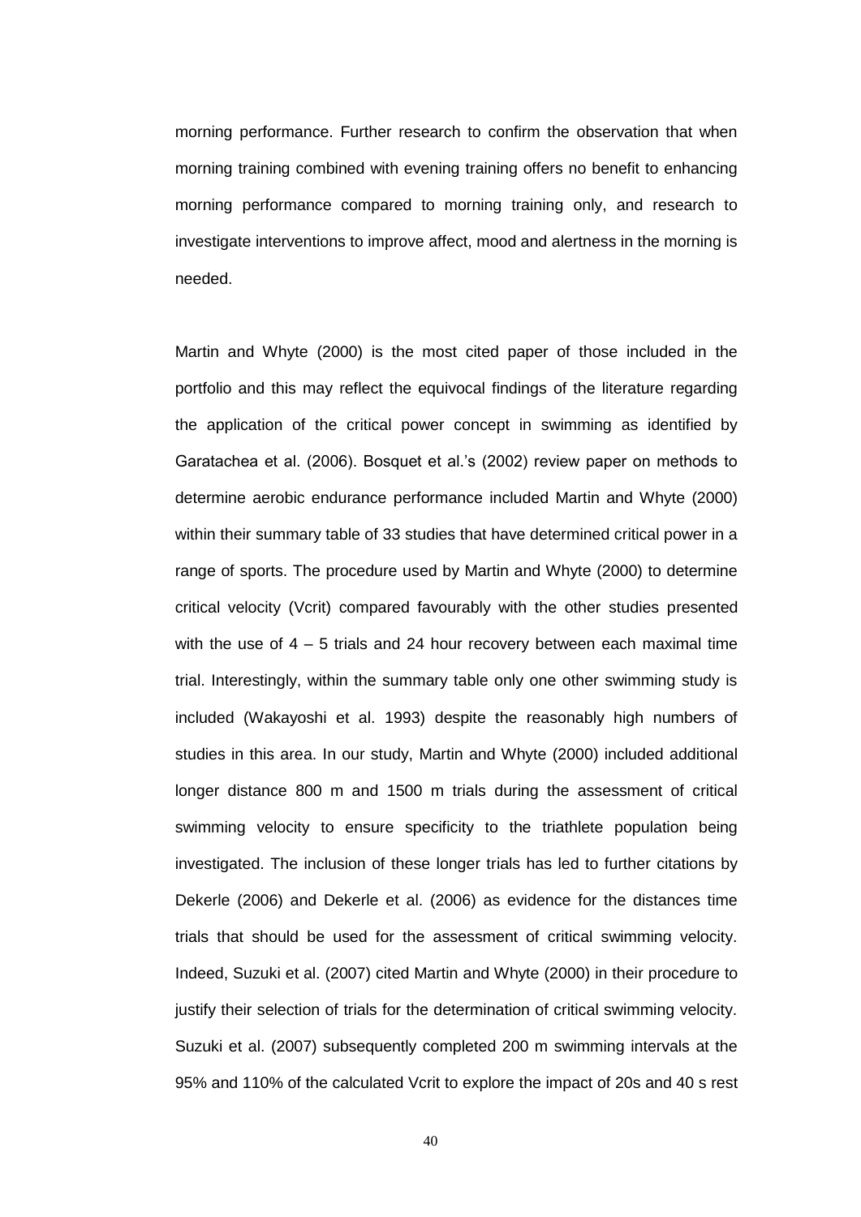morning performance. Further research to confirm the observation that when morning training combined with evening training offers no benefit to enhancing morning performance compared to morning training only, and research to investigate interventions to improve affect, mood and alertness in the morning is needed.

Martin and Whyte (2000) is the most cited paper of those included in the portfolio and this may reflect the equivocal findings of the literature regarding the application of the critical power concept in swimming as identified by Garatachea et al. (2006). Bosquet et al.'s (2002) review paper on methods to determine aerobic endurance performance included Martin and Whyte (2000) within their summary table of 33 studies that have determined critical power in a range of sports. The procedure used by Martin and Whyte (2000) to determine critical velocity (Vcrit) compared favourably with the other studies presented with the use of 4 – 5 trials and 24 hour recovery between each maximal time trial. Interestingly, within the summary table only one other swimming study is included (Wakayoshi et al. 1993) despite the reasonably high numbers of studies in this area. In our study, Martin and Whyte (2000) included additional longer distance 800 m and 1500 m trials during the assessment of critical swimming velocity to ensure specificity to the triathlete population being investigated. The inclusion of these longer trials has led to further citations by Dekerle (2006) and Dekerle et al. (2006) as evidence for the distances time trials that should be used for the assessment of critical swimming velocity. Indeed, Suzuki et al. (2007) cited Martin and Whyte (2000) in their procedure to justify their selection of trials for the determination of critical swimming velocity. Suzuki et al. (2007) subsequently completed 200 m swimming intervals at the 95% and 110% of the calculated Vcrit to explore the impact of 20s and 40 s rest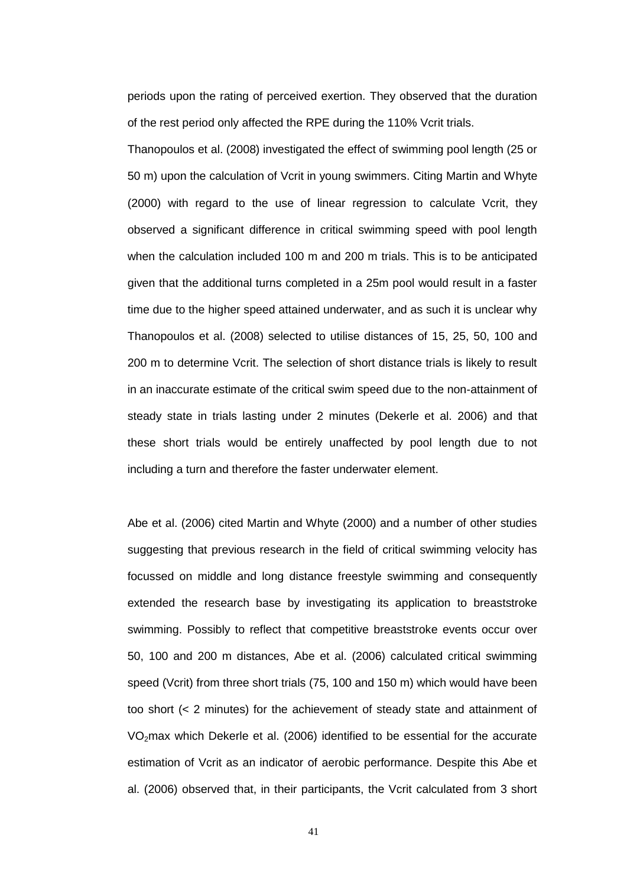periods upon the rating of perceived exertion. They observed that the duration of the rest period only affected the RPE during the 110% Vcrit trials.

Thanopoulos et al. (2008) investigated the effect of swimming pool length (25 or 50 m) upon the calculation of Vcrit in young swimmers. Citing Martin and Whyte (2000) with regard to the use of linear regression to calculate Vcrit, they observed a significant difference in critical swimming speed with pool length when the calculation included 100 m and 200 m trials. This is to be anticipated given that the additional turns completed in a 25m pool would result in a faster time due to the higher speed attained underwater, and as such it is unclear why Thanopoulos et al. (2008) selected to utilise distances of 15, 25, 50, 100 and 200 m to determine Vcrit. The selection of short distance trials is likely to result in an inaccurate estimate of the critical swim speed due to the non-attainment of steady state in trials lasting under 2 minutes (Dekerle et al. 2006) and that these short trials would be entirely unaffected by pool length due to not including a turn and therefore the faster underwater element.

Abe et al. (2006) cited Martin and Whyte (2000) and a number of other studies suggesting that previous research in the field of critical swimming velocity has focussed on middle and long distance freestyle swimming and consequently extended the research base by investigating its application to breaststroke swimming. Possibly to reflect that competitive breaststroke events occur over 50, 100 and 200 m distances, Abe et al. (2006) calculated critical swimming speed (Vcrit) from three short trials (75, 100 and 150 m) which would have been too short (< 2 minutes) for the achievement of steady state and attainment of $VO_2$max which Dekerle et al. (2006) identified to be essential for the accurate estimation of Vcrit as an indicator of aerobic performance. Despite this Abe et al. (2006) observed that, in their participants, the Vcrit calculated from 3 short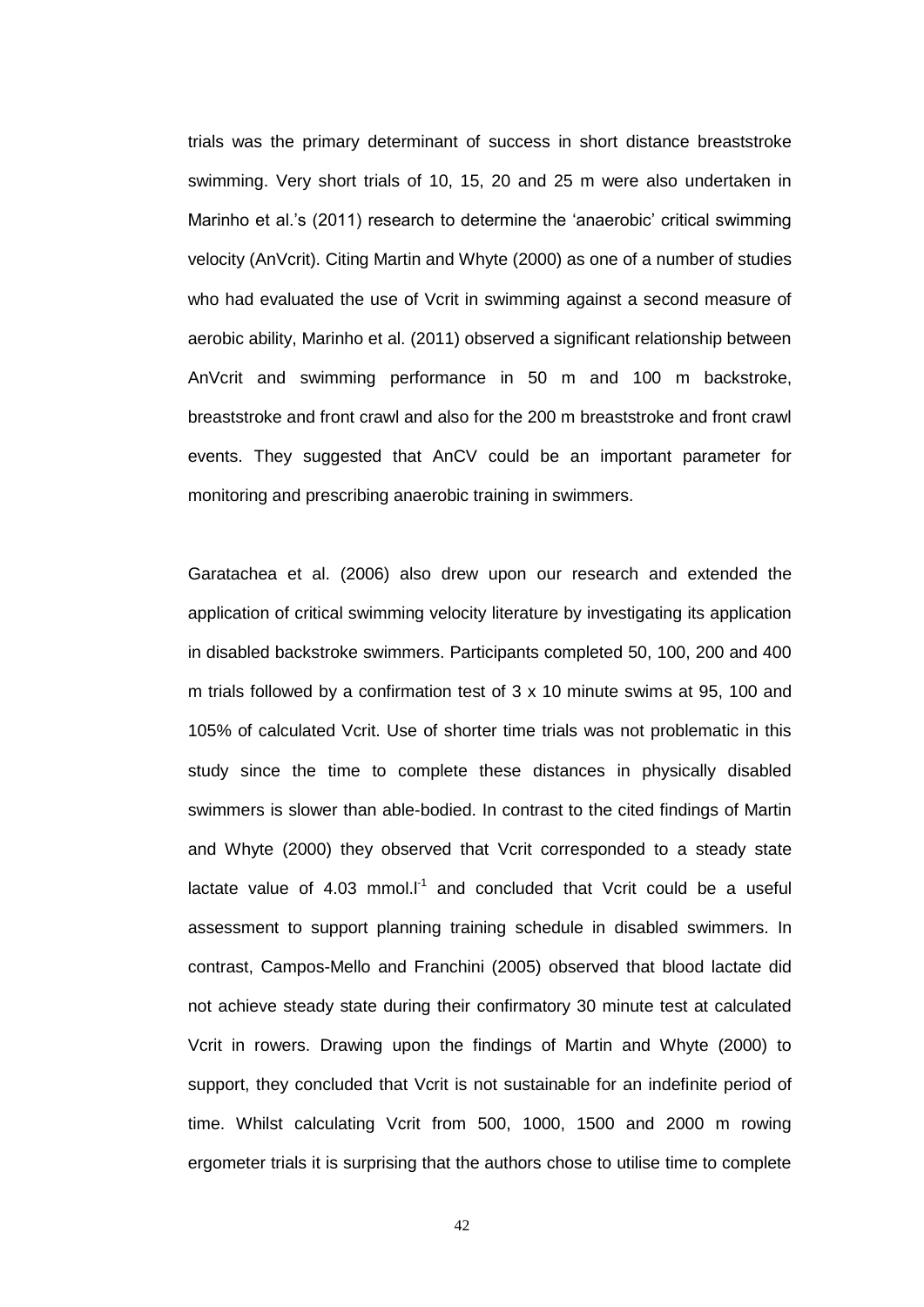trials was the primary determinant of success in short distance breaststroke swimming. Very short trials of 10, 15, 20 and 25 m were also undertaken in Marinho et al.'s (2011) research to determine the 'anaerobic' critical swimming velocity (AnVcrit). Citing Martin and Whyte (2000) as one of a number of studies who had evaluated the use of Vcrit in swimming against a second measure of aerobic ability, Marinho et al. (2011) observed a significant relationship between AnVcrit and swimming performance in 50 m and 100 m backstroke, breaststroke and front crawl and also for the 200 m breaststroke and front crawl events. They suggested that AnCV could be an important parameter for monitoring and prescribing anaerobic training in swimmers.

Garatachea et al. (2006) also drew upon our research and extended the application of critical swimming velocity literature by investigating its application in disabled backstroke swimmers. Participants completed 50, 100, 200 and 400 m trials followed by a confirmation test of 3 x 10 minute swims at 95, 100 and 105% of calculated Vcrit. Use of shorter time trials was not problematic in this study since the time to complete these distances in physically disabled swimmers is slower than able-bodied. In contrast to the cited findings of Martin and Whyte (2000) they observed that Vcrit corresponded to a steady state lactate value of 4.03 $mmol.l^{-1}$ and concluded that Vcrit could be a useful assessment to support planning training schedule in disabled swimmers. In contrast, Campos-Mello and Franchini (2005) observed that blood lactate did not achieve steady state during their confirmatory 30 minute test at calculated Vcrit in rowers. Drawing upon the findings of Martin and Whyte (2000) to support, they concluded that Vcrit is not sustainable for an indefinite period of time. Whilst calculating Vcrit from 500, 1000, 1500 and 2000 m rowing ergometer trials it is surprising that the authors chose to utilise time to complete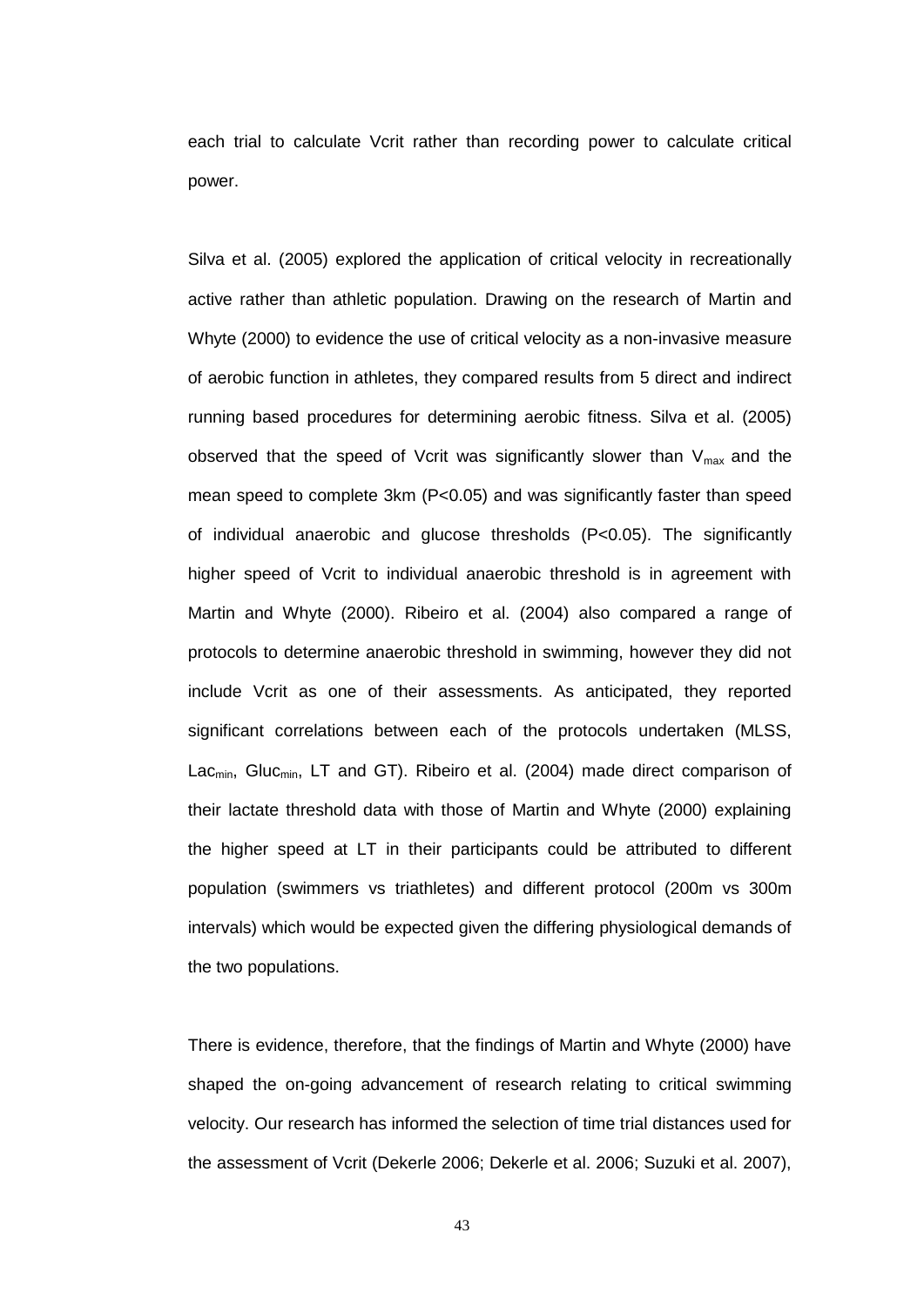each trial to calculate Vcrit rather than recording power to calculate critical power.

Silva et al. (2005) explored the application of critical velocity in recreationally active rather than athletic population. Drawing on the research of Martin and Whyte (2000) to evidence the use of critical velocity as a non-invasive measure of aerobic function in athletes, they compared results from 5 direct and indirect running based procedures for determining aerobic fitness. Silva et al. (2005) observed that the speed of Vcrit was significantly slower than $V_{max}$ and the mean speed to complete 3km ($P<0.05$) and was significantly faster than speed of individual anaerobic and glucose thresholds ($P<0.05$). The significantly higher speed of Vcrit to individual anaerobic threshold is in agreement with Martin and Whyte (2000). Ribeiro et al. (2004) also compared a range of protocols to determine anaerobic threshold in swimming, however they did not include Vcrit as one of their assessments. As anticipated, they reported significant correlations between each of the protocols undertaken (MLSS, $Lac_{min}$, $Gluc_{min}$, LT and GT). Ribeiro et al. (2004) made direct comparison of their lactate threshold data with those of Martin and Whyte (2000) explaining the higher speed at LT in their participants could be attributed to different population (swimmers vs triathletes) and different protocol (200m vs 300m intervals) which would be expected given the differing physiological demands of the two populations.

There is evidence, therefore, that the findings of Martin and Whyte (2000) have shaped the on-going advancement of research relating to critical swimming velocity. Our research has informed the selection of time trial distances used for the assessment of Vcrit (Dekerle 2006; Dekerle et al. 2006; Suzuki et al. 2007),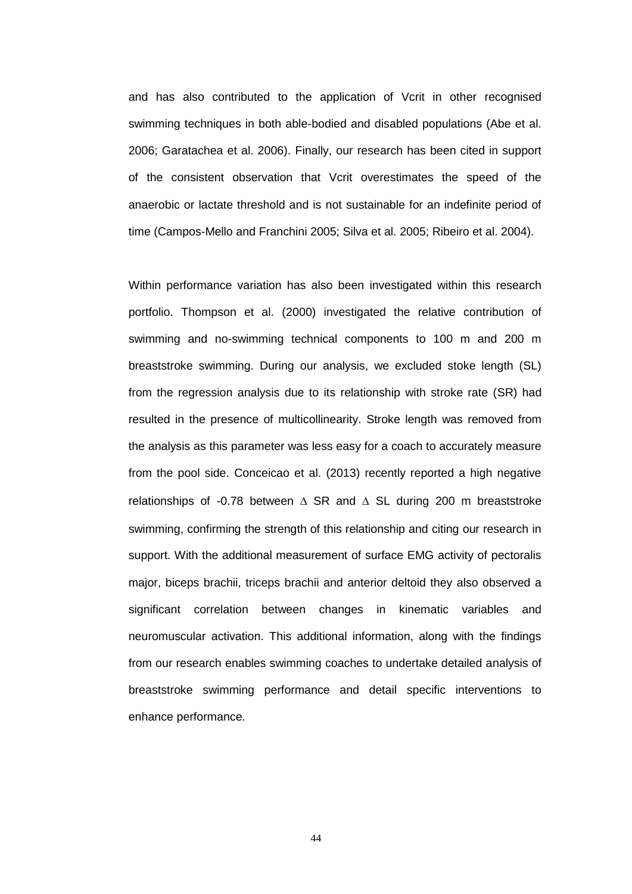and has also contributed to the application of Vcrit in other recognised swimming techniques in both able-bodied and disabled populations (Abe et al. 2006; Garatachea et al. 2006). Finally, our research has been cited in support of the consistent observation that Vcrit overestimates the speed of the anaerobic or lactate threshold and is not sustainable for an indefinite period of time (Campos-Mello and Franchini 2005; Silva et al. 2005; Ribeiro et al. 2004).

Within performance variation has also been investigated within this research portfolio. Thompson et al. (2000) investigated the relative contribution of swimming and no-swimming technical components to 100 m and 200 m breaststroke swimming. During our analysis, we excluded stoke length (SL) from the regression analysis due to its relationship with stroke rate (SR) had resulted in the presence of multicollinearity. Stroke length was removed from the analysis as this parameter was less easy for a coach to accurately measure from the pool side. Conceicao et al. (2013) recently reported a high negative relationships of -0.78 between $\Delta$ SR and $\Delta$ SL during 200 m breaststroke swimming, confirming the strength of this relationship and citing our research in support. With the additional measurement of surface EMG activity of pectoralis major, biceps brachii, triceps brachii and anterior deltoid they also observed a significant correlation between changes in kinematic variables and neuromuscular activation. This additional information, along with the findings from our research enables swimming coaches to undertake detailed analysis of breaststroke swimming performance and detail specific interventions to enhance performance.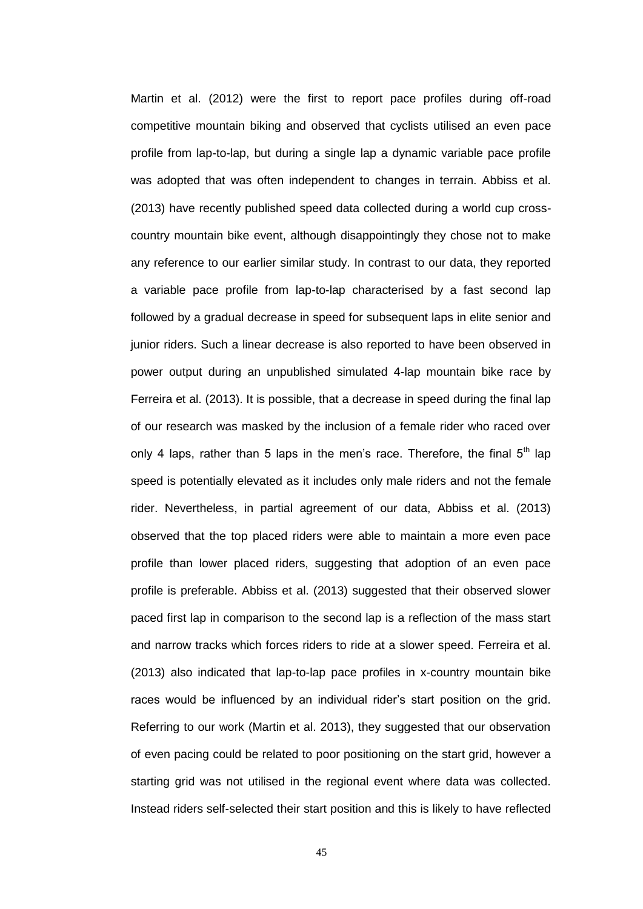Martin et al. (2012) were the first to report pace profiles during off-road competitive mountain biking and observed that cyclists utilised an even pace profile from lap-to-lap, but during a single lap a dynamic variable pace profile was adopted that was often independent to changes in terrain. Abbiss et al. (2013) have recently published speed data collected during a world cup cross-country mountain bike event, although disappointingly they chose not to make any reference to our earlier similar study. In contrast to our data, they reported a variable pace profile from lap-to-lap characterised by a fast second lap followed by a gradual decrease in speed for subsequent laps in elite senior and junior riders. Such a linear decrease is also reported to have been observed in power output during an unpublished simulated 4-lap mountain bike race by Ferreira et al. (2013). It is possible, that a decrease in speed during the final lap of our research was masked by the inclusion of a female rider who raced over only 4 laps, rather than 5 laps in the men's race. Therefore, the final 5th lap speed is potentially elevated as it includes only male riders and not the female rider. Nevertheless, in partial agreement of our data, Abbiss et al. (2013) observed that the top placed riders were able to maintain a more even pace profile than lower placed riders, suggesting that adoption of an even pace profile is preferable. Abbiss et al. (2013) suggested that their observed slower paced first lap in comparison to the second lap is a reflection of the mass start and narrow tracks which forces riders to ride at a slower speed. Ferreira et al. (2013) also indicated that lap-to-lap pace profiles in x-country mountain bike races would be influenced by an individual rider's start position on the grid. Referring to our work (Martin et al. 2013), they suggested that our observation of even pacing could be related to poor positioning on the start grid, however a starting grid was not utilised in the regional event where data was collected. Instead riders self-selected their start position and this is likely to have reflected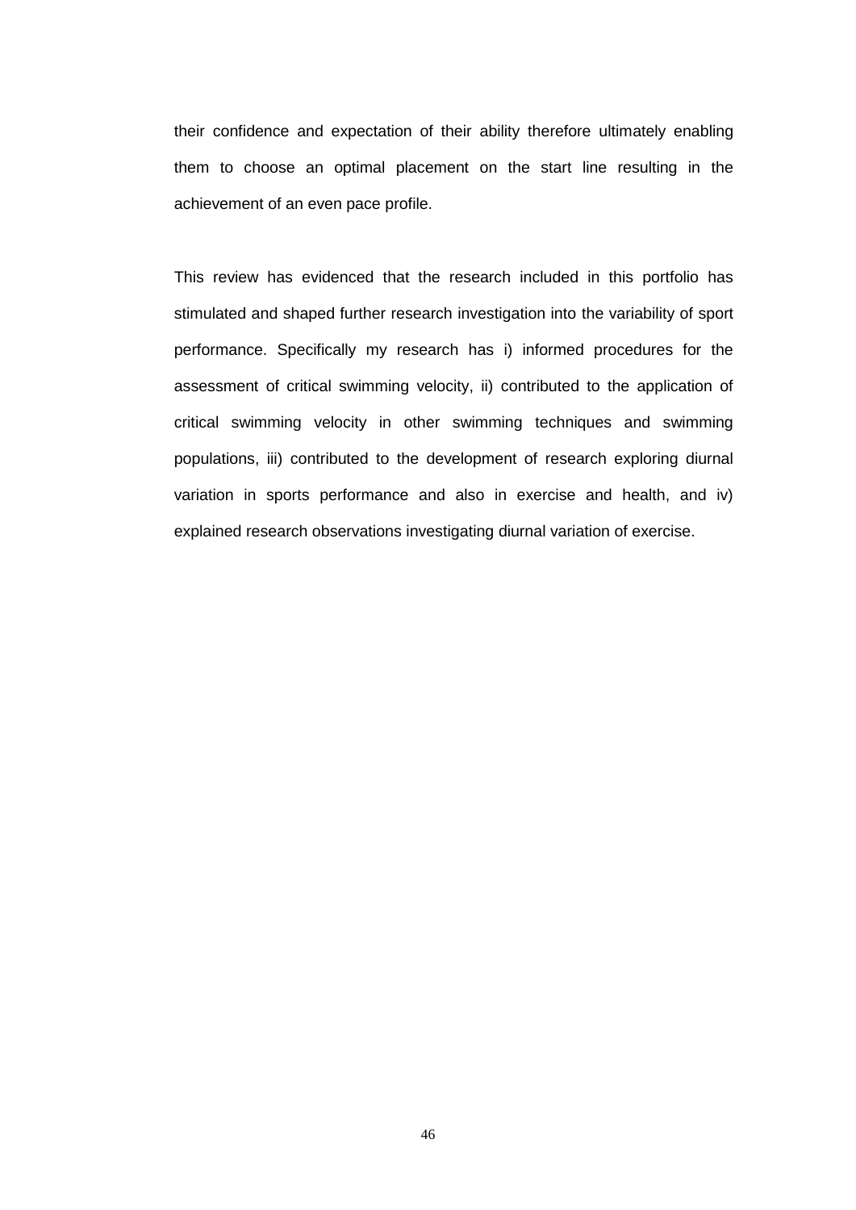their confidence and expectation of their ability therefore ultimately enabling them to choose an optimal placement on the start line resulting in the achievement of an even pace profile.

This review has evidenced that the research included in this portfolio has stimulated and shaped further research investigation into the variability of sport performance. Specifically my research has i) informed procedures for the assessment of critical swimming velocity, ii) contributed to the application of critical swimming velocity in other swimming techniques and swimming populations, iii) contributed to the development of research exploring diurnal variation in sports performance and also in exercise and health, and iv) explained research observations investigating diurnal variation of exercise.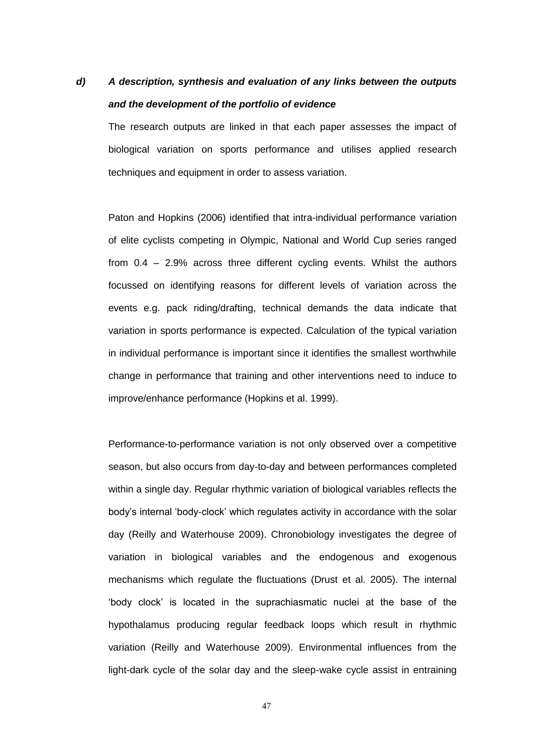***d) A description, synthesis and evaluation of any links between the outputs and the development of the portfolio of evidence***

The research outputs are linked in that each paper assesses the impact of biological variation on sports performance and utilises applied research techniques and equipment in order to assess variation.

Paton and Hopkins (2006) identified that intra-individual performance variation of elite cyclists competing in Olympic, National and World Cup series ranged from 0.4 – 2.9% across three different cycling events. Whilst the authors focussed on identifying reasons for different levels of variation across the events e.g. pack riding/drafting, technical demands the data indicate that variation in sports performance is expected. Calculation of the typical variation in individual performance is important since it identifies the smallest worthwhile change in performance that training and other interventions need to induce to improve/enhance performance (Hopkins et al. 1999).

Performance-to-performance variation is not only observed over a competitive season, but also occurs from day-to-day and between performances completed within a single day. Regular rhythmic variation of biological variables reflects the body's internal 'body-clock' which regulates activity in accordance with the solar day (Reilly and Waterhouse 2009). Chronobiology investigates the degree of variation in biological variables and the endogenous and exogenous mechanisms which regulate the fluctuations (Drust et al. 2005). The internal 'body clock' is located in the suprachiasmatic nuclei at the base of the hypothalamus producing regular feedback loops which result in rhythmic variation (Reilly and Waterhouse 2009). Environmental influences from the light-dark cycle of the solar day and the sleep-wake cycle assist in entraining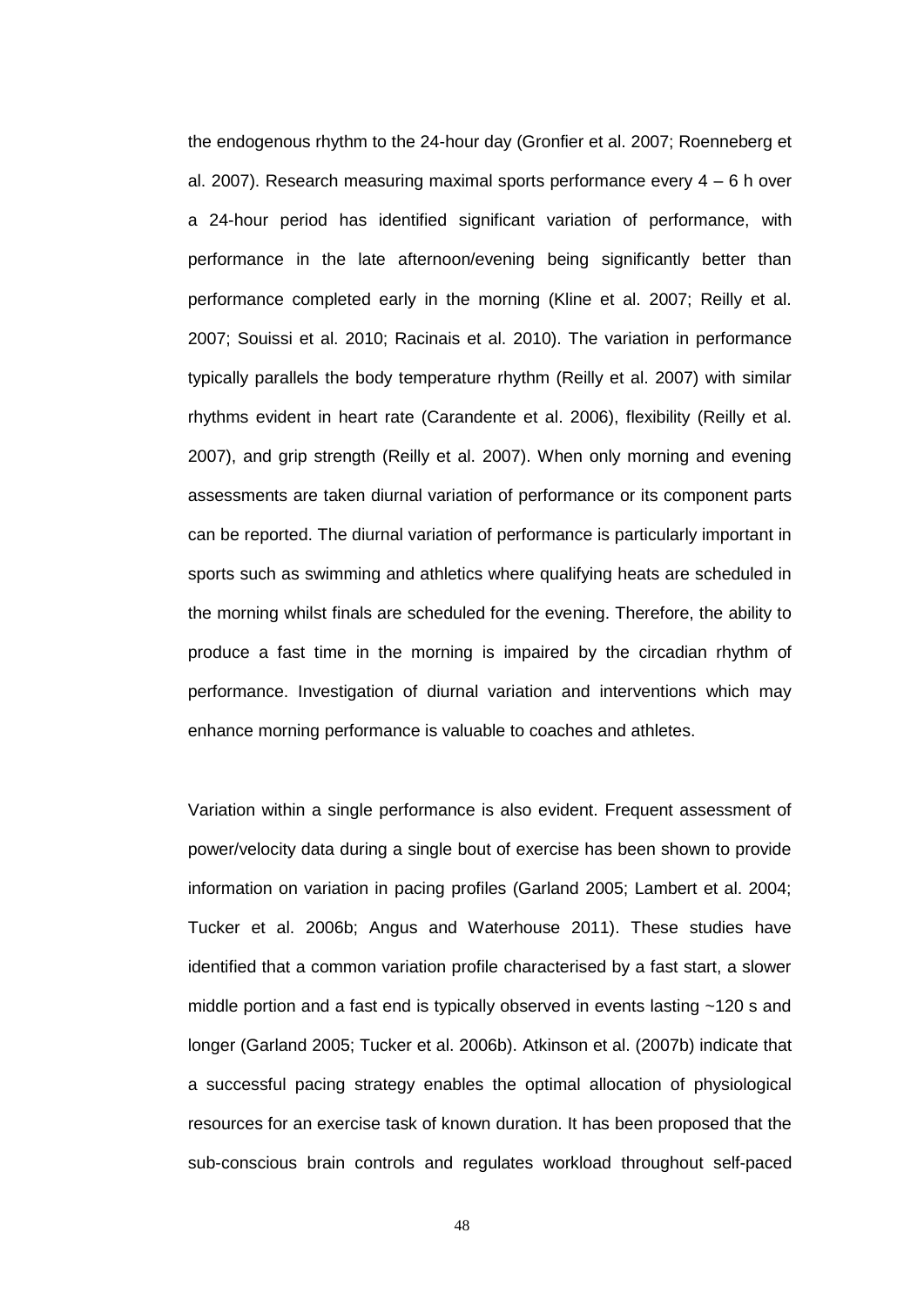the endogenous rhythm to the 24-hour day (Gronfier et al. 2007; Roenneberg et al. 2007). Research measuring maximal sports performance every 4 – 6 h over a 24-hour period has identified significant variation of performance, with performance in the late afternoon/evening being significantly better than performance completed early in the morning (Kline et al. 2007; Reilly et al. 2007; Souissi et al. 2010; Racinais et al. 2010). The variation in performance typically parallels the body temperature rhythm (Reilly et al. 2007) with similar rhythms evident in heart rate (Carandente et al. 2006), flexibility (Reilly et al. 2007), and grip strength (Reilly et al. 2007). When only morning and evening assessments are taken diurnal variation of performance or its component parts can be reported. The diurnal variation of performance is particularly important in sports such as swimming and athletics where qualifying heats are scheduled in the morning whilst finals are scheduled for the evening. Therefore, the ability to produce a fast time in the morning is impaired by the circadian rhythm of performance. Investigation of diurnal variation and interventions which may enhance morning performance is valuable to coaches and athletes.

Variation within a single performance is also evident. Frequent assessment of power/velocity data during a single bout of exercise has been shown to provide information on variation in pacing profiles (Garland 2005; Lambert et al. 2004; Tucker et al. 2006b; Angus and Waterhouse 2011). These studies have identified that a common variation profile characterised by a fast start, a slower middle portion and a fast end is typically observed in events lasting ~120 s and longer (Garland 2005; Tucker et al. 2006b). Atkinson et al. (2007b) indicate that a successful pacing strategy enables the optimal allocation of physiological resources for an exercise task of known duration. It has been proposed that the sub-conscious brain controls and regulates workload throughout self-paced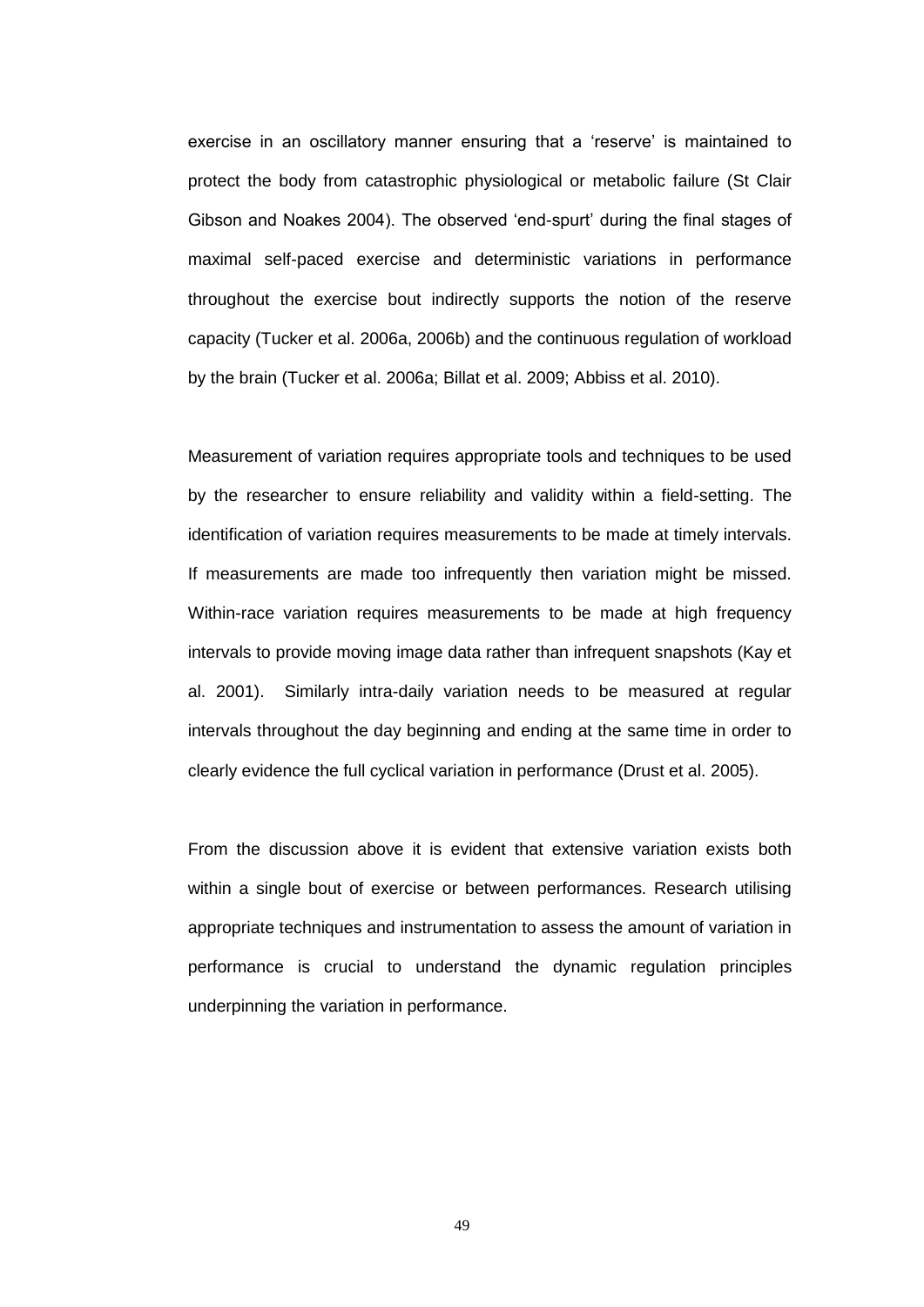exercise in an oscillatory manner ensuring that a 'reserve' is maintained to protect the body from catastrophic physiological or metabolic failure (St Clair Gibson and Noakes 2004). The observed 'end-spurt' during the final stages of maximal self-paced exercise and deterministic variations in performance throughout the exercise bout indirectly supports the notion of the reserve capacity (Tucker et al. 2006a, 2006b) and the continuous regulation of workload by the brain (Tucker et al. 2006a; Billat et al. 2009; Abbiss et al. 2010).

Measurement of variation requires appropriate tools and techniques to be used by the researcher to ensure reliability and validity within a field-setting. The identification of variation requires measurements to be made at timely intervals. If measurements are made too infrequently then variation might be missed. Within-race variation requires measurements to be made at high frequency intervals to provide moving image data rather than infrequent snapshots (Kay et al. 2001). Similarly intra-daily variation needs to be measured at regular intervals throughout the day beginning and ending at the same time in order to clearly evidence the full cyclical variation in performance (Drust et al. 2005).

From the discussion above it is evident that extensive variation exists both within a single bout of exercise or between performances. Research utilising appropriate techniques and instrumentation to assess the amount of variation in performance is crucial to understand the dynamic regulation principles underpinning the variation in performance.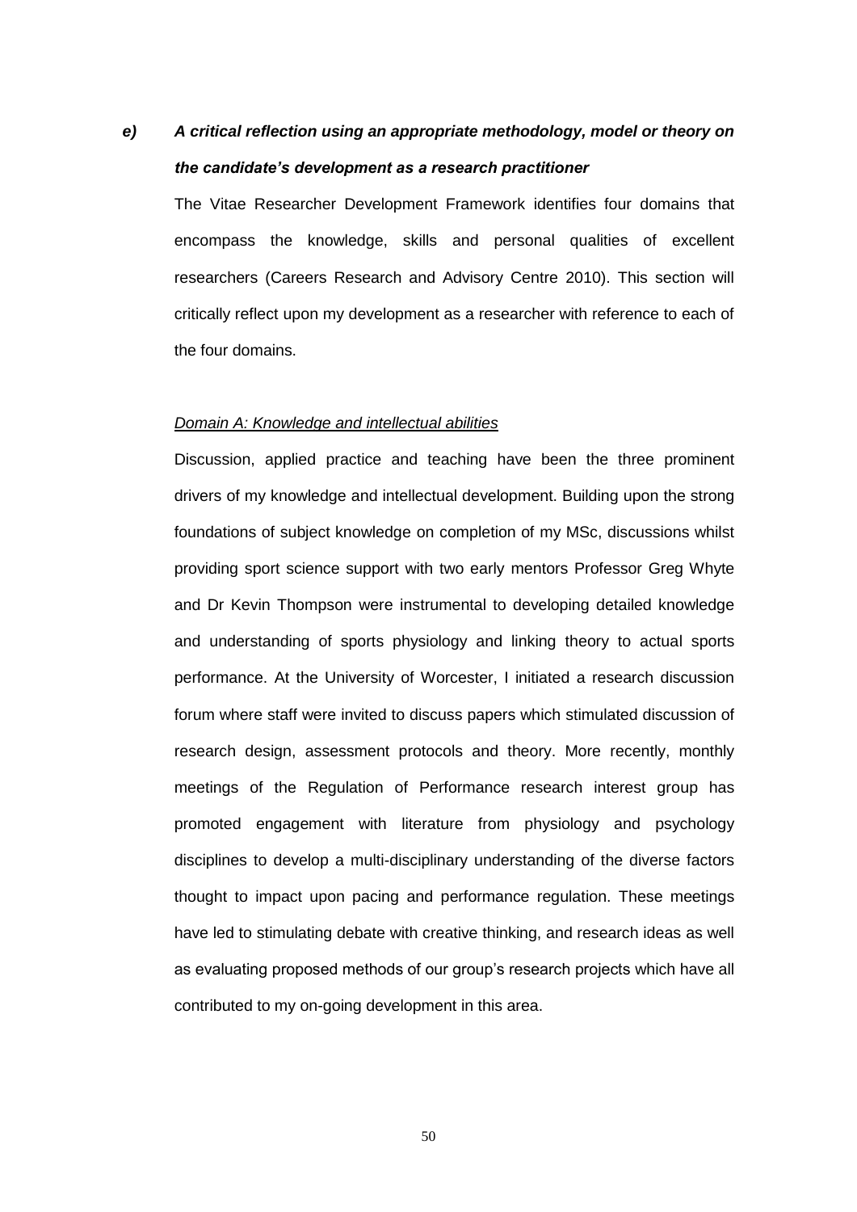***e) A critical reflection using an appropriate methodology, model or theory on the candidate's development as a research practitioner***

The Vitae Researcher Development Framework identifies four domains that encompass the knowledge, skills and personal qualities of excellent researchers (Careers Research and Advisory Centre 2010). This section will critically reflect upon my development as a researcher with reference to each of the four domains.

*Domain A: Knowledge and intellectual abilities*

Discussion, applied practice and teaching have been the three prominent drivers of my knowledge and intellectual development. Building upon the strong foundations of subject knowledge on completion of my MSc, discussions whilst providing sport science support with two early mentors Professor Greg Whyte and Dr Kevin Thompson were instrumental to developing detailed knowledge and understanding of sports physiology and linking theory to actual sports performance. At the University of Worcester, I initiated a research discussion forum where staff were invited to discuss papers which stimulated discussion of research design, assessment protocols and theory. More recently, monthly meetings of the Regulation of Performance research interest group has promoted engagement with literature from physiology and psychology disciplines to develop a multi-disciplinary understanding of the diverse factors thought to impact upon pacing and performance regulation. These meetings have led to stimulating debate with creative thinking, and research ideas as well as evaluating proposed methods of our group's research projects which have all contributed to my on-going development in this area.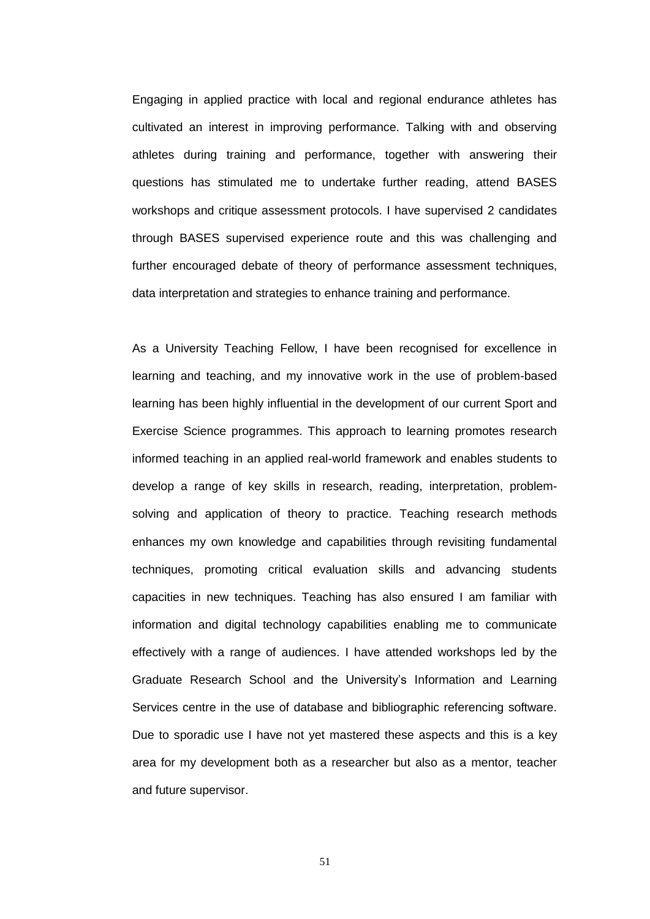Engaging in applied practice with local and regional endurance athletes has cultivated an interest in improving performance. Talking with and observing athletes during training and performance, together with answering their questions has stimulated me to undertake further reading, attend BASES workshops and critique assessment protocols. I have supervised 2 candidates through BASES supervised experience route and this was challenging and further encouraged debate of theory of performance assessment techniques, data interpretation and strategies to enhance training and performance.

As a University Teaching Fellow, I have been recognised for excellence in learning and teaching, and my innovative work in the use of problem-based learning has been highly influential in the development of our current Sport and Exercise Science programmes. This approach to learning promotes research informed teaching in an applied real-world framework and enables students to develop a range of key skills in research, reading, interpretation, problem-solving and application of theory to practice. Teaching research methods enhances my own knowledge and capabilities through revisiting fundamental techniques, promoting critical evaluation skills and advancing students capacities in new techniques. Teaching has also ensured I am familiar with information and digital technology capabilities enabling me to communicate effectively with a range of audiences. I have attended workshops led by the Graduate Research School and the University's Information and Learning Services centre in the use of database and bibliographic referencing software. Due to sporadic use I have not yet mastered these aspects and this is a key area for my development both as a researcher but also as a mentor, teacher and future supervisor.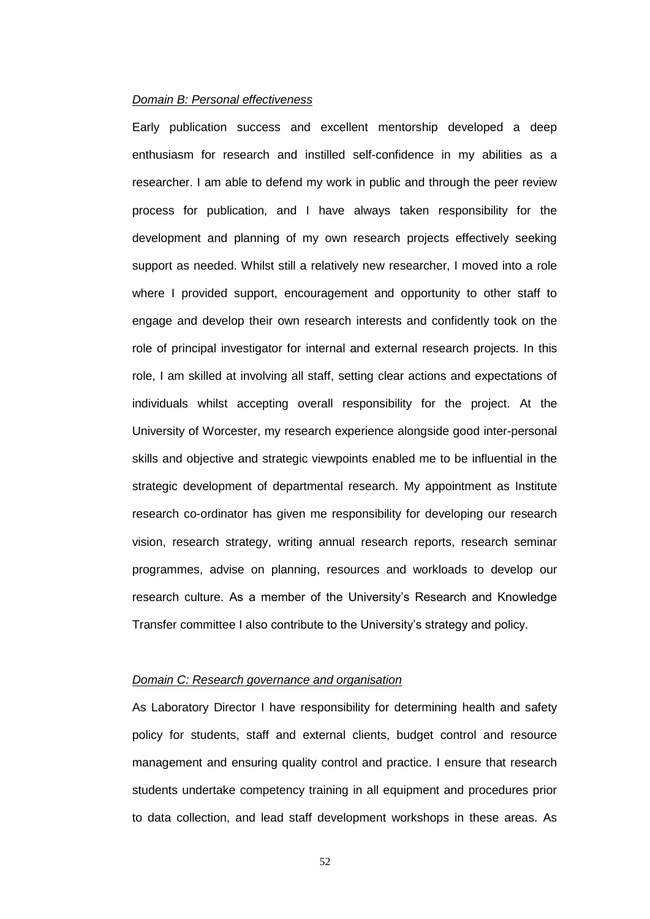*Domain B: Personal effectiveness*

Early publication success and excellent mentorship developed a deep enthusiasm for research and instilled self-confidence in my abilities as a researcher. I am able to defend my work in public and through the peer review process for publication, and I have always taken responsibility for the development and planning of my own research projects effectively seeking support as needed. Whilst still a relatively new researcher, I moved into a role where I provided support, encouragement and opportunity to other staff to engage and develop their own research interests and confidently took on the role of principal investigator for internal and external research projects. In this role, I am skilled at involving all staff, setting clear actions and expectations of individuals whilst accepting overall responsibility for the project. At the University of Worcester, my research experience alongside good inter-personal skills and objective and strategic viewpoints enabled me to be influential in the strategic development of departmental research. My appointment as Institute research co-ordinator has given me responsibility for developing our research vision, research strategy, writing annual research reports, research seminar programmes, advise on planning, resources and workloads to develop our research culture. As a member of the University's Research and Knowledge Transfer committee I also contribute to the University's strategy and policy.

*Domain C: Research governance and organisation*

As Laboratory Director I have responsibility for determining health and safety policy for students, staff and external clients, budget control and resource management and ensuring quality control and practice. I ensure that research students undertake competency training in all equipment and procedures prior to data collection, and lead staff development workshops in these areas. As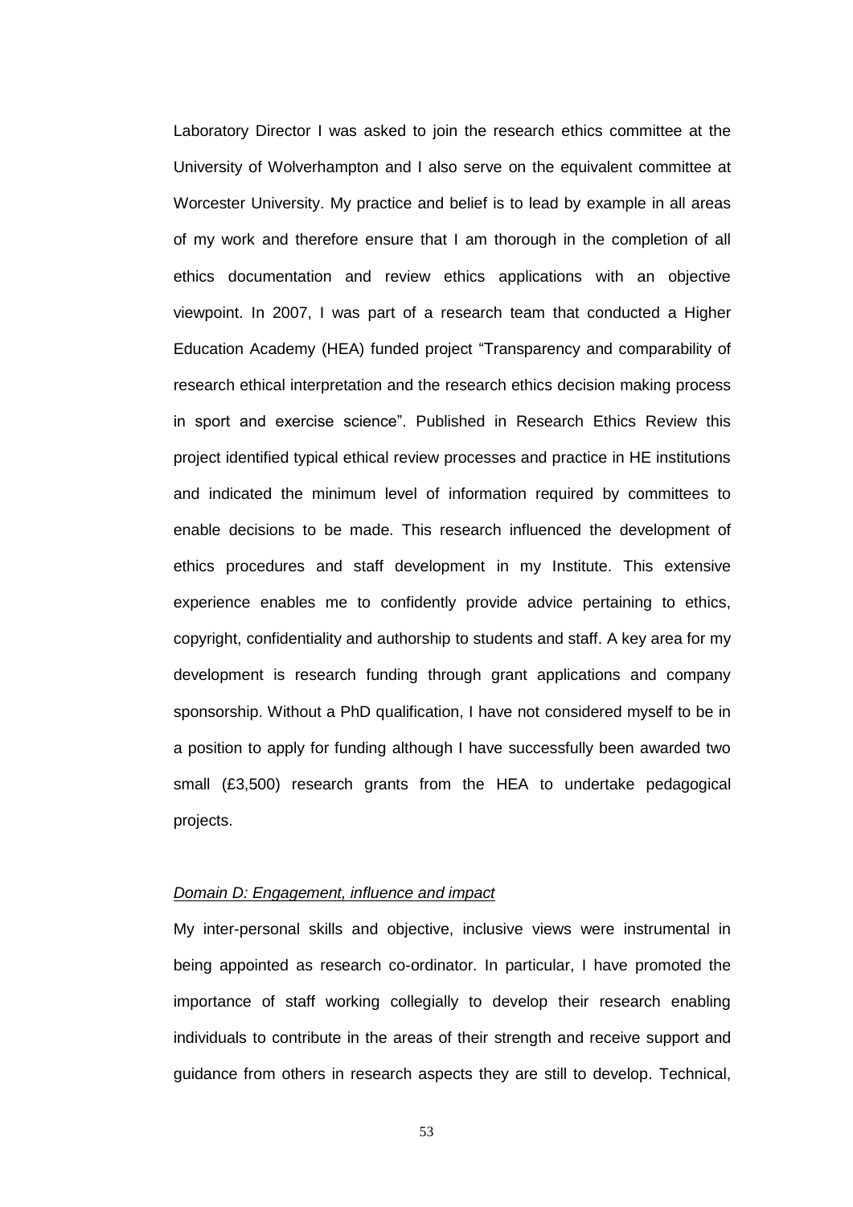Laboratory Director I was asked to join the research ethics committee at the University of Wolverhampton and I also serve on the equivalent committee at Worcester University. My practice and belief is to lead by example in all areas of my work and therefore ensure that I am thorough in the completion of all ethics documentation and review ethics applications with an objective viewpoint. In 2007, I was part of a research team that conducted a Higher Education Academy (HEA) funded project "Transparency and comparability of research ethical interpretation and the research ethics decision making process in sport and exercise science". Published in Research Ethics Review this project identified typical ethical review processes and practice in HE institutions and indicated the minimum level of information required by committees to enable decisions to be made. This research influenced the development of ethics procedures and staff development in my Institute. This extensive experience enables me to confidently provide advice pertaining to ethics, copyright, confidentiality and authorship to students and staff. A key area for my development is research funding through grant applications and company sponsorship. Without a PhD qualification, I have not considered myself to be in a position to apply for funding although I have successfully been awarded two small (£3,500) research grants from the HEA to undertake pedagogical projects.

*Domain D: Engagement, influence and impact*

My inter-personal skills and objective, inclusive views were instrumental in being appointed as research co-ordinator. In particular, I have promoted the importance of staff working collegially to develop their research enabling individuals to contribute in the areas of their strength and receive support and guidance from others in research aspects they are still to develop. Technical,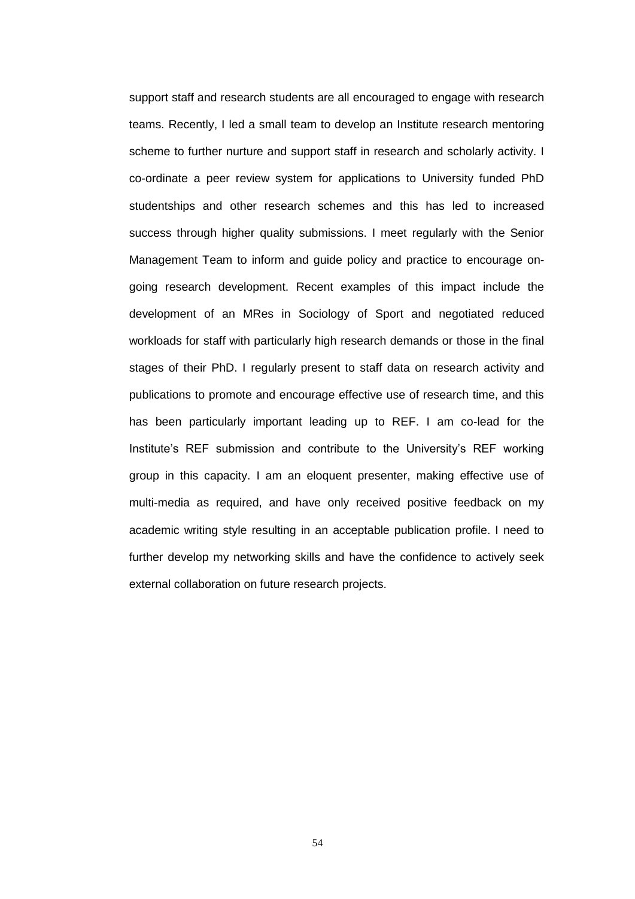support staff and research students are all encouraged to engage with research teams. Recently, I led a small team to develop an Institute research mentoring scheme to further nurture and support staff in research and scholarly activity. I co-ordinate a peer review system for applications to University funded PhD studentships and other research schemes and this has led to increased success through higher quality submissions. I meet regularly with the Senior Management Team to inform and guide policy and practice to encourage on-going research development. Recent examples of this impact include the development of an MRes in Sociology of Sport and negotiated reduced workloads for staff with particularly high research demands or those in the final stages of their PhD. I regularly present to staff data on research activity and publications to promote and encourage effective use of research time, and this has been particularly important leading up to REF. I am co-lead for the Institute's REF submission and contribute to the University's REF working group in this capacity. I am an eloquent presenter, making effective use of multi-media as required, and have only received positive feedback on my academic writing style resulting in an acceptable publication profile. I need to further develop my networking skills and have the confidence to actively seek external collaboration on future research projects.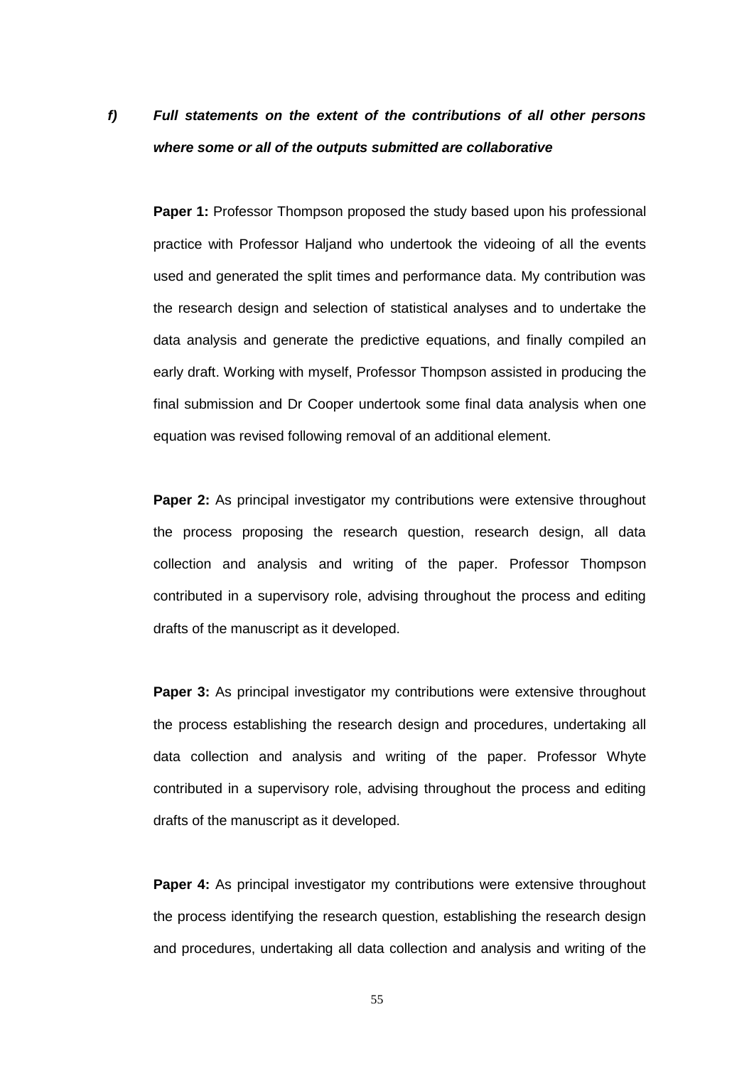***f) Full statements on the extent of the contributions of all other persons where some or all of the outputs submitted are collaborative***

**Paper 1:** Professor Thompson proposed the study based upon his professional practice with Professor Haljand who undertook the videoing of all the events used and generated the split times and performance data. My contribution was the research design and selection of statistical analyses and to undertake the data analysis and generate the predictive equations, and finally compiled an early draft. Working with myself, Professor Thompson assisted in producing the final submission and Dr Cooper undertook some final data analysis when one equation was revised following removal of an additional element.

**Paper 2:** As principal investigator my contributions were extensive throughout the process proposing the research question, research design, all data collection and analysis and writing of the paper. Professor Thompson contributed in a supervisory role, advising throughout the process and editing drafts of the manuscript as it developed.

**Paper 3:** As principal investigator my contributions were extensive throughout the process establishing the research design and procedures, undertaking all data collection and analysis and writing of the paper. Professor Whyte contributed in a supervisory role, advising throughout the process and editing drafts of the manuscript as it developed.

**Paper 4:** As principal investigator my contributions were extensive throughout the process identifying the research question, establishing the research design and procedures, undertaking all data collection and analysis and writing of the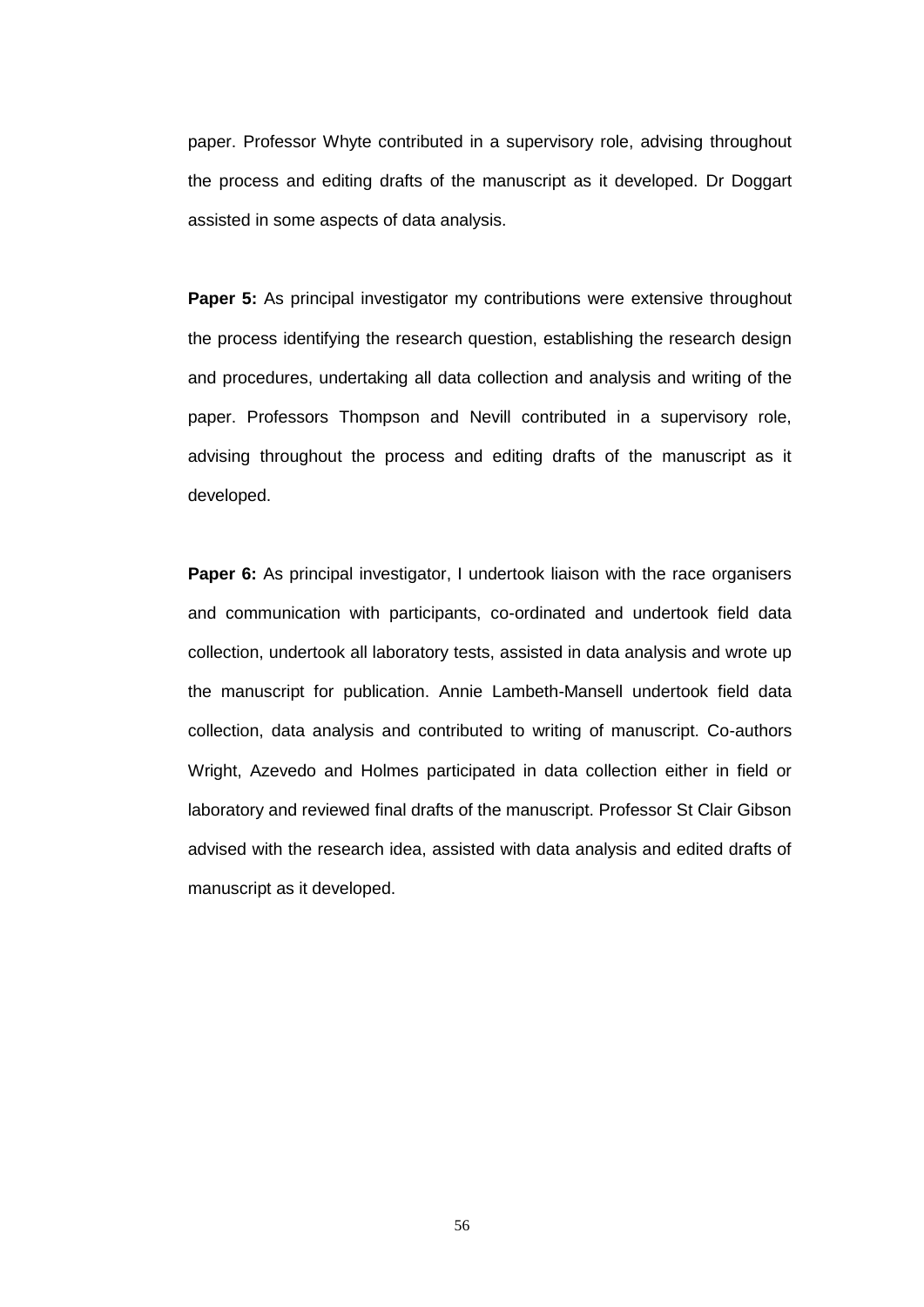paper. Professor Whyte contributed in a supervisory role, advising throughout the process and editing drafts of the manuscript as it developed. Dr Doggart assisted in some aspects of data analysis.

**Paper 5:** As principal investigator my contributions were extensive throughout the process identifying the research question, establishing the research design and procedures, undertaking all data collection and analysis and writing of the paper. Professors Thompson and Nevill contributed in a supervisory role, advising throughout the process and editing drafts of the manuscript as it developed.

**Paper 6:** As principal investigator, I undertook liaison with the race organisers and communication with participants, co-ordinated and undertook field data collection, undertook all laboratory tests, assisted in data analysis and wrote up the manuscript for publication. Annie Lambeth-Mansell undertook field data collection, data analysis and contributed to writing of manuscript. Co-authors Wright, Azevedo and Holmes participated in data collection either in field or laboratory and reviewed final drafts of the manuscript. Professor St Clair Gibson advised with the research idea, assisted with data analysis and edited drafts of manuscript as it developed.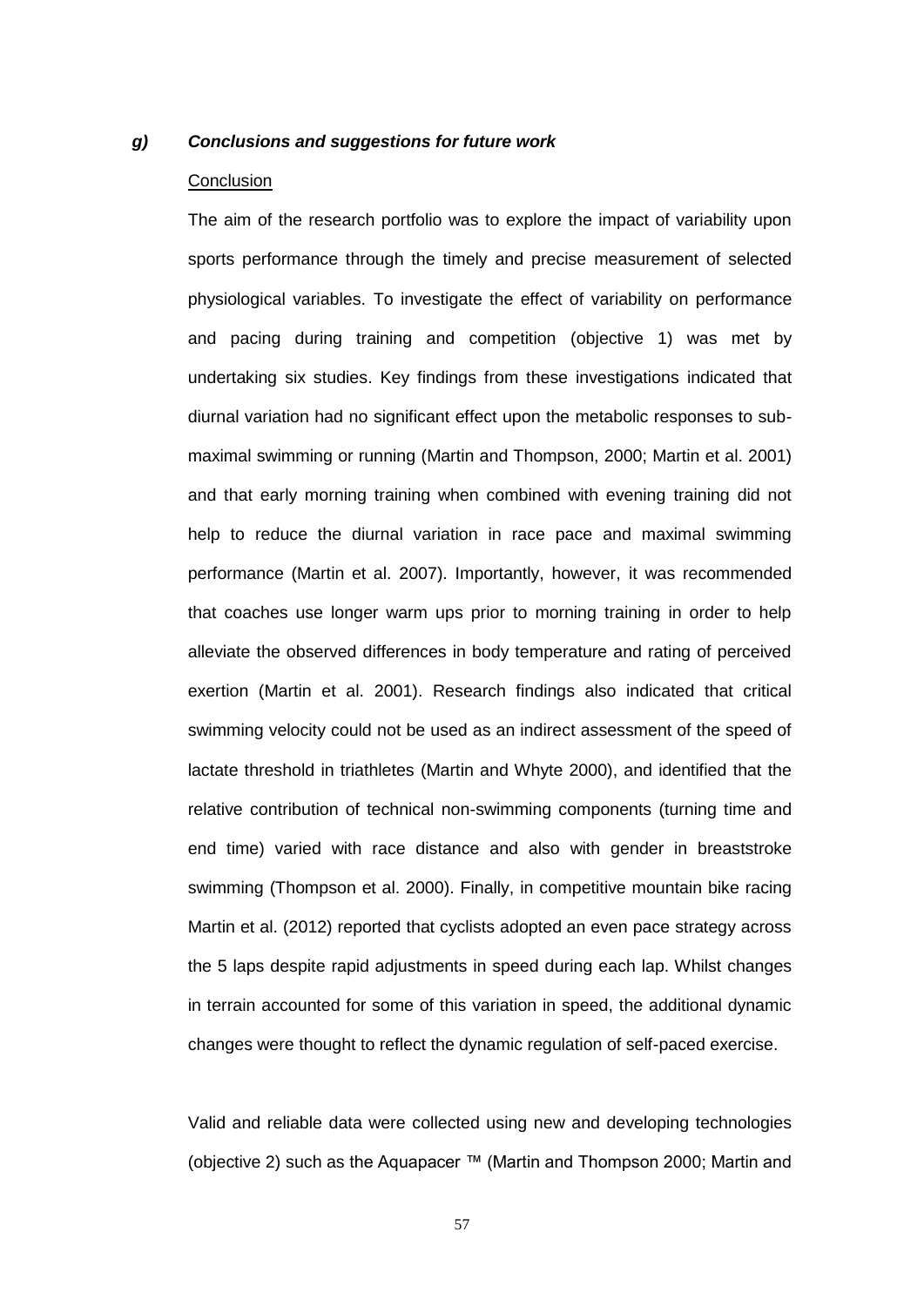### *g) Conclusions and suggestions for future work*

Conclusion

The aim of the research portfolio was to explore the impact of variability upon sports performance through the timely and precise measurement of selected physiological variables. To investigate the effect of variability on performance and pacing during training and competition (objective 1) was met by undertaking six studies. Key findings from these investigations indicated that diurnal variation had no significant effect upon the metabolic responses to sub-maximal swimming or running (Martin and Thompson, 2000; Martin et al. 2001) and that early morning training when combined with evening training did not help to reduce the diurnal variation in race pace and maximal swimming performance (Martin et al. 2007). Importantly, however, it was recommended that coaches use longer warm ups prior to morning training in order to help alleviate the observed differences in body temperature and rating of perceived exertion (Martin et al. 2001). Research findings also indicated that critical swimming velocity could not be used as an indirect assessment of the speed of lactate threshold in triathletes (Martin and Whyte 2000), and identified that the relative contribution of technical non-swimming components (turning time and end time) varied with race distance and also with gender in breaststroke swimming (Thompson et al. 2000). Finally, in competitive mountain bike racing Martin et al. (2012) reported that cyclists adopted an even pace strategy across the 5 laps despite rapid adjustments in speed during each lap. Whilst changes in terrain accounted for some of this variation in speed, the additional dynamic changes were thought to reflect the dynamic regulation of self-paced exercise.

Valid and reliable data were collected using new and developing technologies (objective 2) such as the Aquapacer ™ (Martin and Thompson 2000; Martin and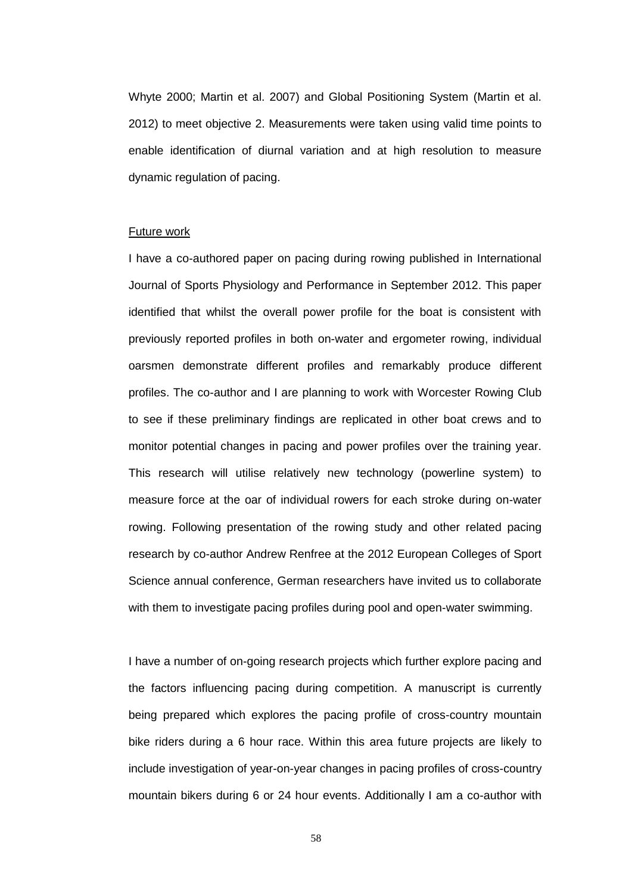Whyte 2000; Martin et al. 2007) and Global Positioning System (Martin et al. 2012) to meet objective 2. Measurements were taken using valid time points to enable identification of diurnal variation and at high resolution to measure dynamic regulation of pacing.

Future work

I have a co-authored paper on pacing during rowing published in International Journal of Sports Physiology and Performance in September 2012. This paper identified that whilst the overall power profile for the boat is consistent with previously reported profiles in both on-water and ergometer rowing, individual oarsmen demonstrate different profiles and remarkably produce different profiles. The co-author and I are planning to work with Worcester Rowing Club to see if these preliminary findings are replicated in other boat crews and to monitor potential changes in pacing and power profiles over the training year. This research will utilise relatively new technology (powerline system) to measure force at the oar of individual rowers for each stroke during on-water rowing. Following presentation of the rowing study and other related pacing research by co-author Andrew Renfree at the 2012 European Colleges of Sport Science annual conference, German researchers have invited us to collaborate with them to investigate pacing profiles during pool and open-water swimming.

I have a number of on-going research projects which further explore pacing and the factors influencing pacing during competition. A manuscript is currently being prepared which explores the pacing profile of cross-country mountain bike riders during a 6 hour race. Within this area future projects are likely to include investigation of year-on-year changes in pacing profiles of cross-country mountain bikers during 6 or 24 hour events. Additionally I am a co-author with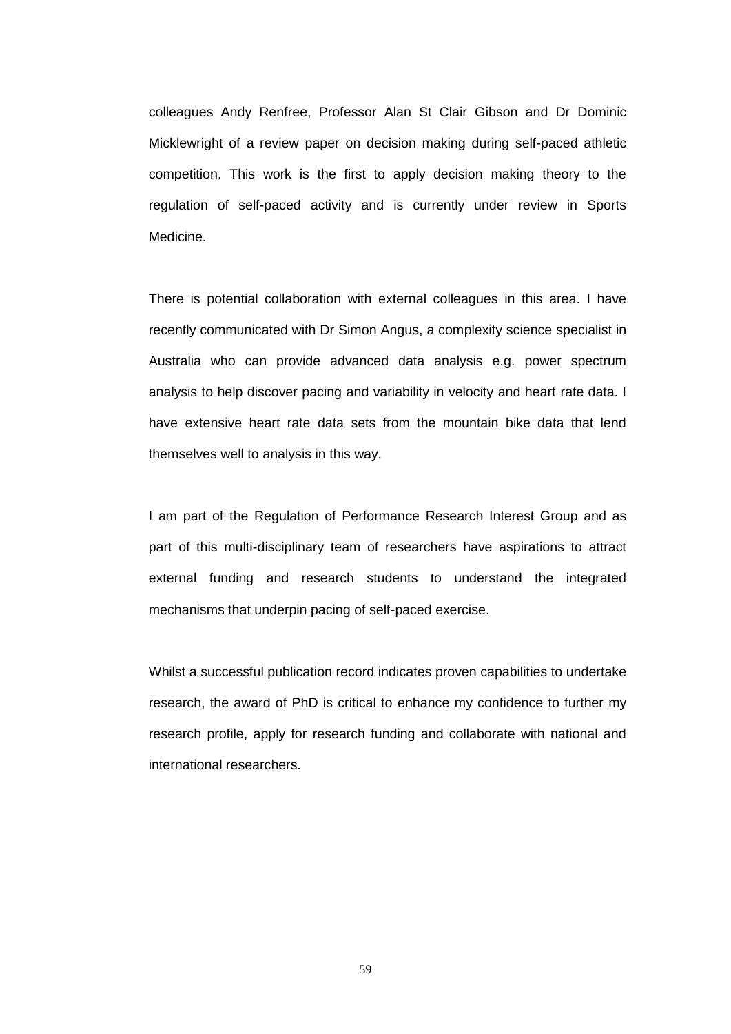colleagues Andy Renfree, Professor Alan St Clair Gibson and Dr Dominic Micklewright of a review paper on decision making during self-paced athletic competition. This work is the first to apply decision making theory to the regulation of self-paced activity and is currently under review in Sports Medicine.

There is potential collaboration with external colleagues in this area. I have recently communicated with Dr Simon Angus, a complexity science specialist in Australia who can provide advanced data analysis e.g. power spectrum analysis to help discover pacing and variability in velocity and heart rate data. I have extensive heart rate data sets from the mountain bike data that lend themselves well to analysis in this way.

I am part of the Regulation of Performance Research Interest Group and as part of this multi-disciplinary team of researchers have aspirations to attract external funding and research students to understand the integrated mechanisms that underpin pacing of self-paced exercise.

Whilst a successful publication record indicates proven capabilities to undertake research, the award of PhD is critical to enhance my confidence to further my research profile, apply for research funding and collaborate with national and international researchers.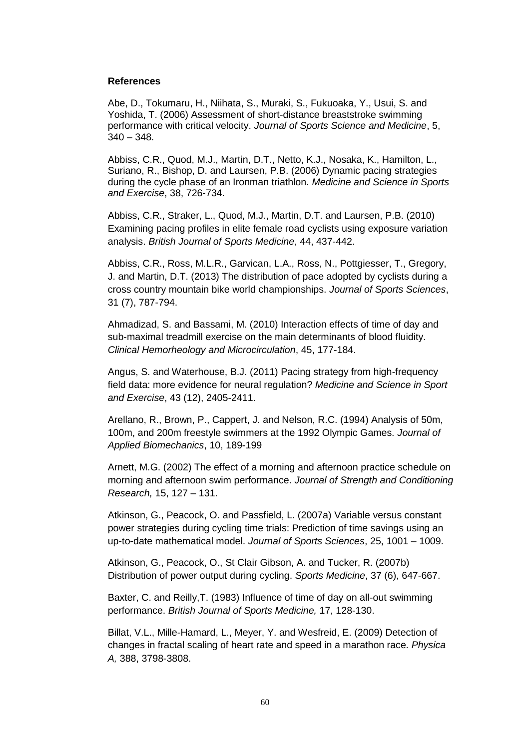**References**

Abe, D., Tokumaru, H., Niihata, S., Muraki, S., Fukuoaka, Y., Usui, S. and Yoshida, T. (2006) Assessment of short-distance breaststroke swimming performance with critical velocity. *Journal of Sports Science and Medicine*, 5, 340 – 348.

Abbiss, C.R., Quod, M.J., Martin, D.T., Netto, K.J., Nosaka, K., Hamilton, L., Suriano, R., Bishop, D. and Laursen, P.B. (2006) Dynamic pacing strategies during the cycle phase of an Ironman triathlon. *Medicine and Science in Sports and Exercise*, 38, 726-734.

Abbiss, C.R., Straker, L., Quod, M.J., Martin, D.T. and Laursen, P.B. (2010) Examining pacing profiles in elite female road cyclists using exposure variation analysis. *British Journal of Sports Medicine*, 44, 437-442.

Abbiss, C.R., Ross, M.L.R., Garvican, L.A., Ross, N., Pottgiesser, T., Gregory, J. and Martin, D.T. (2013) The distribution of pace adopted by cyclists during a cross country mountain bike world championships. *Journal of Sports Sciences*, 31 (7), 787-794.

Ahmadizad, S. and Bassami, M. (2010) Interaction effects of time of day and sub-maximal treadmill exercise on the main determinants of blood fluidity. *Clinical Hemorheology and Microcirculation*, 45, 177-184.

Angus, S. and Waterhouse, B.J. (2011) Pacing strategy from high-frequency field data: more evidence for neural regulation? *Medicine and Science in Sport and Exercise*, 43 (12), 2405-2411.

Arellano, R., Brown, P., Cappert, J. and Nelson, R.C. (1994) Analysis of 50m, 100m, and 200m freestyle swimmers at the 1992 Olympic Games. *Journal of Applied Biomechanics*, 10, 189-199

Arnett, M.G. (2002) The effect of a morning and afternoon practice schedule on morning and afternoon swim performance. *Journal of Strength and Conditioning Research,* 15, 127 – 131.

Atkinson, G., Peacock, O. and Passfield, L. (2007a) Variable versus constant power strategies during cycling time trials: Prediction of time savings using an up-to-date mathematical model. *Journal of Sports Sciences*, 25, 1001 – 1009.

Atkinson, G., Peacock, O., St Clair Gibson, A. and Tucker, R. (2007b) Distribution of power output during cycling. *Sports Medicine*, 37 (6), 647-667.

Baxter, C. and Reilly,T. (1983) Influence of time of day on all-out swimming performance. *British Journal of Sports Medicine,* 17, 128-130.

Billat, V.L., Mille-Hamard, L., Meyer, Y. and Wesfreid, E. (2009) Detection of changes in fractal scaling of heart rate and speed in a marathon race. *Physica A,* 388, 3798-3808.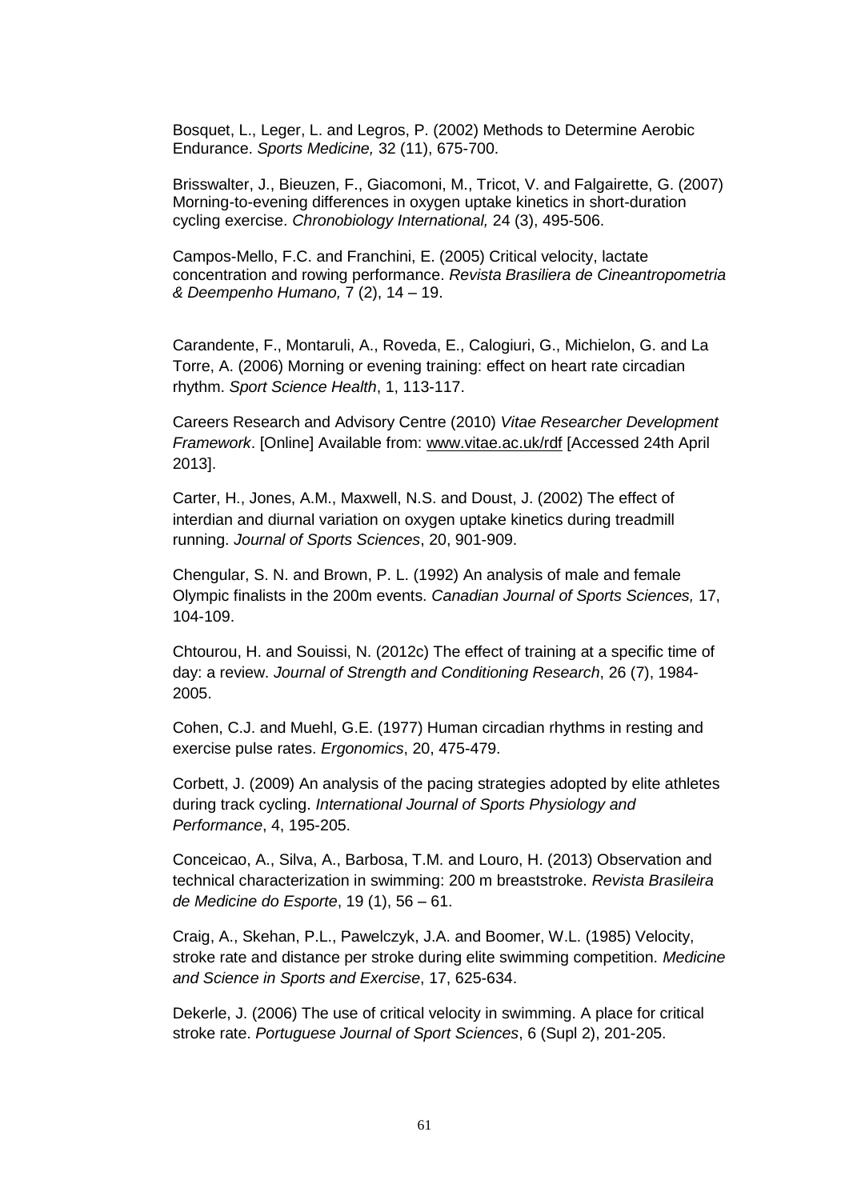Bosquet, L., Leger, L. and Legros, P. (2002) Methods to Determine Aerobic Endurance. *Sports Medicine,* 32 (11), 675-700.

Brisswalter, J., Bieuzen, F., Giacomoni, M., Tricot, V. and Falgairette, G. (2007) Morning-to-evening differences in oxygen uptake kinetics in short-duration cycling exercise. *Chronobiology International,* 24 (3), 495-506.

Campos-Mello, F.C. and Franchini, E. (2005) Critical velocity, lactate concentration and rowing performance. *Revista Brasiliera de Cineantropometria & Deempenho Humano,* 7 (2), 14 – 19.

Carandente, F., Montaruli, A., Roveda, E., Calogiuri, G., Michielon, G. and La Torre, A. (2006) Morning or evening training: effect on heart rate circadian rhythm. *Sport Science Health*, 1, 113-117.

Careers Research and Advisory Centre (2010) *Vitae Researcher Development Framework*. [Online] Available from: www.vitae.ac.uk/rdf [Accessed 24th April 2013].

Carter, H., Jones, A.M., Maxwell, N.S. and Doust, J. (2002) The effect of interdian and diurnal variation on oxygen uptake kinetics during treadmill running. *Journal of Sports Sciences*, 20, 901-909.

Chengular, S. N. and Brown, P. L. (1992) An analysis of male and female Olympic finalists in the 200m events. *Canadian Journal of Sports Sciences,* 17, 104-109.

Chtourou, H. and Souissi, N. (2012c) The effect of training at a specific time of day: a review. *Journal of Strength and Conditioning Research*, 26 (7), 1984-2005.

Cohen, C.J. and Muehl, G.E. (1977) Human circadian rhythms in resting and exercise pulse rates. *Ergonomics*, 20, 475-479.

Corbett, J. (2009) An analysis of the pacing strategies adopted by elite athletes during track cycling. *International Journal of Sports Physiology and Performance*, 4, 195-205.

Conceicao, A., Silva, A., Barbosa, T.M. and Louro, H. (2013) Observation and technical characterization in swimming: 200 m breaststroke. *Revista Brasileira de Medicine do Esporte*, 19 (1), 56 – 61.

Craig, A., Skehan, P.L., Pawelczyk, J.A. and Boomer, W.L. (1985) Velocity, stroke rate and distance per stroke during elite swimming competition. *Medicine and Science in Sports and Exercise*, 17, 625-634.

Dekerle, J. (2006) The use of critical velocity in swimming. A place for critical stroke rate. *Portuguese Journal of Sport Sciences*, 6 (Supl 2), 201-205.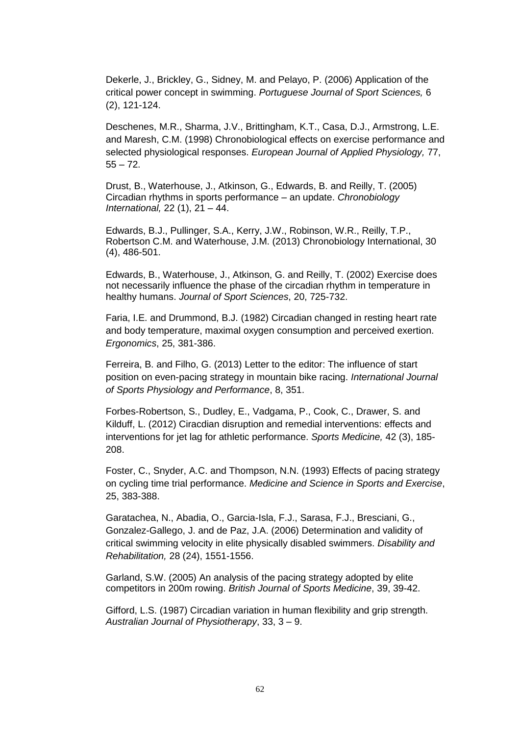Dekerle, J., Brickley, G., Sidney, M. and Pelayo, P. (2006) Application of the critical power concept in swimming. *Portuguese Journal of Sport Sciences,* 6 (2), 121-124.

Deschenes, M.R., Sharma, J.V., Brittingham, K.T., Casa, D.J., Armstrong, L.E. and Maresh, C.M. (1998) Chronobiological effects on exercise performance and selected physiological responses. *European Journal of Applied Physiology,* 77, 55 – 72.

Drust, B., Waterhouse, J., Atkinson, G., Edwards, B. and Reilly, T. (2005) Circadian rhythms in sports performance – an update. *Chronobiology International,* 22 (1), 21 – 44.

Edwards, B.J., Pullinger, S.A., Kerry, J.W., Robinson, W.R., Reilly, T.P., Robertson C.M. and Waterhouse, J.M. (2013) Chronobiology International, 30 (4), 486-501.

Edwards, B., Waterhouse, J., Atkinson, G. and Reilly, T. (2002) Exercise does not necessarily influence the phase of the circadian rhythm in temperature in healthy humans. *Journal of Sport Sciences*, 20, 725-732.

Faria, I.E. and Drummond, B.J. (1982) Circadian changed in resting heart rate and body temperature, maximal oxygen consumption and perceived exertion. *Ergonomics*, 25, 381-386.

Ferreira, B. and Filho, G. (2013) Letter to the editor: The influence of start position on even-pacing strategy in mountain bike racing. *International Journal of Sports Physiology and Performance*, 8, 351.

Forbes-Robertson, S., Dudley, E., Vadgama, P., Cook, C., Drawer, S. and Kilduff, L. (2012) Ciracdian disruption and remedial interventions: effects and interventions for jet lag for athletic performance. *Sports Medicine,* 42 (3), 185-208.

Foster, C., Snyder, A.C. and Thompson, N.N. (1993) Effects of pacing strategy on cycling time trial performance. *Medicine and Science in Sports and Exercise*, 25, 383-388.

Garatachea, N., Abadia, O., Garcia-Isla, F.J., Sarasa, F.J., Bresciani, G., Gonzalez-Gallego, J. and de Paz, J.A. (2006) Determination and validity of critical swimming velocity in elite physically disabled swimmers. *Disability and Rehabilitation,* 28 (24), 1551-1556.

Garland, S.W. (2005) An analysis of the pacing strategy adopted by elite competitors in 200m rowing. *British Journal of Sports Medicine*, 39, 39-42.

Gifford, L.S. (1987) Circadian variation in human flexibility and grip strength. *Australian Journal of Physiotherapy*, 33, 3 – 9.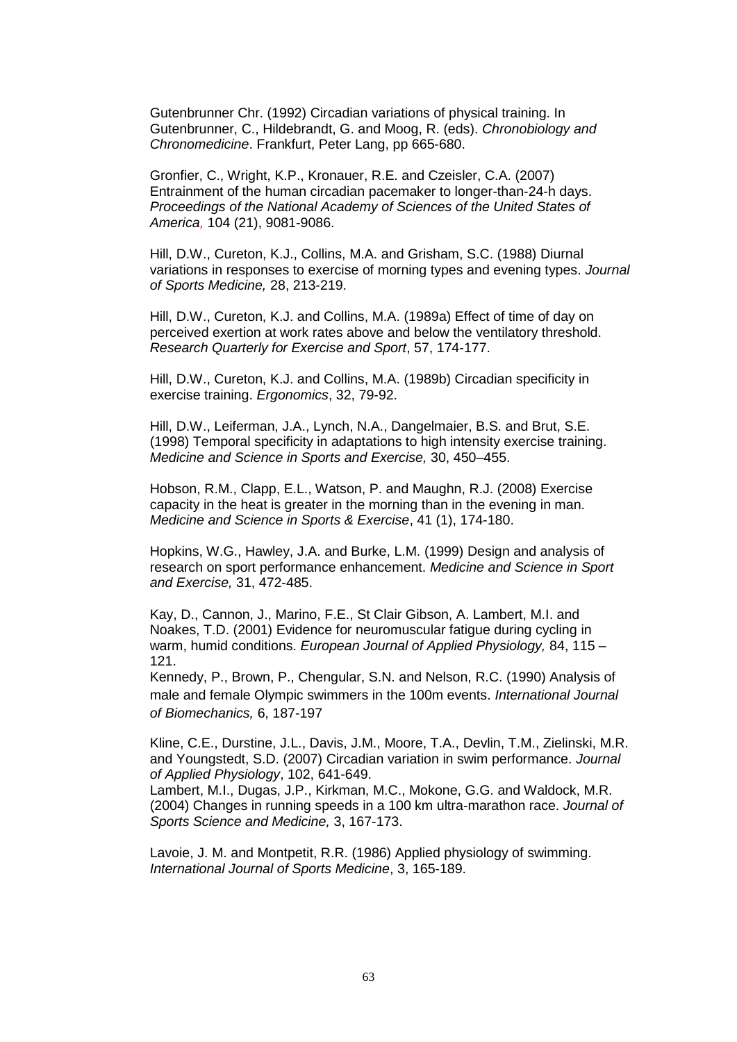Gutenbrunner Chr. (1992) Circadian variations of physical training. In Gutenbrunner, C., Hildebrandt, G. and Moog, R. (eds). *Chronobiology and Chronomedicine*. Frankfurt, Peter Lang, pp 665-680.

Gronfier, C., Wright, K.P., Kronauer, R.E. and Czeisler, C.A. (2007) Entrainment of the human circadian pacemaker to longer-than-24-h days. *Proceedings of the National Academy of Sciences of the United States of America,* 104 (21), 9081-9086.

Hill, D.W., Cureton, K.J., Collins, M.A. and Grisham, S.C. (1988) Diurnal variations in responses to exercise of morning types and evening types. *Journal of Sports Medicine,* 28, 213-219.

Hill, D.W., Cureton, K.J. and Collins, M.A. (1989a) Effect of time of day on perceived exertion at work rates above and below the ventilatory threshold. *Research Quarterly for Exercise and Sport*, 57, 174-177.

Hill, D.W., Cureton, K.J. and Collins, M.A. (1989b) Circadian specificity in exercise training. *Ergonomics*, 32, 79-92.

Hill, D.W., Leiferman, J.A., Lynch, N.A., Dangelmaier, B.S. and Brut, S.E. (1998) Temporal specificity in adaptations to high intensity exercise training. *Medicine and Science in Sports and Exercise,* 30, 450–455.

Hobson, R.M., Clapp, E.L., Watson, P. and Maughn, R.J. (2008) Exercise capacity in the heat is greater in the morning than in the evening in man. *Medicine and Science in Sports & Exercise*, 41 (1), 174-180.

Hopkins, W.G., Hawley, J.A. and Burke, L.M. (1999) Design and analysis of research on sport performance enhancement. *Medicine and Science in Sport and Exercise,* 31, 472-485.

Kay, D., Cannon, J., Marino, F.E., St Clair Gibson, A. Lambert, M.I. and Noakes, T.D. (2001) Evidence for neuromuscular fatigue during cycling in warm, humid conditions. *European Journal of Applied Physiology,* 84, 115 – 121.

Kennedy, P., Brown, P., Chengular, S.N. and Nelson, R.C. (1990) Analysis of male and female Olympic swimmers in the 100m events. *International Journal of Biomechanics,* 6, 187-197

Kline, C.E., Durstine, J.L., Davis, J.M., Moore, T.A., Devlin, T.M., Zielinski, M.R. and Youngstedt, S.D. (2007) Circadian variation in swim performance. *Journal of Applied Physiology*, 102, 641-649.

Lambert, M.I., Dugas, J.P., Kirkman, M.C., Mokone, G.G. and Waldock, M.R. (2004) Changes in running speeds in a 100 km ultra-marathon race. *Journal of Sports Science and Medicine,* 3, 167-173.

Lavoie, J. M. and Montpetit, R.R. (1986) Applied physiology of swimming. *International Journal of Sports Medicine*, 3, 165-189.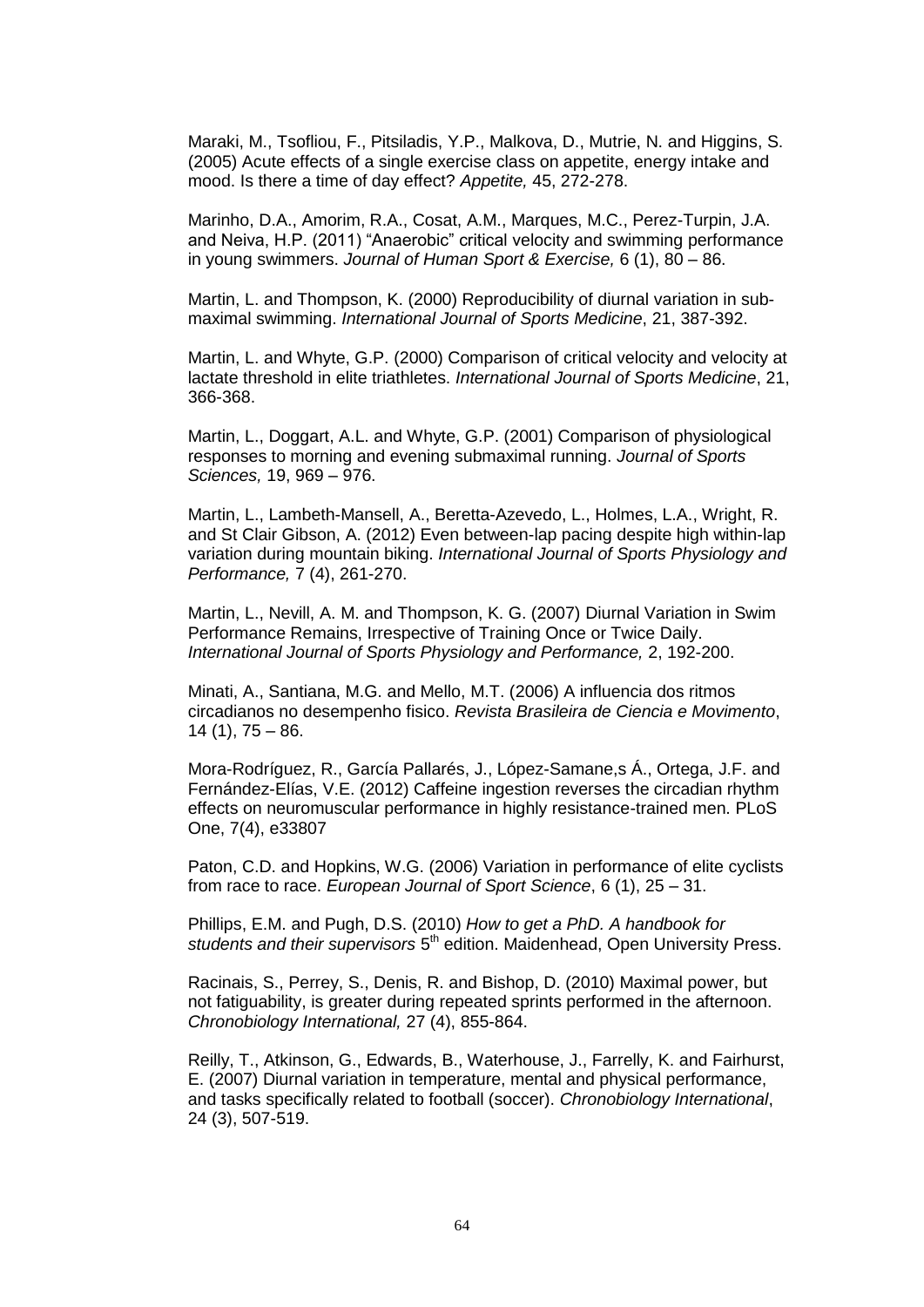Maraki, M., Tsofliou, F., Pitsiladis, Y.P., Malkova, D., Mutrie, N. and Higgins, S. (2005) Acute effects of a single exercise class on appetite, energy intake and mood. Is there a time of day effect? *Appetite,* 45, 272-278.

Marinho, D.A., Amorim, R.A., Cosat, A.M., Marques, M.C., Perez-Turpin, J.A. and Neiva, H.P. (2011) "Anaerobic" critical velocity and swimming performance in young swimmers. *Journal of Human Sport & Exercise,* 6 (1), 80 – 86.

Martin, L. and Thompson, K. (2000) Reproducibility of diurnal variation in sub-maximal swimming. *International Journal of Sports Medicine*, 21, 387-392.

Martin, L. and Whyte, G.P. (2000) Comparison of critical velocity and velocity at lactate threshold in elite triathletes. *International Journal of Sports Medicine*, 21, 366-368.

Martin, L., Doggart, A.L. and Whyte, G.P. (2001) Comparison of physiological responses to morning and evening submaximal running. *Journal of Sports Sciences,* 19, 969 – 976.

Martin, L., Lambeth-Mansell, A., Beretta-Azevedo, L., Holmes, L.A., Wright, R. and St Clair Gibson, A. (2012) Even between-lap pacing despite high within-lap variation during mountain biking. *International Journal of Sports Physiology and Performance,* 7 (4), 261-270.

Martin, L., Nevill, A. M. and Thompson, K. G. (2007) Diurnal Variation in Swim Performance Remains, Irrespective of Training Once or Twice Daily. *International Journal of Sports Physiology and Performance,* 2, 192-200.

Minati, A., Santiana, M.G. and Mello, M.T. (2006) A influencia dos ritmos circadianos no desempenho fisico. *Revista Brasileira de Ciencia e Movimento*, 14 (1), 75 – 86.

Mora-Rodríguez, R., García Pallarés, J., López-Samane,s Á., Ortega, J.F. and Fernández-Elías, V.E. (2012) Caffeine ingestion reverses the circadian rhythm effects on neuromuscular performance in highly resistance-trained men. PLoS One, 7(4), e33807

Paton, C.D. and Hopkins, W.G. (2006) Variation in performance of elite cyclists from race to race. *European Journal of Sport Science*, 6 (1), 25 – 31.

Phillips, E.M. and Pugh, D.S. (2010) *How to get a PhD. A handbook for students and their supervisors* 5th edition. Maidenhead, Open University Press.

Racinais, S., Perrey, S., Denis, R. and Bishop, D. (2010) Maximal power, but not fatiguability, is greater during repeated sprints performed in the afternoon. *Chronobiology International,* 27 (4), 855-864.

Reilly, T., Atkinson, G., Edwards, B., Waterhouse, J., Farrelly, K. and Fairhurst, E. (2007) Diurnal variation in temperature, mental and physical performance, and tasks specifically related to football (soccer). *Chronobiology International*, 24 (3), 507-519.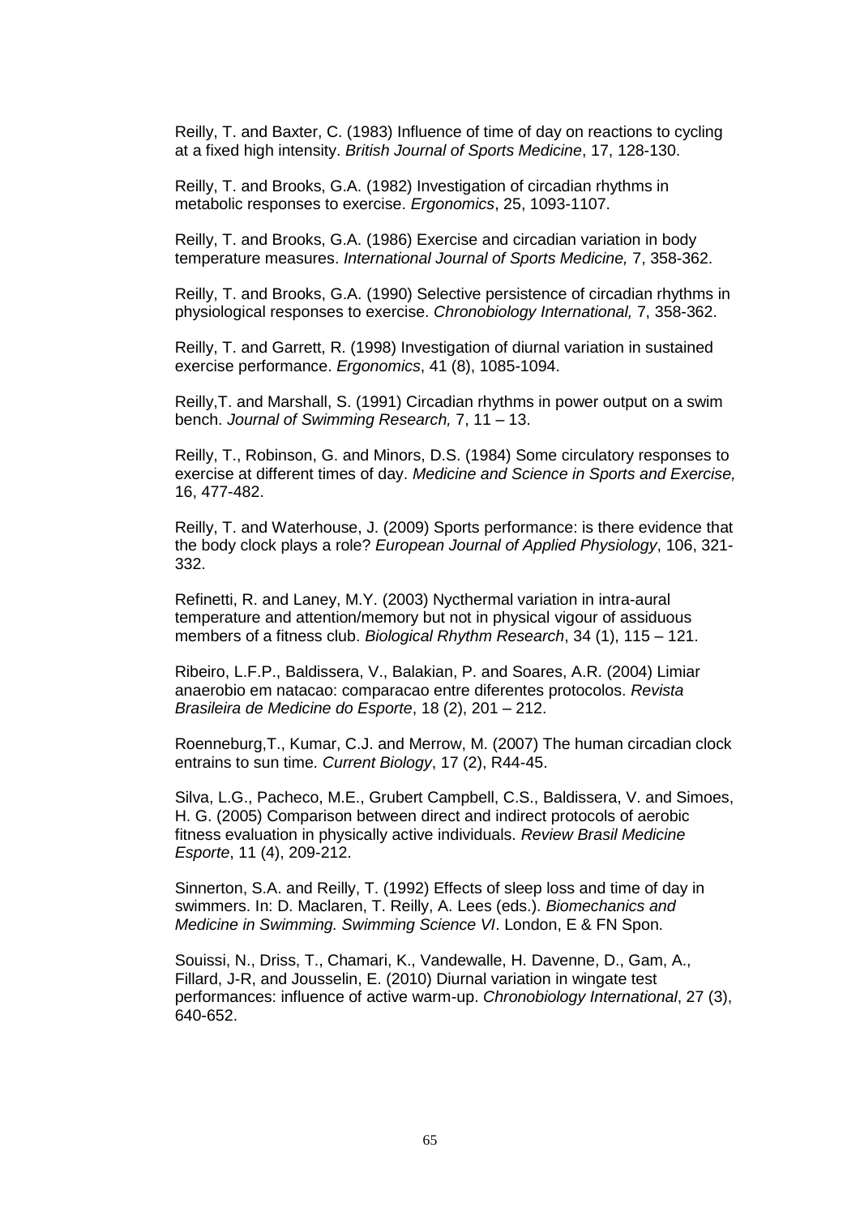Reilly, T. and Baxter, C. (1983) Influence of time of day on reactions to cycling at a fixed high intensity. *British Journal of Sports Medicine*, 17, 128-130.

Reilly, T. and Brooks, G.A. (1982) Investigation of circadian rhythms in metabolic responses to exercise. *Ergonomics*, 25, 1093-1107.

Reilly, T. and Brooks, G.A. (1986) Exercise and circadian variation in body temperature measures. *International Journal of Sports Medicine,* 7, 358-362.

Reilly, T. and Brooks, G.A. (1990) Selective persistence of circadian rhythms in physiological responses to exercise. *Chronobiology International,* 7, 358-362.

Reilly, T. and Garrett, R. (1998) Investigation of diurnal variation in sustained exercise performance. *Ergonomics*, 41 (8), 1085-1094.

Reilly,T. and Marshall, S. (1991) Circadian rhythms in power output on a swim bench. *Journal of Swimming Research,* 7, 11 – 13.

Reilly, T., Robinson, G. and Minors, D.S. (1984) Some circulatory responses to exercise at different times of day. *Medicine and Science in Sports and Exercise,* 16, 477-482.

Reilly, T. and Waterhouse, J. (2009) Sports performance: is there evidence that the body clock plays a role? *European Journal of Applied Physiology*, 106, 321-332.

Refinetti, R. and Laney, M.Y. (2003) Nycthermal variation in intra-aural temperature and attention/memory but not in physical vigour of assiduous members of a fitness club. *Biological Rhythm Research*, 34 (1), 115 – 121.

Ribeiro, L.F.P., Baldissera, V., Balakian, P. and Soares, A.R. (2004) Limiar anaerobio em natacao: comparacao entre diferentes protocolos. *Revista Brasileira de Medicine do Esporte*, 18 (2), 201 – 212.

Roenneburg,T., Kumar, C.J. and Merrow, M. (2007) The human circadian clock entrains to sun time. *Current Biology*, 17 (2), R44-45.

Silva, L.G., Pacheco, M.E., Grubert Campbell, C.S., Baldissera, V. and Simoes, H. G. (2005) Comparison between direct and indirect protocols of aerobic fitness evaluation in physically active individuals. *Review Brasil Medicine Esporte*, 11 (4), 209-212.

Sinnerton, S.A. and Reilly, T. (1992) Effects of sleep loss and time of day in swimmers. In: D. Maclaren, T. Reilly, A. Lees (eds.). *Biomechanics and Medicine in Swimming. Swimming Science VI*. London, E & FN Spon.

Souissi, N., Driss, T., Chamari, K., Vandewalle, H. Davenne, D., Gam, A., Fillard, J-R, and Jousselin, E. (2010) Diurnal variation in wingate test performances: influence of active warm-up. *Chronobiology International*, 27 (3), 640-652.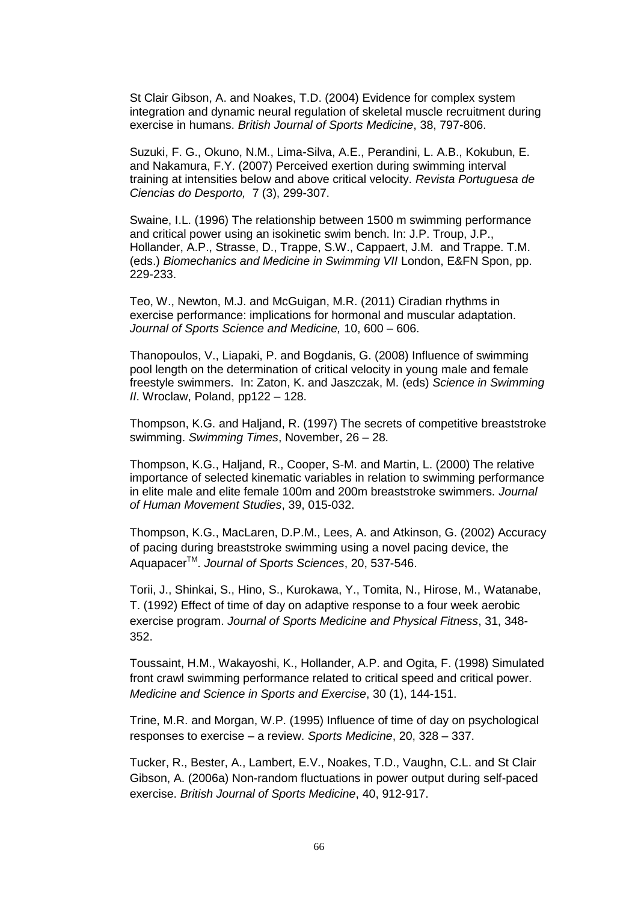St Clair Gibson, A. and Noakes, T.D. (2004) Evidence for complex system integration and dynamic neural regulation of skeletal muscle recruitment during exercise in humans. *British Journal of Sports Medicine*, 38, 797-806.

Suzuki, F. G., Okuno, N.M., Lima-Silva, A.E., Perandini, L. A.B., Kokubun, E. and Nakamura, F.Y. (2007) Perceived exertion during swimming interval training at intensities below and above critical velocity. *Revista Portuguesa de Ciencias do Desporto,* 7 (3), 299-307.

Swaine, I.L. (1996) The relationship between 1500 m swimming performance and critical power using an isokinetic swim bench. In: J.P. Troup, J.P., Hollander, A.P., Strasse, D., Trappe, S.W., Cappaert, J.M. and Trappe. T.M. (eds.) *Biomechanics and Medicine in Swimming VII* London, E&FN Spon, pp. 229-233.

Teo, W., Newton, M.J. and McGuigan, M.R. (2011) Ciradian rhythms in exercise performance: implications for hormonal and muscular adaptation. *Journal of Sports Science and Medicine,* 10, 600 – 606.

Thanopoulos, V., Liapaki, P. and Bogdanis, G. (2008) Influence of swimming pool length on the determination of critical velocity in young male and female freestyle swimmers. In: Zaton, K. and Jaszczak, M. (eds) *Science in Swimming II*. Wroclaw, Poland, pp122 – 128.

Thompson, K.G. and Haljand, R. (1997) The secrets of competitive breaststroke swimming. *Swimming Times*, November, 26 – 28.

Thompson, K.G., Haljand, R., Cooper, S-M. and Martin, L. (2000) The relative importance of selected kinematic variables in relation to swimming performance in elite male and elite female 100m and 200m breaststroke swimmers. *Journal of Human Movement Studies*, 39, 015-032.

Thompson, K.G., MacLaren, D.P.M., Lees, A. and Atkinson, G. (2002) Accuracy of pacing during breaststroke swimming using a novel pacing device, the Aquapacer[TM]. *Journal of Sports Sciences*, 20, 537-546.

Torii, J., Shinkai, S., Hino, S., Kurokawa, Y., Tomita, N., Hirose, M., Watanabe, T. (1992) Effect of time of day on adaptive response to a four week aerobic exercise program. *Journal of Sports Medicine and Physical Fitness*, 31, 348-352.

Toussaint, H.M., Wakayoshi, K., Hollander, A.P. and Ogita, F. (1998) Simulated front crawl swimming performance related to critical speed and critical power. *Medicine and Science in Sports and Exercise*, 30 (1), 144-151.

Trine, M.R. and Morgan, W.P. (1995) Influence of time of day on psychological responses to exercise – a review. *Sports Medicine*, 20, 328 – 337.

Tucker, R., Bester, A., Lambert, E.V., Noakes, T.D., Vaughn, C.L. and St Clair Gibson, A. (2006a) Non-random fluctuations in power output during self-paced exercise. *British Journal of Sports Medicine*, 40, 912-917.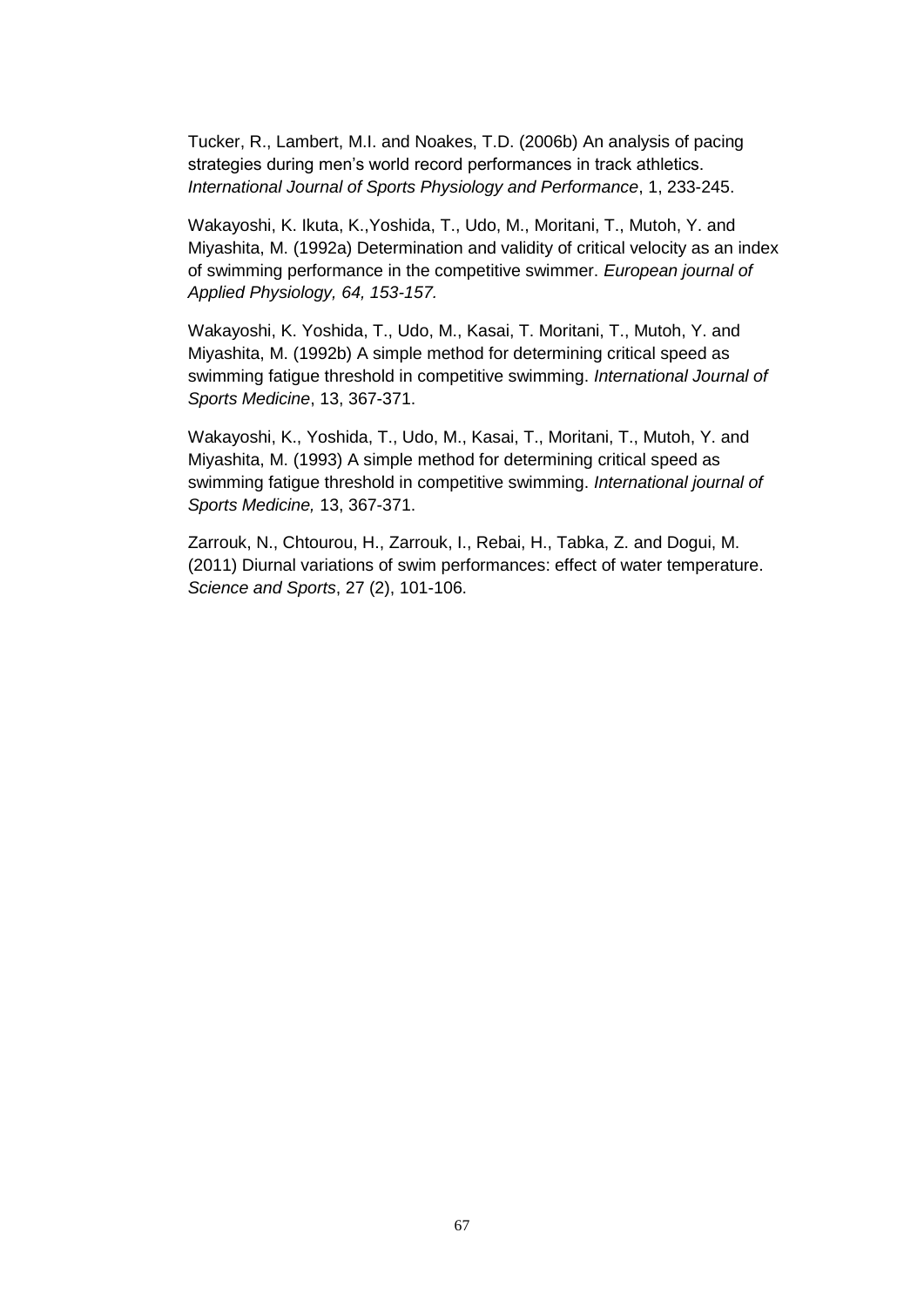Tucker, R., Lambert, M.I. and Noakes, T.D. (2006b) An analysis of pacing strategies during men's world record performances in track athletics. *International Journal of Sports Physiology and Performance*, 1, 233-245.

Wakayoshi, K. Ikuta, K.,Yoshida, T., Udo, M., Moritani, T., Mutoh, Y. and Miyashita, M. (1992a) Determination and validity of critical velocity as an index of swimming performance in the competitive swimmer. *European journal of Applied Physiology, 64, 153-157.*

Wakayoshi, K. Yoshida, T., Udo, M., Kasai, T. Moritani, T., Mutoh, Y. and Miyashita, M. (1992b) A simple method for determining critical speed as swimming fatigue threshold in competitive swimming. *International Journal of Sports Medicine*, 13, 367-371.

Wakayoshi, K., Yoshida, T., Udo, M., Kasai, T., Moritani, T., Mutoh, Y. and Miyashita, M. (1993) A simple method for determining critical speed as swimming fatigue threshold in competitive swimming. *International journal of Sports Medicine,* 13, 367-371.

Zarrouk, N., Chtourou, H., Zarrouk, I., Rebai, H., Tabka, Z. and Dogui, M. (2011) Diurnal variations of swim performances: effect of water temperature. *Science and Sports*, 27 (2), 101-106.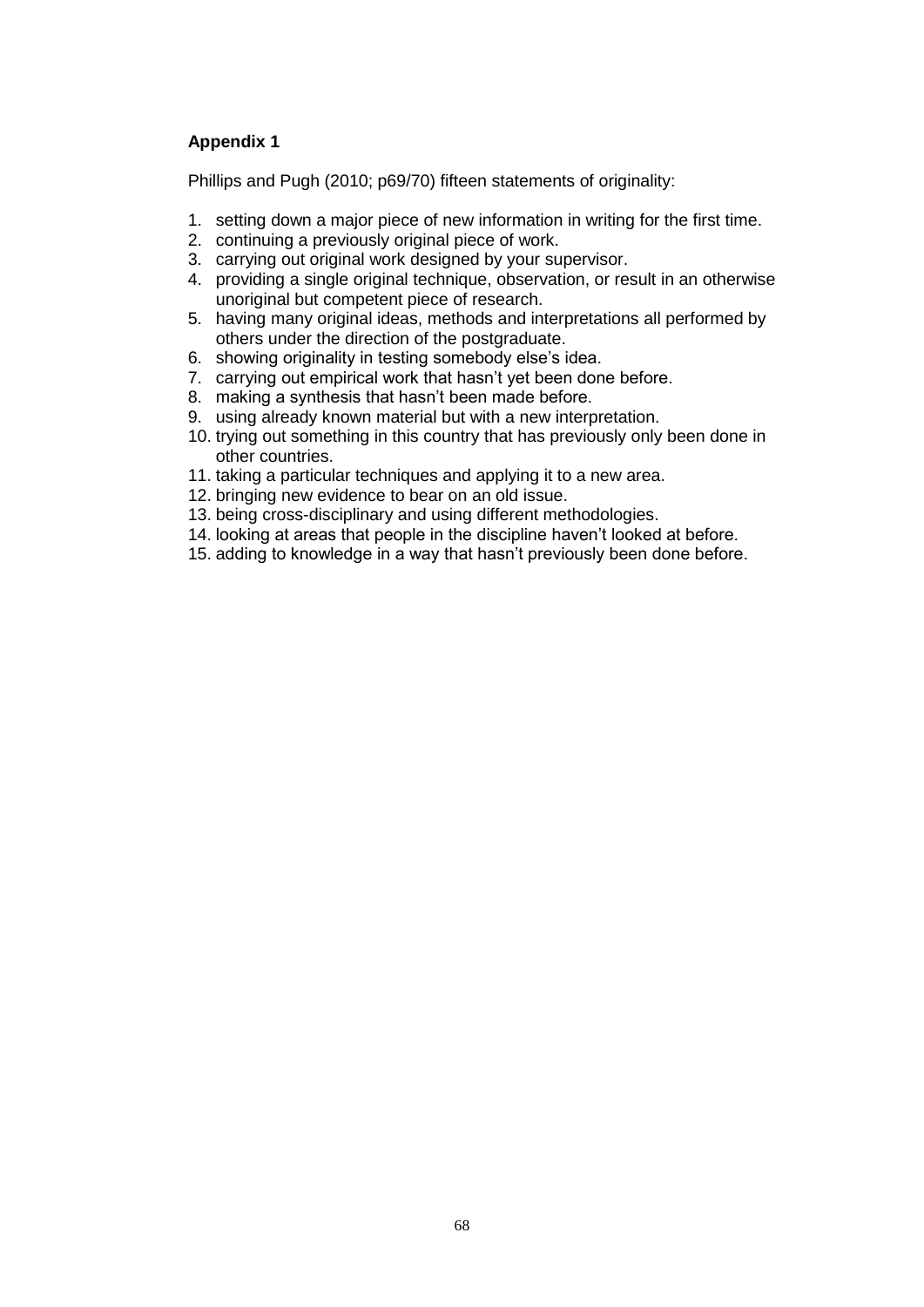**Appendix 1**

Phillips and Pugh (2010; p69/70) fifteen statements of originality:

1. setting down a major piece of new information in writing for the first time.
2. continuing a previously original piece of work.
3. carrying out original work designed by your supervisor.
4. providing a single original technique, observation, or result in an otherwise unoriginal but competent piece of research.
5. having many original ideas, methods and interpretations all performed by others under the direction of the postgraduate.
6. showing originality in testing somebody else's idea.
7. carrying out empirical work that hasn't yet been done before.
8. making a synthesis that hasn't been made before.
9. using already known material but with a new interpretation.
10. trying out something in this country that has previously only been done in other countries.
11. taking a particular techniques and applying it to a new area.
12. bringing new evidence to bear on an old issue.
13. being cross-disciplinary and using different methodologies.
14. looking at areas that people in the discipline haven't looked at before.
15. adding to knowledge in a way that hasn't previously been done before.